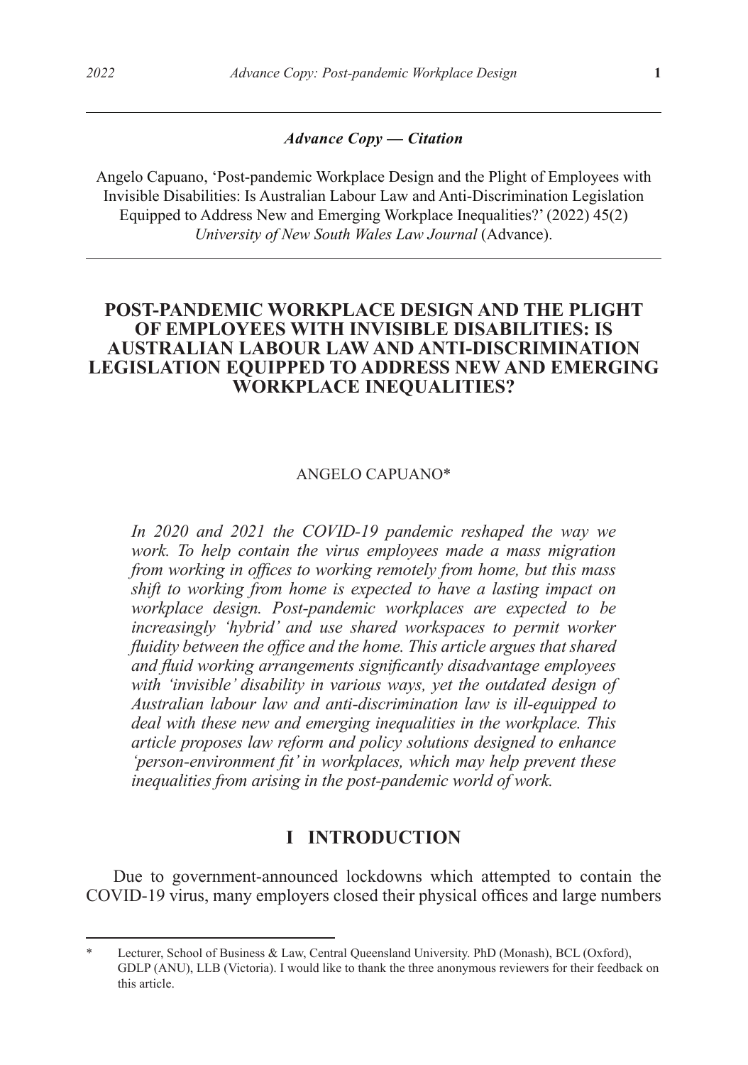***Advance Copy — Citation***

Angelo Capuano, 'Post-pandemic Workplace Design and the Plight of Employees with Invisible Disabilities: Is Australian Labour Law and Anti-Discrimination Legislation Equipped to Address New and Emerging Workplace Inequalities?' (2022) 45(2) *University of New South Wales Law Journal* (Advance).

# POST-PANDEMIC WORKPLACE DESIGN AND THE PLIGHT OF EMPLOYEES WITH INVISIBLE DISABILITIES: IS AUSTRALIAN LABOUR LAW AND ANTI-DISCRIMINATION LEGISLATION EQUIPPED TO ADDRESS NEW AND EMERGING WORKPLACE INEQUALITIES?

ANGELO CAPUANO*

*In 2020 and 2021 the COVID-19 pandemic reshaped the way we work. To help contain the virus employees made a mass migration from working in offices to working remotely from home, but this mass shift to working from home is expected to have a lasting impact on workplace design. Post-pandemic workplaces are expected to be increasingly 'hybrid' and use shared workspaces to permit worker fluidity between the office and the home. This article argues that shared and fluid working arrangements significantly disadvantage employees with 'invisible' disability in various ways, yet the outdated design of Australian labour law and anti-discrimination law is ill-equipped to deal with these new and emerging inequalities in the workplace. This article proposes law reform and policy solutions designed to enhance 'person-environment fit' in workplaces, which may help prevent these inequalities from arising in the post-pandemic world of work.*

## I INTRODUCTION

Due to government-announced lockdowns which attempted to contain the COVID-19 virus, many employers closed their physical offices and large numbers

---

\* Lecturer, School of Business & Law, Central Queensland University. PhD (Monash), BCL (Oxford), GDLP (ANU), LLB (Victoria). I would like to thank the three anonymous reviewers for their feedback on this article.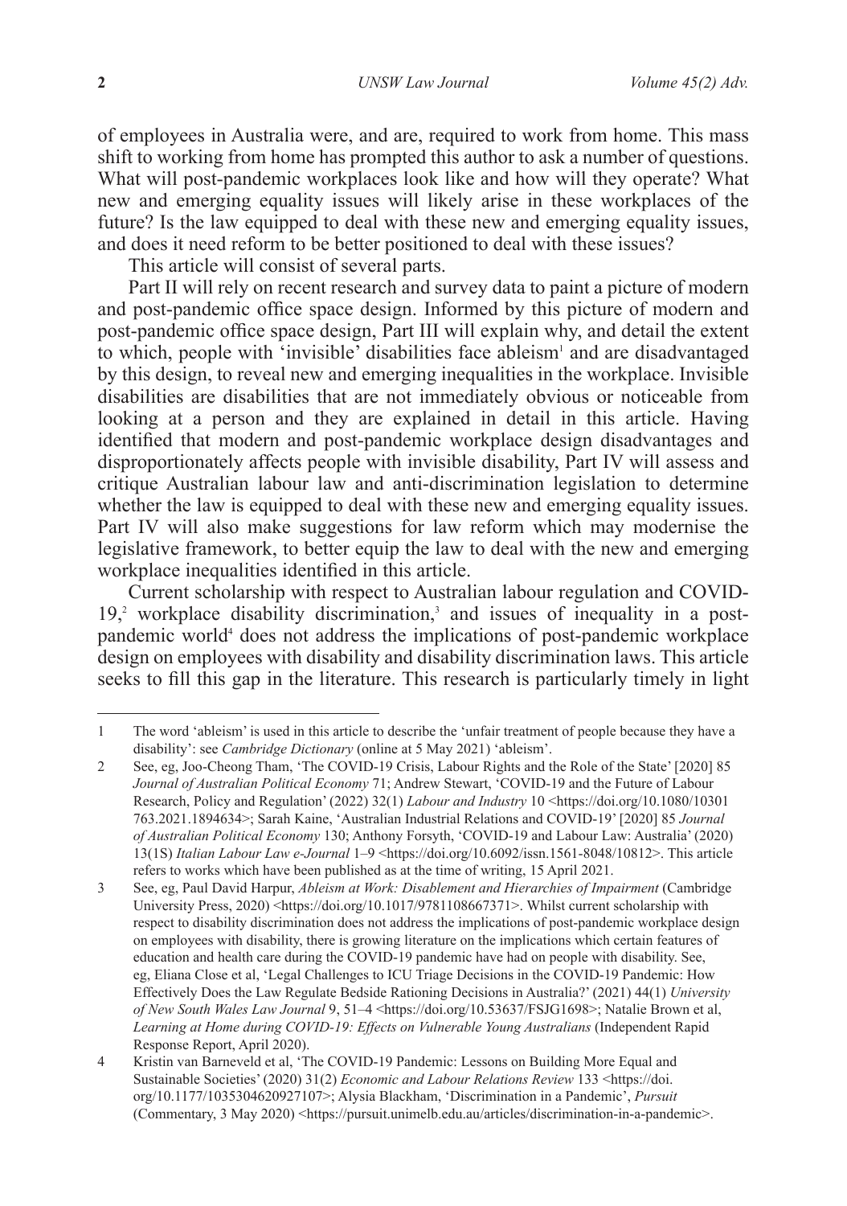of employees in Australia were, and are, required to work from home. This mass shift to working from home has prompted this author to ask a number of questions. What will post-pandemic workplaces look like and how will they operate? What new and emerging equality issues will likely arise in these workplaces of the future? Is the law equipped to deal with these new and emerging equality issues, and does it need reform to be better positioned to deal with these issues?

This article will consist of several parts.

Part II will rely on recent research and survey data to paint a picture of modern and post-pandemic office space design. Informed by this picture of modern and post-pandemic office space design, Part III will explain why, and detail the extent to which, people with 'invisible' disabilities face ableism[1] and are disadvantaged by this design, to reveal new and emerging inequalities in the workplace. Invisible disabilities are disabilities that are not immediately obvious or noticeable from looking at a person and they are explained in detail in this article. Having identified that modern and post-pandemic workplace design disadvantages and disproportionately affects people with invisible disability, Part IV will assess and critique Australian labour law and anti-discrimination legislation to determine whether the law is equipped to deal with these new and emerging equality issues. Part IV will also make suggestions for law reform which may modernise the legislative framework, to better equip the law to deal with the new and emerging workplace inequalities identified in this article.

Current scholarship with respect to Australian labour regulation and COVID-19,[2] workplace disability discrimination,[3] and issues of inequality in a post-pandemic world[4] does not address the implications of post-pandemic workplace design on employees with disability and disability discrimination laws. This article seeks to fill this gap in the literature. This research is particularly timely in light

---

1 The word 'ableism' is used in this article to describe the 'unfair treatment of people because they have a disability': see *Cambridge Dictionary* (online at 5 May 2021) 'ableism'.

2 See, eg, Joo-Cheong Tham, 'The COVID-19 Crisis, Labour Rights and the Role of the State' [2020] 85 *Journal of Australian Political Economy* 71; Andrew Stewart, 'COVID-19 and the Future of Labour Research, Policy and Regulation' (2022) 32(1) *Labour and Industry* 10 <https://doi.org/10.1080/10301763.2021.1894634>; Sarah Kaine, 'Australian Industrial Relations and COVID-19' [2020] 85 *Journal of Australian Political Economy* 130; Anthony Forsyth, 'COVID-19 and Labour Law: Australia' (2020) 13(1S) *Italian Labour Law e-Journal* 1–9 <https://doi.org/10.6092/issn.1561-8048/10812>. This article refers to works which have been published as at the time of writing, 15 April 2021.

3 See, eg, Paul David Harpur, *Ableism at Work: Disablement and Hierarchies of Impairment* (Cambridge University Press, 2020) <https://doi.org/10.1017/9781108667371>. Whilst current scholarship with respect to disability discrimination does not address the implications of post-pandemic workplace design on employees with disability, there is growing literature on the implications which certain features of education and health care during the COVID-19 pandemic have had on people with disability. See, eg, Eliana Close et al, 'Legal Challenges to ICU Triage Decisions in the COVID-19 Pandemic: How Effectively Does the Law Regulate Bedside Rationing Decisions in Australia?' (2021) 44(1) *University of New South Wales Law Journal* 9, 51–4 <https://doi.org/10.53637/FSJG1698>; Natalie Brown et al, *Learning at Home during COVID-19: Effects on Vulnerable Young Australians* (Independent Rapid Response Report, April 2020).

4 Kristin van Barneveld et al, 'The COVID-19 Pandemic: Lessons on Building More Equal and Sustainable Societies' (2020) 31(2) *Economic and Labour Relations Review* 133 <https://doi.org/10.1177/1035304620927107>; Alysia Blackham, 'Discrimination in a Pandemic', *Pursuit* (Commentary, 3 May 2020) <https://pursuit.unimelb.edu.au/articles/discrimination-in-a-pandemic>.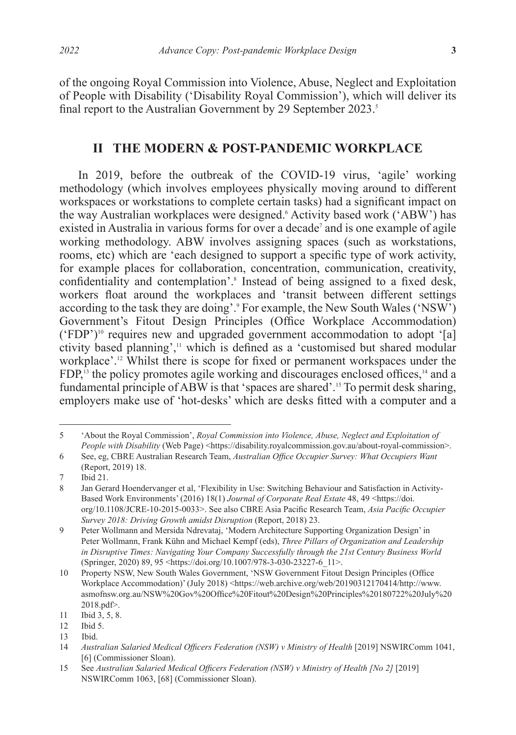of the ongoing Royal Commission into Violence, Abuse, Neglect and Exploitation of People with Disability ('Disability Royal Commission'), which will deliver its final report to the Australian Government by 29 September 2023.[5]

## II THE MODERN & POST-PANDEMIC WORKPLACE

In 2019, before the outbreak of the COVID-19 virus, 'agile' working methodology (which involves employees physically moving around to different workspaces or workstations to complete certain tasks) had a significant impact on the way Australian workplaces were designed.[6] Activity based work ('ABW') has existed in Australia in various forms for over a decade[7] and is one example of agile working methodology. ABW involves assigning spaces (such as workstations, rooms, etc) which are 'each designed to support a specific type of work activity, for example places for collaboration, concentration, communication, creativity, confidentiality and contemplation'.[8] Instead of being assigned to a fixed desk, workers float around the workplaces and 'transit between different settings according to the task they are doing'.[9] For example, the New South Wales ('NSW') Government's Fitout Design Principles (Office Workplace Accommodation) ('FDP')[10] requires new and upgraded government accommodation to adopt '[a] ctivity based planning',[11] which is defined as a 'customised but shared modular workplace'.[12] Whilst there is scope for fixed or permanent workspaces under the FDP,[13] the policy promotes agile working and discourages enclosed offices,[14] and a fundamental principle of ABW is that 'spaces are shared'.[15] To permit desk sharing, employers make use of 'hot-desks' which are desks fitted with a computer and a

---

5 'About the Royal Commission', *Royal Commission into Violence, Abuse, Neglect and Exploitation of People with Disability* (Web Page) <https://disability.royalcommission.gov.au/about-royal-commission>.

6 See, eg, CBRE Australian Research Team, *Australian Office Occupier Survey: What Occupiers Want* (Report, 2019) 18.

7 Ibid 21.

8 Jan Gerard Hoendervanger et al, 'Flexibility in Use: Switching Behaviour and Satisfaction in Activity-Based Work Environments' (2016) 18(1) *Journal of Corporate Real Estate* 48, 49 <https://doi.org/10.1108/JCRE-10-2015-0033>. See also CBRE Asia Pacific Research Team, *Asia Pacific Occupier Survey 2018: Driving Growth amidst Disruption* (Report, 2018) 23.

9 Peter Wollmann and Mersida Ndrevataj, 'Modern Architecture Supporting Organization Design' in Peter Wollmann, Frank Kühn and Michael Kempf (eds), *Three Pillars of Organization and Leadership in Disruptive Times: Navigating Your Company Successfully through the 21st Century Business World* (Springer, 2020) 89, 95 <https://doi.org/10.1007/978-3-030-23227-6_11>.

10 Property NSW, New South Wales Government, 'NSW Government Fitout Design Principles (Office Workplace Accommodation)' (July 2018) <https://web.archive.org/web/20190312170414/http://www.asmofnsw.org.au/NSW%20Gov%20Office%20Fitout%20Design%20Principles%20180722%20July%202018.pdf>.

11 Ibid 3, 5, 8.

12 Ibid 5.

13 Ibid.

14 *Australian Salaried Medical Officers Federation (NSW) v Ministry of Health* [2019] NSWIRComm 1041, [6] (Commissioner Sloan).

15 See *Australian Salaried Medical Officers Federation (NSW) v Ministry of Health [No 2]* [2019] NSWIRComm 1063, [68] (Commissioner Sloan).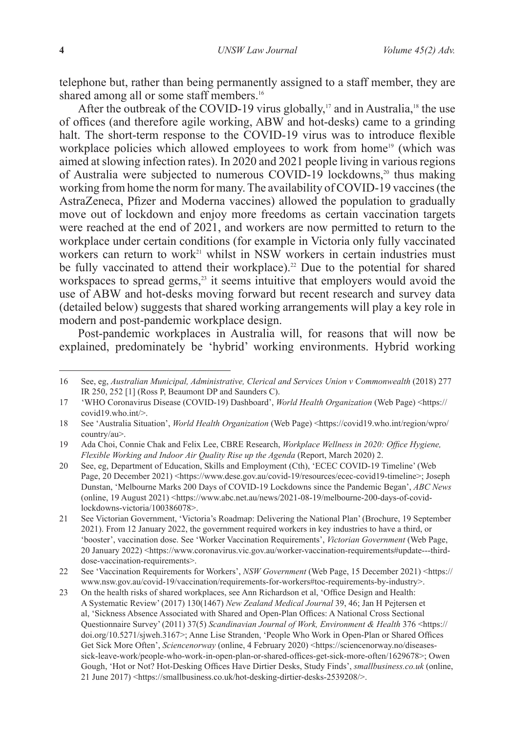telephone but, rather than being permanently assigned to a staff member, they are shared among all or some staff members.[16]

After the outbreak of the COVID-19 virus globally,[17] and in Australia,[18] the use of offices (and therefore agile working, ABW and hot-desks) came to a grinding halt. The short-term response to the COVID-19 virus was to introduce flexible workplace policies which allowed employees to work from home[19] (which was aimed at slowing infection rates). In 2020 and 2021 people living in various regions of Australia were subjected to numerous COVID-19 lockdowns,[20] thus making working from home the norm for many. The availability of COVID-19 vaccines (the AstraZeneca, Pfizer and Moderna vaccines) allowed the population to gradually move out of lockdown and enjoy more freedoms as certain vaccination targets were reached at the end of 2021, and workers are now permitted to return to the workplace under certain conditions (for example in Victoria only fully vaccinated workers can return to work[21] whilst in NSW workers in certain industries must be fully vaccinated to attend their workplace).[22] Due to the potential for shared workspaces to spread germs,[23] it seems intuitive that employers would avoid the use of ABW and hot-desks moving forward but recent research and survey data (detailed below) suggests that shared working arrangements will play a key role in modern and post-pandemic workplace design.

Post-pandemic workplaces in Australia will, for reasons that will now be explained, predominately be 'hybrid' working environments. Hybrid working

---

16 See, eg, *Australian Municipal, Administrative, Clerical and Services Union v Commonwealth* (2018) 277 IR 250, 252 [1] (Ross P, Beaumont DP and Saunders C).

17 'WHO Coronavirus Disease (COVID-19) Dashboard', *World Health Organization* (Web Page) <https://covid19.who.int/>.

18 See 'Australia Situation', *World Health Organization* (Web Page) <https://covid19.who.int/region/wpro/country/au>.

19 Ada Choi, Connie Chak and Felix Lee, CBRE Research, *Workplace Wellness in 2020: Office Hygiene, Flexible Working and Indoor Air Quality Rise up the Agenda* (Report, March 2020) 2.

20 See, eg, Department of Education, Skills and Employment (Cth), 'ECEC COVID-19 Timeline' (Web Page, 20 December 2021) <https://www.dese.gov.au/covid-19/resources/ecec-covid19-timeline>; Joseph Dunstan, 'Melbourne Marks 200 Days of COVID-19 Lockdowns since the Pandemic Began', *ABC News* (online, 19 August 2021) <https://www.abc.net.au/news/2021-08-19/melbourne-200-days-of-covid-lockdowns-victoria/100386078>.

21 See Victorian Government, 'Victoria's Roadmap: Delivering the National Plan' (Brochure, 19 September 2021). From 12 January 2022, the government required workers in key industries to have a third, or 'booster', vaccination dose. See 'Worker Vaccination Requirements', *Victorian Government* (Web Page, 20 January 2022) <https://www.coronavirus.vic.gov.au/worker-vaccination-requirements#update---third-dose-vaccination-requirements>.

22 See 'Vaccination Requirements for Workers', *NSW Government* (Web Page, 15 December 2021) <https://www.nsw.gov.au/covid-19/vaccination/requirements-for-workers#toc-requirements-by-industry>.

23 On the health risks of shared workplaces, see Ann Richardson et al, 'Office Design and Health: A Systematic Review' (2017) 130(1467) *New Zealand Medical Journal* 39, 46; Jan H Pejtersen et al, 'Sickness Absence Associated with Shared and Open-Plan Offices: A National Cross Sectional Questionnaire Survey' (2011) 37(5) *Scandinavian Journal of Work, Environment & Health* 376 <https://doi.org/10.5271/sjweh.3167>; Anne Lise Stranden, 'People Who Work in Open-Plan or Shared Offices Get Sick More Often', *Sciencenorway* (online, 4 February 2020) <https://sciencenorway.no/diseases-sick-leave-work/people-who-work-in-open-plan-or-shared-offices-get-sick-more-often/1629678>; Owen Gough, 'Hot or Not? Hot-Desking Offices Have Dirtier Desks, Study Finds', *smallbusiness.co.uk* (online, 21 June 2017) <https://smallbusiness.co.uk/hot-desking-dirtier-desks-2539208/>.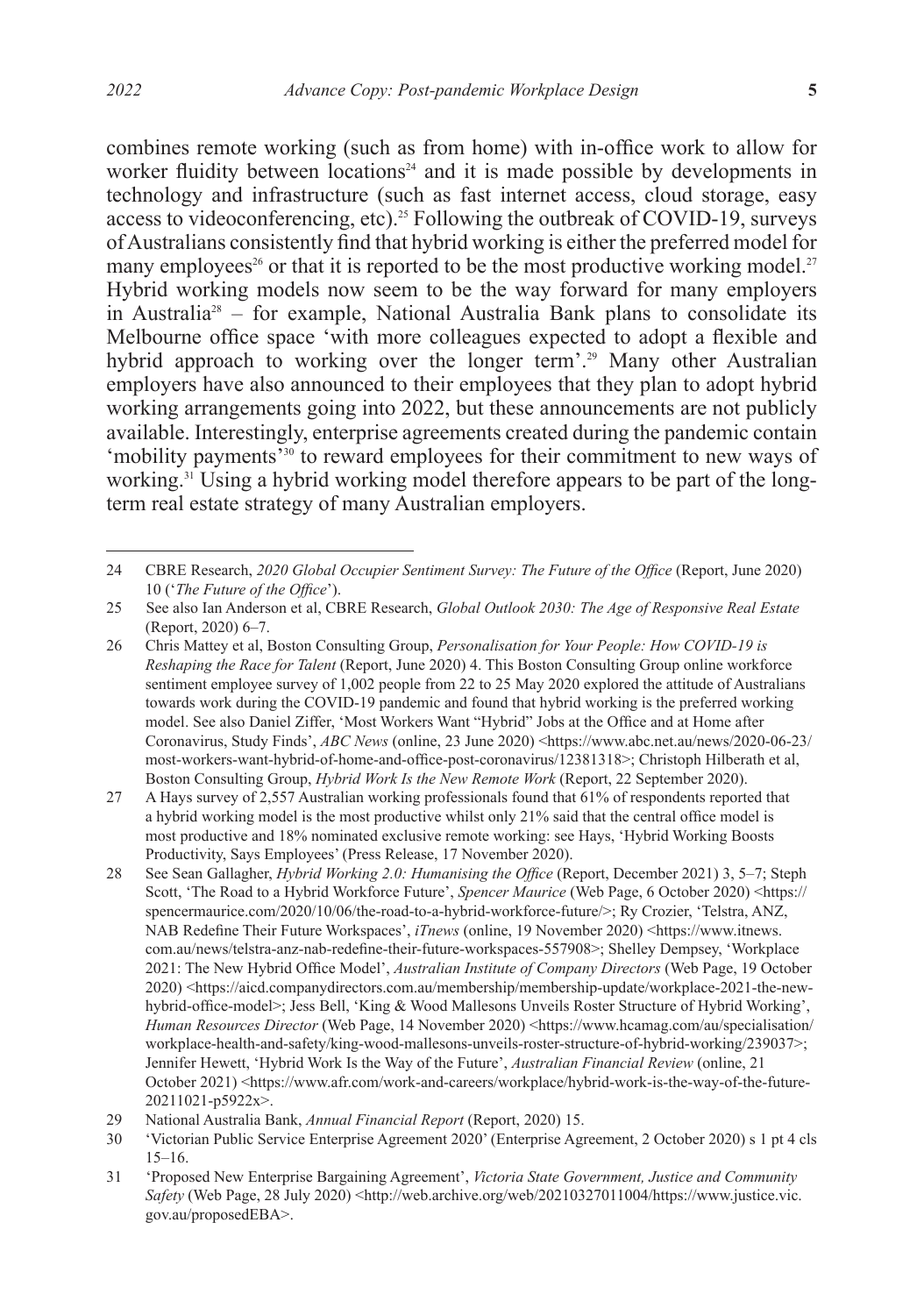combines remote working (such as from home) with in-office work to allow for worker fluidity between locations[24] and it is made possible by developments in technology and infrastructure (such as fast internet access, cloud storage, easy access to videoconferencing, etc).[25] Following the outbreak of COVID-19, surveys of Australians consistently find that hybrid working is either the preferred model for many employees[26] or that it is reported to be the most productive working model.[27] Hybrid working models now seem to be the way forward for many employers in Australia[28] – for example, National Australia Bank plans to consolidate its Melbourne office space 'with more colleagues expected to adopt a flexible and hybrid approach to working over the longer term'.[29] Many other Australian employers have also announced to their employees that they plan to adopt hybrid working arrangements going into 2022, but these announcements are not publicly available. Interestingly, enterprise agreements created during the pandemic contain 'mobility payments'[30] to reward employees for their commitment to new ways of working.[31] Using a hybrid working model therefore appears to be part of the long-term real estate strategy of many Australian employers.

---

24 CBRE Research, *2020 Global Occupier Sentiment Survey: The Future of the Office* (Report, June 2020) 10 ('*The Future of the Office*').

25 See also Ian Anderson et al, CBRE Research, *Global Outlook 2030: The Age of Responsive Real Estate* (Report, 2020) 6–7.

26 Chris Mattey et al, Boston Consulting Group, *Personalisation for Your People: How COVID-19 is Reshaping the Race for Talent* (Report, June 2020) 4. This Boston Consulting Group online workforce sentiment employee survey of 1,002 people from 22 to 25 May 2020 explored the attitude of Australians towards work during the COVID-19 pandemic and found that hybrid working is the preferred working model. See also Daniel Ziffer, 'Most Workers Want "Hybrid" Jobs at the Office and at Home after Coronavirus, Study Finds', *ABC News* (online, 23 June 2020) <https://www.abc.net.au/news/2020-06-23/most-workers-want-hybrid-of-home-and-office-post-coronavirus/12381318>; Christoph Hilberath et al, Boston Consulting Group, *Hybrid Work Is the New Remote Work* (Report, 22 September 2020).

27 A Hays survey of 2,557 Australian working professionals found that 61% of respondents reported that a hybrid working model is the most productive whilst only 21% said that the central office model is most productive and 18% nominated exclusive remote working: see Hays, 'Hybrid Working Boosts Productivity, Says Employees' (Press Release, 17 November 2020).

28 See Sean Gallagher, *Hybrid Working 2.0: Humanising the Office* (Report, December 2021) 3, 5–7; Steph Scott, 'The Road to a Hybrid Workforce Future', *Spencer Maurice* (Web Page, 6 October 2020) <https://spencermaurice.com/2020/10/06/the-road-to-a-hybrid-workforce-future/>; Ry Crozier, 'Telstra, ANZ, NAB Redefine Their Future Workspaces', *iTnews* (online, 19 November 2020) <https://www.itnews.com.au/news/telstra-anz-nab-redefine-their-future-workspaces-557908>; Shelley Dempsey, 'Workplace 2021: The New Hybrid Office Model', *Australian Institute of Company Directors* (Web Page, 19 October 2020) <https://aicd.companydirectors.com.au/membership/membership-update/workplace-2021-the-new-hybrid-office-model>; Jess Bell, 'King & Wood Mallesons Unveils Roster Structure of Hybrid Working', *Human Resources Director* (Web Page, 14 November 2020) <https://www.hcamag.com/au/specialisation/workplace-health-and-safety/king-wood-mallesons-unveils-roster-structure-of-hybrid-working/239037>; Jennifer Hewett, 'Hybrid Work Is the Way of the Future', *Australian Financial Review* (online, 21 October 2021) <https://www.afr.com/work-and-careers/workplace/hybrid-work-is-the-way-of-the-future-20211021-p5922x>.

29 National Australia Bank, *Annual Financial Report* (Report, 2020) 15.

30 'Victorian Public Service Enterprise Agreement 2020' (Enterprise Agreement, 2 October 2020) s 1 pt 4 cls 15–16.

31 'Proposed New Enterprise Bargaining Agreement', *Victoria State Government, Justice and Community Safety* (Web Page, 28 July 2020) <http://web.archive.org/web/20210327011004/https://www.justice.vic.gov.au/proposedEBA>.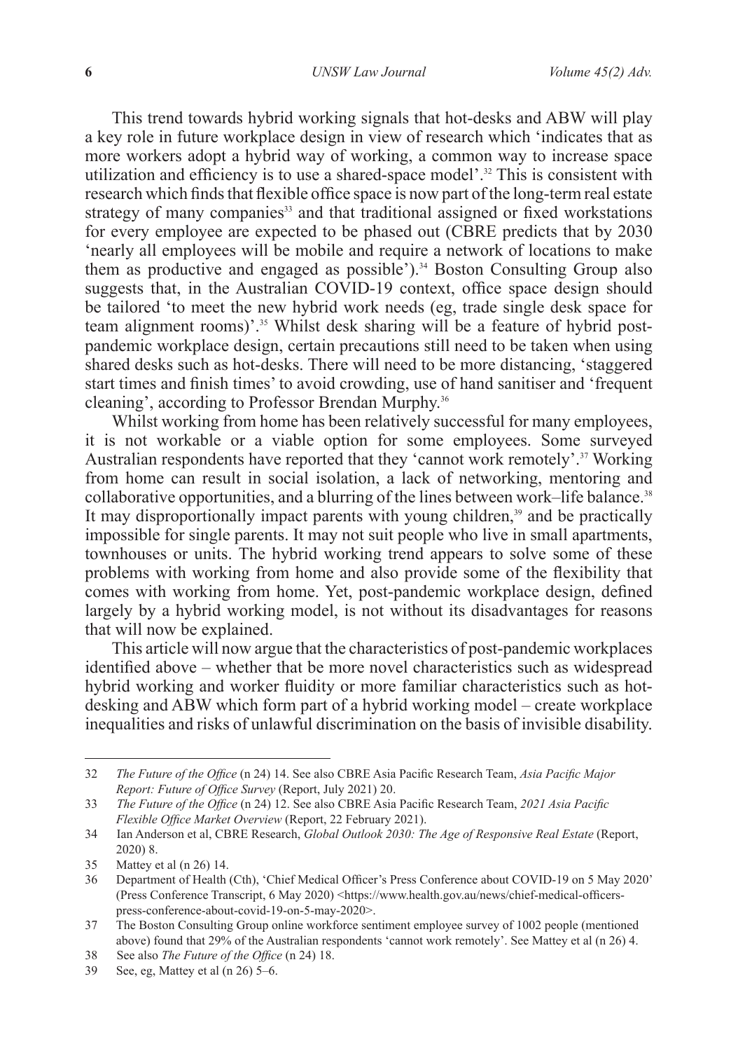This trend towards hybrid working signals that hot-desks and ABW will play a key role in future workplace design in view of research which 'indicates that as more workers adopt a hybrid way of working, a common way to increase space utilization and efficiency is to use a shared-space model'.[32] This is consistent with research which finds that flexible office space is now part of the long-term real estate strategy of many companies[33] and that traditional assigned or fixed workstations for every employee are expected to be phased out (CBRE predicts that by 2030 'nearly all employees will be mobile and require a network of locations to make them as productive and engaged as possible').[34] Boston Consulting Group also suggests that, in the Australian COVID-19 context, office space design should be tailored 'to meet the new hybrid work needs (eg, trade single desk space for team alignment rooms)'.[35] Whilst desk sharing will be a feature of hybrid post-pandemic workplace design, certain precautions still need to be taken when using shared desks such as hot-desks. There will need to be more distancing, 'staggered start times and finish times' to avoid crowding, use of hand sanitiser and 'frequent cleaning', according to Professor Brendan Murphy.[36]

Whilst working from home has been relatively successful for many employees, it is not workable or a viable option for some employees. Some surveyed Australian respondents have reported that they 'cannot work remotely'.[37] Working from home can result in social isolation, a lack of networking, mentoring and collaborative opportunities, and a blurring of the lines between work–life balance.[38] It may disproportionally impact parents with young children,[39] and be practically impossible for single parents. It may not suit people who live in small apartments, townhouses or units. The hybrid working trend appears to solve some of these problems with working from home and also provide some of the flexibility that comes with working from home. Yet, post-pandemic workplace design, defined largely by a hybrid working model, is not without its disadvantages for reasons that will now be explained.

This article will now argue that the characteristics of post-pandemic workplaces identified above – whether that be more novel characteristics such as widespread hybrid working and worker fluidity or more familiar characteristics such as hot-desking and ABW which form part of a hybrid working model – create workplace inequalities and risks of unlawful discrimination on the basis of invisible disability.

---

32 *The Future of the Office* (n 24) 14. See also CBRE Asia Pacific Research Team, *Asia Pacific Major Report: Future of Office Survey* (Report, July 2021) 20.

33 *The Future of the Office* (n 24) 12. See also CBRE Asia Pacific Research Team, *2021 Asia Pacific Flexible Office Market Overview* (Report, 22 February 2021).

34 Ian Anderson et al, CBRE Research, *Global Outlook 2030: The Age of Responsive Real Estate* (Report, 2020) 8.

35 Mattey et al (n 26) 14.

36 Department of Health (Cth), 'Chief Medical Officer's Press Conference about COVID-19 on 5 May 2020' (Press Conference Transcript, 6 May 2020) <https://www.health.gov.au/news/chief-medical-officers-press-conference-about-covid-19-on-5-may-2020>.

37 The Boston Consulting Group online workforce sentiment employee survey of 1002 people (mentioned above) found that 29% of the Australian respondents 'cannot work remotely'. See Mattey et al (n 26) 4.

38 See also *The Future of the Office* (n 24) 18.

39 See, eg, Mattey et al (n 26) 5–6.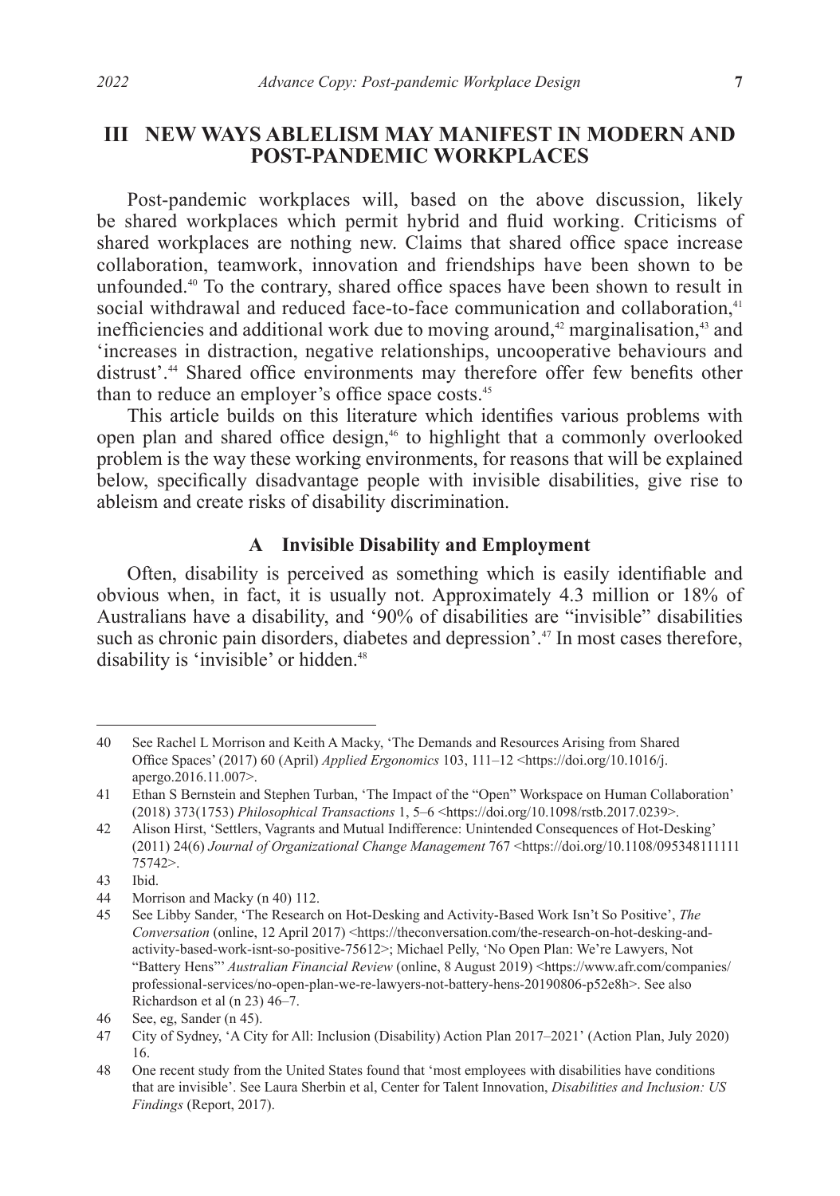## III NEW WAYS ABLELISM MAY MANIFEST IN MODERN AND POST-PANDEMIC WORKPLACES

Post-pandemic workplaces will, based on the above discussion, likely be shared workplaces which permit hybrid and fluid working. Criticisms of shared workplaces are nothing new. Claims that shared office space increase collaboration, teamwork, innovation and friendships have been shown to be unfounded.[40] To the contrary, shared office spaces have been shown to result in social withdrawal and reduced face-to-face communication and collaboration,[41] inefficiencies and additional work due to moving around,[42] marginalisation,[43] and 'increases in distraction, negative relationships, uncooperative behaviours and distrust'.[44] Shared office environments may therefore offer few benefits other than to reduce an employer's office space costs.[45]

This article builds on this literature which identifies various problems with open plan and shared office design,[46] to highlight that a commonly overlooked problem is the way these working environments, for reasons that will be explained below, specifically disadvantage people with invisible disabilities, give rise to ableism and create risks of disability discrimination.

### A Invisible Disability and Employment

Often, disability is perceived as something which is easily identifiable and obvious when, in fact, it is usually not. Approximately 4.3 million or 18% of Australians have a disability, and '90% of disabilities are "invisible" disabilities such as chronic pain disorders, diabetes and depression'.[47] In most cases therefore, disability is 'invisible' or hidden.[48]

---

40 See Rachel L Morrison and Keith A Macky, 'The Demands and Resources Arising from Shared Office Spaces' (2017) 60 (April) *Applied Ergonomics* 103, 111–12 <https://doi.org/10.1016/j.apergo.2016.11.007>.

41 Ethan S Bernstein and Stephen Turban, 'The Impact of the "Open" Workspace on Human Collaboration' (2018) 373(1753) *Philosophical Transactions* 1, 5–6 <https://doi.org/10.1098/rstb.2017.0239>.

42 Alison Hirst, 'Settlers, Vagrants and Mutual Indifference: Unintended Consequences of Hot-Desking' (2011) 24(6) *Journal of Organizational Change Management* 767 <https://doi.org/10.1108/09534811111175742>.

43 Ibid.

44 Morrison and Macky (n 40) 112.

45 See Libby Sander, 'The Research on Hot-Desking and Activity-Based Work Isn't So Positive', *The Conversation* (online, 12 April 2017) <https://theconversation.com/the-research-on-hot-desking-and-activity-based-work-isnt-so-positive-75612>; Michael Pelly, 'No Open Plan: We're Lawyers, Not "Battery Hens"' *Australian Financial Review* (online, 8 August 2019) <https://www.afr.com/companies/professional-services/no-open-plan-we-re-lawyers-not-battery-hens-20190806-p52e8h>. See also Richardson et al (n 23) 46–7.

46 See, eg, Sander (n 45).

47 City of Sydney, 'A City for All: Inclusion (Disability) Action Plan 2017–2021' (Action Plan, July 2020) 16.

48 One recent study from the United States found that 'most employees with disabilities have conditions that are invisible'. See Laura Sherbin et al, Center for Talent Innovation, *Disabilities and Inclusion: US Findings* (Report, 2017).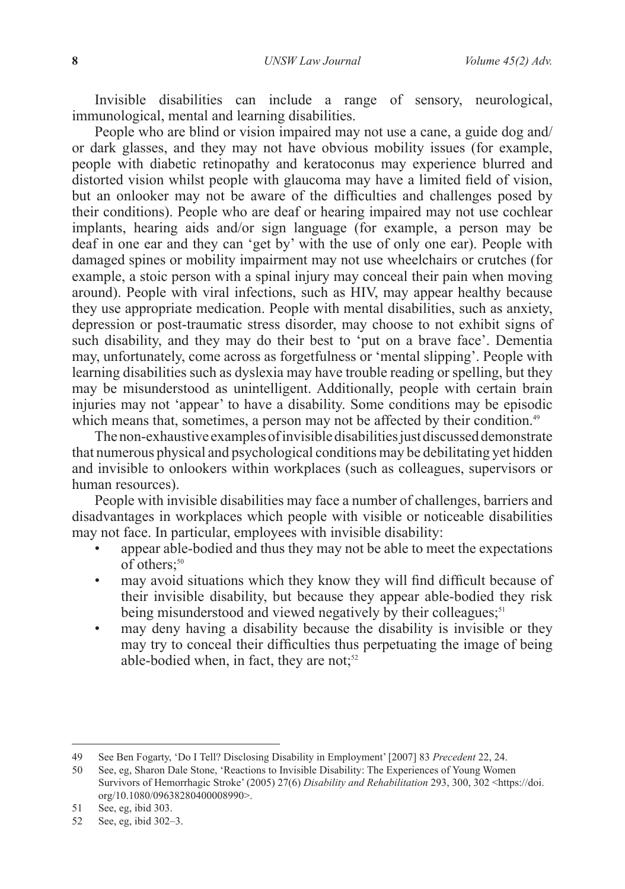Invisible disabilities can include a range of sensory, neurological, immunological, mental and learning disabilities.

People who are blind or vision impaired may not use a cane, a guide dog and/or dark glasses, and they may not have obvious mobility issues (for example, people with diabetic retinopathy and keratoconus may experience blurred and distorted vision whilst people with glaucoma may have a limited field of vision, but an onlooker may not be aware of the difficulties and challenges posed by their conditions). People who are deaf or hearing impaired may not use cochlear implants, hearing aids and/or sign language (for example, a person may be deaf in one ear and they can 'get by' with the use of only one ear). People with damaged spines or mobility impairment may not use wheelchairs or crutches (for example, a stoic person with a spinal injury may conceal their pain when moving around). People with viral infections, such as HIV, may appear healthy because they use appropriate medication. People with mental disabilities, such as anxiety, depression or post-traumatic stress disorder, may choose to not exhibit signs of such disability, and they may do their best to 'put on a brave face'. Dementia may, unfortunately, come across as forgetfulness or 'mental slipping'. People with learning disabilities such as dyslexia may have trouble reading or spelling, but they may be misunderstood as unintelligent. Additionally, people with certain brain injuries may not 'appear' to have a disability. Some conditions may be episodic which means that, sometimes, a person may not be affected by their condition.[49]

The non-exhaustive examples of invisible disabilities just discussed demonstrate that numerous physical and psychological conditions may be debilitating yet hidden and invisible to onlookers within workplaces (such as colleagues, supervisors or human resources).

People with invisible disabilities may face a number of challenges, barriers and disadvantages in workplaces which people with visible or noticeable disabilities may not face. In particular, employees with invisible disability:

- appear able-bodied and thus they may not be able to meet the expectations of others;[50]
- may avoid situations which they know they will find difficult because of their invisible disability, but because they appear able-bodied they risk being misunderstood and viewed negatively by their colleagues;[51]
- may deny having a disability because the disability is invisible or they may try to conceal their difficulties thus perpetuating the image of being able-bodied when, in fact, they are not;[52]

---

49 See Ben Fogarty, 'Do I Tell? Disclosing Disability in Employment' [2007] 83 *Precedent* 22, 24.

50 See, eg, Sharon Dale Stone, 'Reactions to Invisible Disability: The Experiences of Young Women Survivors of Hemorrhagic Stroke' (2005) 27(6) *Disability and Rehabilitation* 293, 300, 302 <https://doi.org/10.1080/09638280400008990>.

51 See, eg, ibid 303.

52 See, eg, ibid 302–3.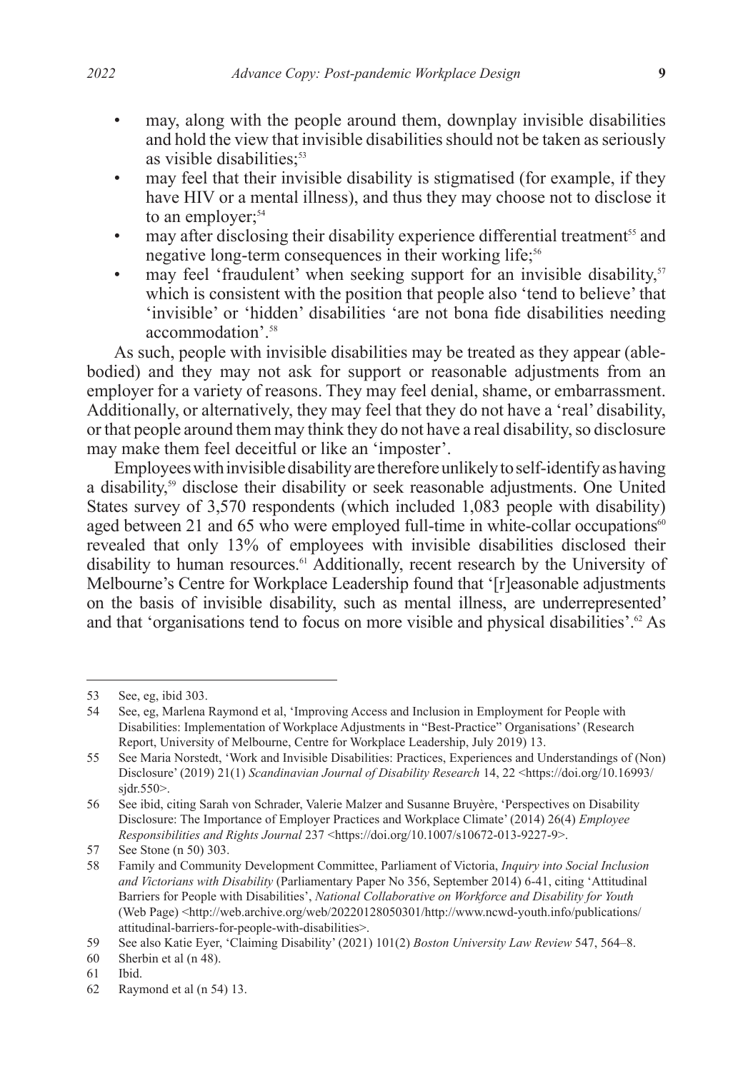- may, along with the people around them, downplay invisible disabilities and hold the view that invisible disabilities should not be taken as seriously as visible disabilities;[53]
- may feel that their invisible disability is stigmatised (for example, if they have HIV or a mental illness), and thus they may choose not to disclose it to an employer;[54]
- may after disclosing their disability experience differential treatment[55] and negative long-term consequences in their working life;[56]
- may feel 'fraudulent' when seeking support for an invisible disability,[57] which is consistent with the position that people also 'tend to believe' that 'invisible' or 'hidden' disabilities 'are not bona fide disabilities needing accommodation'.[58]

As such, people with invisible disabilities may be treated as they appear (able-bodied) and they may not ask for support or reasonable adjustments from an employer for a variety of reasons. They may feel denial, shame, or embarrassment. Additionally, or alternatively, they may feel that they do not have a 'real' disability, or that people around them may think they do not have a real disability, so disclosure may make them feel deceitful or like an 'imposter'.

Employees with invisible disability are therefore unlikely to self-identify as having a disability,[59] disclose their disability or seek reasonable adjustments. One United States survey of 3,570 respondents (which included 1,083 people with disability) aged between 21 and 65 who were employed full-time in white-collar occupations[60] revealed that only 13% of employees with invisible disabilities disclosed their disability to human resources.[61] Additionally, recent research by the University of Melbourne's Centre for Workplace Leadership found that '[r]easonable adjustments on the basis of invisible disability, such as mental illness, are underrepresented' and that 'organisations tend to focus on more visible and physical disabilities'.[62] As

---

53 See, eg, ibid 303.

54 See, eg, Marlena Raymond et al, 'Improving Access and Inclusion in Employment for People with Disabilities: Implementation of Workplace Adjustments in "Best-Practice" Organisations' (Research Report, University of Melbourne, Centre for Workplace Leadership, July 2019) 13.

55 See Maria Norstedt, 'Work and Invisible Disabilities: Practices, Experiences and Understandings of (Non) Disclosure' (2019) 21(1) *Scandinavian Journal of Disability Research* 14, 22 <https://doi.org/10.16993/sjdr.550>.

56 See ibid, citing Sarah von Schrader, Valerie Malzer and Susanne Bruyère, 'Perspectives on Disability Disclosure: The Importance of Employer Practices and Workplace Climate' (2014) 26(4) *Employee Responsibilities and Rights Journal* 237 <https://doi.org/10.1007/s10672-013-9227-9>.

57 See Stone (n 50) 303.

58 Family and Community Development Committee, Parliament of Victoria, *Inquiry into Social Inclusion and Victorians with Disability* (Parliamentary Paper No 356, September 2014) 6-41, citing 'Attitudinal Barriers for People with Disabilities', *National Collaborative on Workforce and Disability for Youth* (Web Page) <http://web.archive.org/web/20220128050301/http://www.ncwd-youth.info/publications/attitudinal-barriers-for-people-with-disabilities>.

59 See also Katie Eyer, 'Claiming Disability' (2021) 101(2) *Boston University Law Review* 547, 564–8.

60 Sherbin et al (n 48).

61 Ibid.

62 Raymond et al (n 54) 13.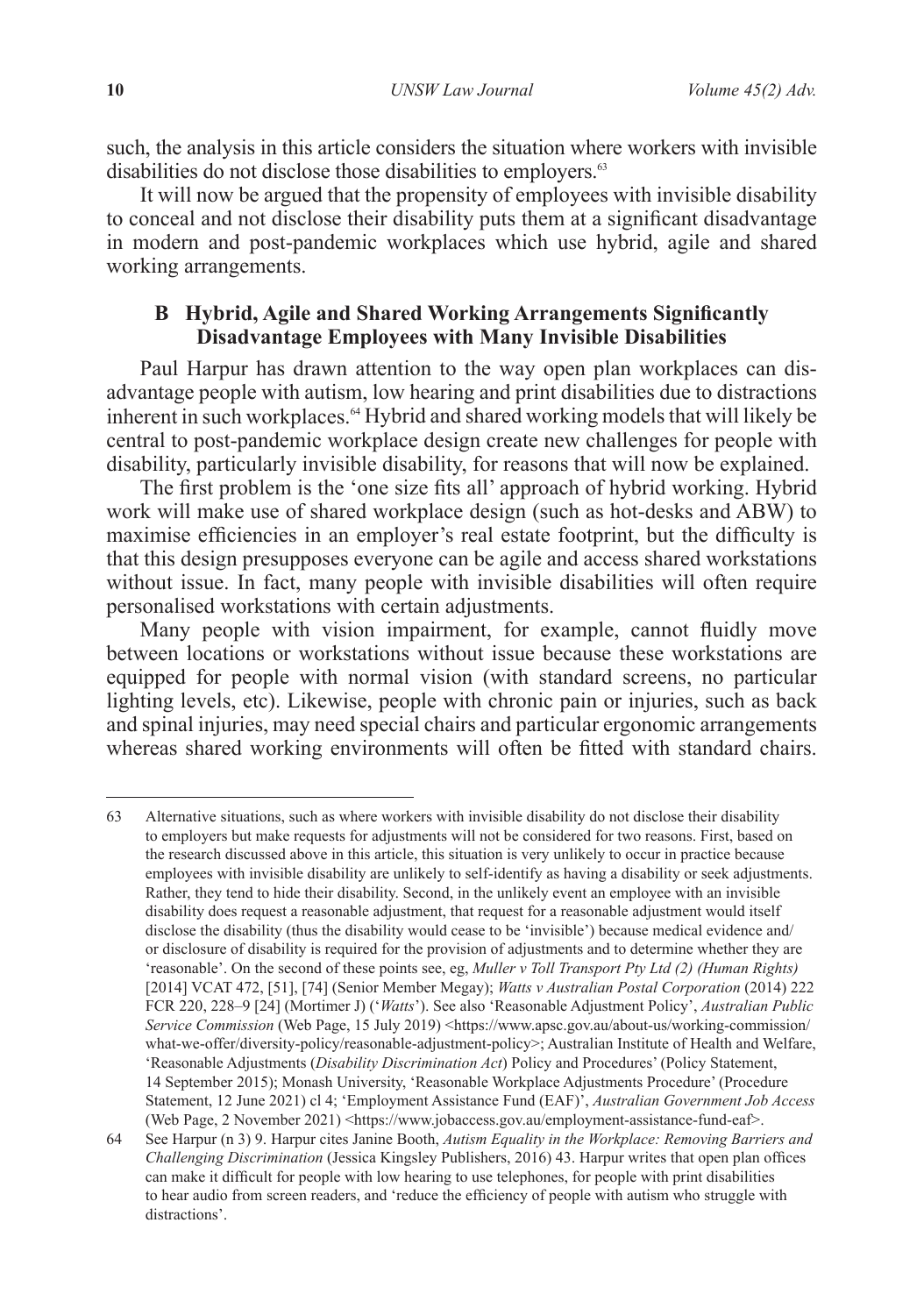such, the analysis in this article considers the situation where workers with invisible disabilities do not disclose those disabilities to employers.[63]

It will now be argued that the propensity of employees with invisible disability to conceal and not disclose their disability puts them at a significant disadvantage in modern and post-pandemic workplaces which use hybrid, agile and shared working arrangements.

### B Hybrid, Agile and Shared Working Arrangements Significantly Disadvantage Employees with Many Invisible Disabilities

Paul Harpur has drawn attention to the way open plan workplaces can disadvantage people with autism, low hearing and print disabilities due to distractions inherent in such workplaces.[64] Hybrid and shared working models that will likely be central to post-pandemic workplace design create new challenges for people with disability, particularly invisible disability, for reasons that will now be explained.

The first problem is the 'one size fits all' approach of hybrid working. Hybrid work will make use of shared workplace design (such as hot-desks and ABW) to maximise efficiencies in an employer's real estate footprint, but the difficulty is that this design presupposes everyone can be agile and access shared workstations without issue. In fact, many people with invisible disabilities will often require personalised workstations with certain adjustments.

Many people with vision impairment, for example, cannot fluidly move between locations or workstations without issue because these workstations are equipped for people with normal vision (with standard screens, no particular lighting levels, etc). Likewise, people with chronic pain or injuries, such as back and spinal injuries, may need special chairs and particular ergonomic arrangements whereas shared working environments will often be fitted with standard chairs.

---

63 Alternative situations, such as where workers with invisible disability do not disclose their disability to employers but make requests for adjustments will not be considered for two reasons. First, based on the research discussed above in this article, this situation is very unlikely to occur in practice because employees with invisible disability are unlikely to self-identify as having a disability or seek adjustments. Rather, they tend to hide their disability. Second, in the unlikely event an employee with an invisible disability does request a reasonable adjustment, that request for a reasonable adjustment would itself disclose the disability (thus the disability would cease to be 'invisible') because medical evidence and/or disclosure of disability is required for the provision of adjustments and to determine whether they are 'reasonable'. On the second of these points see, eg, *Muller v Toll Transport Pty Ltd (2) (Human Rights)* [2014] VCAT 472, [51], [74] (Senior Member Megay); *Watts v Australian Postal Corporation* (2014) 222 FCR 220, 228–9 [24] (Mortimer J) ('*Watts*'). See also 'Reasonable Adjustment Policy', *Australian Public Service Commission* (Web Page, 15 July 2019) <https://www.apsc.gov.au/about-us/working-commission/what-we-offer/diversity-policy/reasonable-adjustment-policy>; Australian Institute of Health and Welfare, 'Reasonable Adjustments (*Disability Discrimination Act*) Policy and Procedures' (Policy Statement, 14 September 2015); Monash University, 'Reasonable Workplace Adjustments Procedure' (Procedure Statement, 12 June 2021) cl 4; 'Employment Assistance Fund (EAF)', *Australian Government Job Access* (Web Page, 2 November 2021) <https://www.jobaccess.gov.au/employment-assistance-fund-eaf>.

64 See Harpur (n 3) 9. Harpur cites Janine Booth, *Autism Equality in the Workplace: Removing Barriers and Challenging Discrimination* (Jessica Kingsley Publishers, 2016) 43. Harpur writes that open plan offices can make it difficult for people with low hearing to use telephones, for people with print disabilities to hear audio from screen readers, and 'reduce the efficiency of people with autism who struggle with distractions'.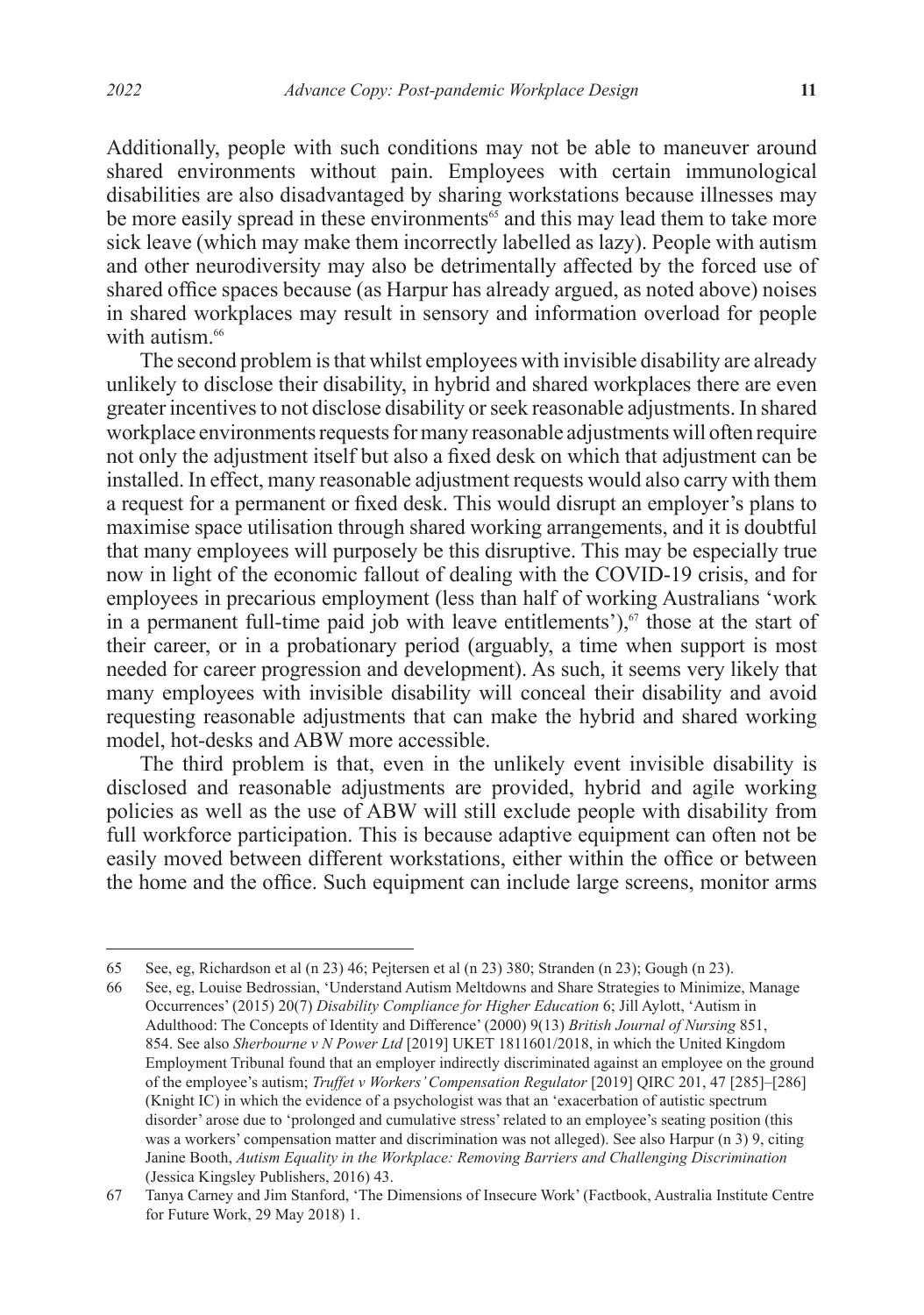Additionally, people with such conditions may not be able to maneuver around shared environments without pain. Employees with certain immunological disabilities are also disadvantaged by sharing workstations because illnesses may be more easily spread in these environments[65] and this may lead them to take more sick leave (which may make them incorrectly labelled as lazy). People with autism and other neurodiversity may also be detrimentally affected by the forced use of shared office spaces because (as Harpur has already argued, as noted above) noises in shared workplaces may result in sensory and information overload for people with autism.[66]

The second problem is that whilst employees with invisible disability are already unlikely to disclose their disability, in hybrid and shared workplaces there are even greater incentives to not disclose disability or seek reasonable adjustments. In shared workplace environments requests for many reasonable adjustments will often require not only the adjustment itself but also a fixed desk on which that adjustment can be installed. In effect, many reasonable adjustment requests would also carry with them a request for a permanent or fixed desk. This would disrupt an employer's plans to maximise space utilisation through shared working arrangements, and it is doubtful that many employees will purposely be this disruptive. This may be especially true now in light of the economic fallout of dealing with the COVID-19 crisis, and for employees in precarious employment (less than half of working Australians 'work in a permanent full-time paid job with leave entitlements'),[67] those at the start of their career, or in a probationary period (arguably, a time when support is most needed for career progression and development). As such, it seems very likely that many employees with invisible disability will conceal their disability and avoid requesting reasonable adjustments that can make the hybrid and shared working model, hot-desks and ABW more accessible.

The third problem is that, even in the unlikely event invisible disability is disclosed and reasonable adjustments are provided, hybrid and agile working policies as well as the use of ABW will still exclude people with disability from full workforce participation. This is because adaptive equipment can often not be easily moved between different workstations, either within the office or between the home and the office. Such equipment can include large screens, monitor arms

---

65 See, eg, Richardson et al (n 23) 46; Pejtersen et al (n 23) 380; Stranden (n 23); Gough (n 23).

66 See, eg, Louise Bedrossian, 'Understand Autism Meltdowns and Share Strategies to Minimize, Manage Occurrences' (2015) 20(7) *Disability Compliance for Higher Education* 6; Jill Aylott, 'Autism in Adulthood: The Concepts of Identity and Difference' (2000) 9(13) *British Journal of Nursing* 851, 854. See also *Sherbourne v N Power Ltd* [2019] UKET 1811601/2018, in which the United Kingdom Employment Tribunal found that an employer indirectly discriminated against an employee on the ground of the employee's autism; *Truffet v Workers' Compensation Regulator* [2019] QIRC 201, 47 [285]–[286] (Knight IC) in which the evidence of a psychologist was that an 'exacerbation of autistic spectrum disorder' arose due to 'prolonged and cumulative stress' related to an employee's seating position (this was a workers' compensation matter and discrimination was not alleged). See also Harpur (n 3) 9, citing Janine Booth, *Autism Equality in the Workplace: Removing Barriers and Challenging Discrimination* (Jessica Kingsley Publishers, 2016) 43.

67 Tanya Carney and Jim Stanford, 'The Dimensions of Insecure Work' (Factbook, Australia Institute Centre for Future Work, 29 May 2018) 1.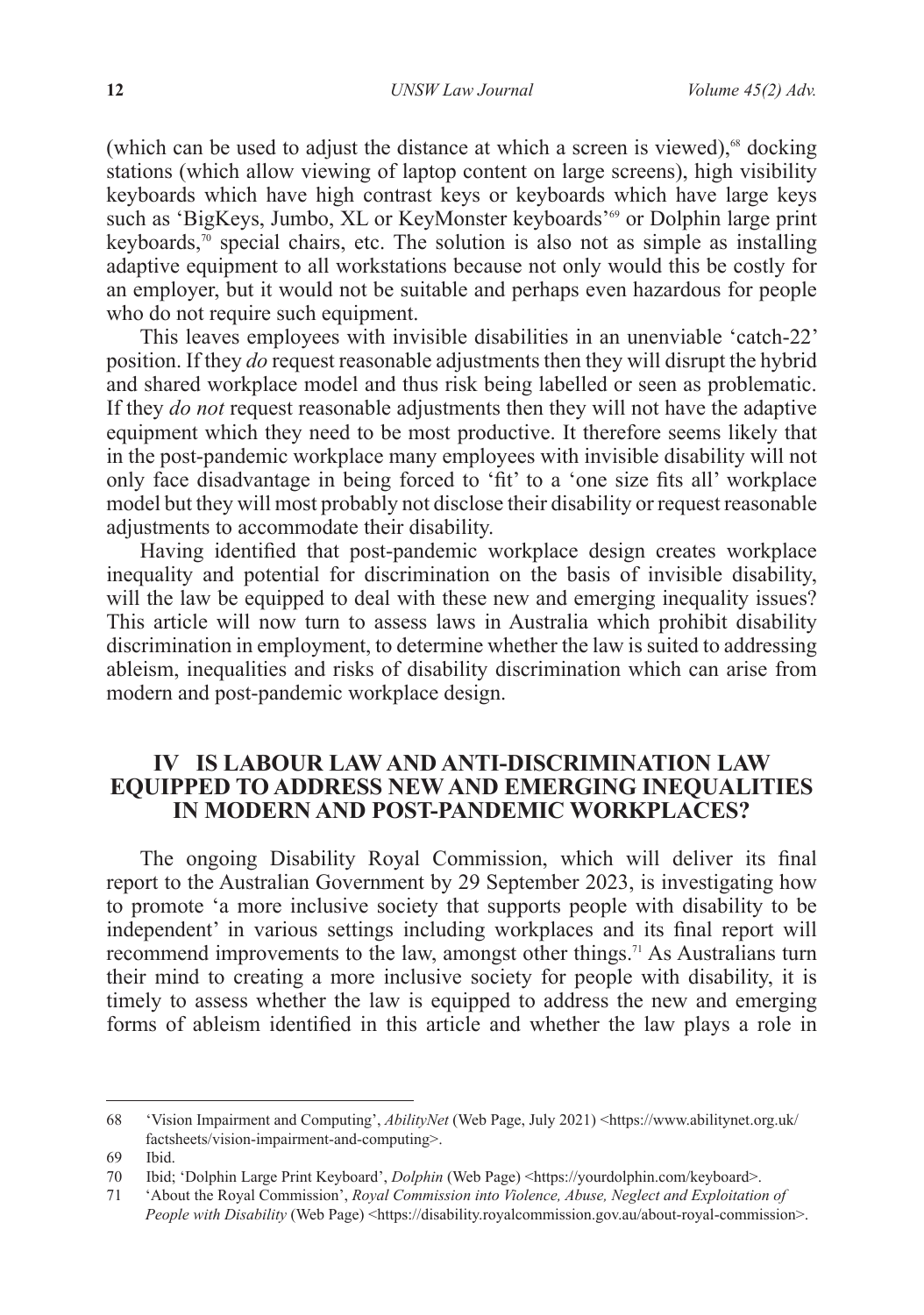(which can be used to adjust the distance at which a screen is viewed),[68] docking stations (which allow viewing of laptop content on large screens), high visibility keyboards which have high contrast keys or keyboards which have large keys such as 'BigKeys, Jumbo, XL or KeyMonster keyboards'[69] or Dolphin large print keyboards,[70] special chairs, etc. The solution is also not as simple as installing adaptive equipment to all workstations because not only would this be costly for an employer, but it would not be suitable and perhaps even hazardous for people who do not require such equipment.

This leaves employees with invisible disabilities in an unenviable 'catch-22' position. If they *do* request reasonable adjustments then they will disrupt the hybrid and shared workplace model and thus risk being labelled or seen as problematic. If they *do not* request reasonable adjustments then they will not have the adaptive equipment which they need to be most productive. It therefore seems likely that in the post-pandemic workplace many employees with invisible disability will not only face disadvantage in being forced to 'fit' to a 'one size fits all' workplace model but they will most probably not disclose their disability or request reasonable adjustments to accommodate their disability.

Having identified that post-pandemic workplace design creates workplace inequality and potential for discrimination on the basis of invisible disability, will the law be equipped to deal with these new and emerging inequality issues? This article will now turn to assess laws in Australia which prohibit disability discrimination in employment, to determine whether the law is suited to addressing ableism, inequalities and risks of disability discrimination which can arise from modern and post-pandemic workplace design.

## IV IS LABOUR LAW AND ANTI-DISCRIMINATION LAW EQUIPPED TO ADDRESS NEW AND EMERGING INEQUALITIES IN MODERN AND POST-PANDEMIC WORKPLACES?

The ongoing Disability Royal Commission, which will deliver its final report to the Australian Government by 29 September 2023, is investigating how to promote 'a more inclusive society that supports people with disability to be independent' in various settings including workplaces and its final report will recommend improvements to the law, amongst other things.[71] As Australians turn their mind to creating a more inclusive society for people with disability, it is timely to assess whether the law is equipped to address the new and emerging forms of ableism identified in this article and whether the law plays a role in

---

68 'Vision Impairment and Computing', *AbilityNet* (Web Page, July 2021) <https://www.abilitynet.org.uk/factsheets/vision-impairment-and-computing>.

69 Ibid.

70 Ibid; 'Dolphin Large Print Keyboard', *Dolphin* (Web Page) <https://yourdolphin.com/keyboard>.

71 'About the Royal Commission', *Royal Commission into Violence, Abuse, Neglect and Exploitation of People with Disability* (Web Page) <https://disability.royalcommission.gov.au/about-royal-commission>.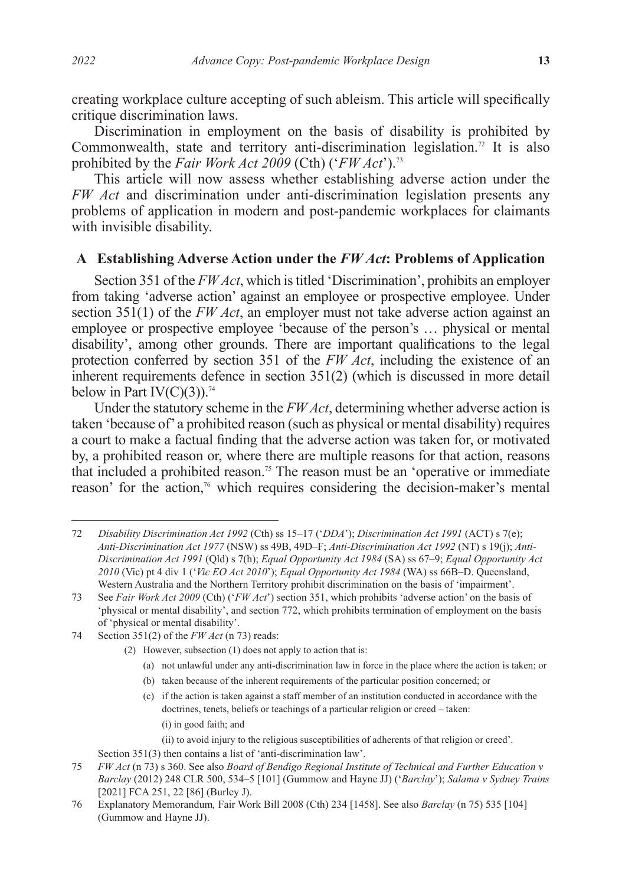creating workplace culture accepting of such ableism. This article will specifically critique discrimination laws.

Discrimination in employment on the basis of disability is prohibited by Commonwealth, state and territory anti-discrimination legislation.[72] It is also prohibited by the *Fair Work Act 2009* (Cth) ('*FW Act*').[73]

This article will now assess whether establishing adverse action under the *FW Act* and discrimination under anti-discrimination legislation presents any problems of application in modern and post-pandemic workplaces for claimants with invisible disability.

### A Establishing Adverse Action under the *FW Act*: Problems of Application

Section 351 of the *FW Act*, which is titled 'Discrimination', prohibits an employer from taking 'adverse action' against an employee or prospective employee. Under section 351(1) of the *FW Act*, an employer must not take adverse action against an employee or prospective employee 'because of the person's … physical or mental disability', among other grounds. There are important qualifications to the legal protection conferred by section 351 of the *FW Act*, including the existence of an inherent requirements defence in section 351(2) (which is discussed in more detail below in Part IV(C)(3)).[74]

Under the statutory scheme in the *FW Act*, determining whether adverse action is taken 'because of' a prohibited reason (such as physical or mental disability) requires a court to make a factual finding that the adverse action was taken for, or motivated by, a prohibited reason or, where there are multiple reasons for that action, reasons that included a prohibited reason.[75] The reason must be an 'operative or immediate reason' for the action,[76] which requires considering the decision-maker's mental

---

72 *Disability Discrimination Act 1992* (Cth) ss 15–17 ('*DDA*'); *Discrimination Act 1991* (ACT) s 7(e); *Anti-Discrimination Act 1977* (NSW) ss 49B, 49D–F; *Anti-Discrimination Act 1992* (NT) s 19(j); *Anti-Discrimination Act 1991* (Qld) s 7(h); *Equal Opportunity Act 1984* (SA) ss 67–9; *Equal Opportunity Act 2010* (Vic) pt 4 div 1 ('*Vic EO Act 2010*'); *Equal Opportunity Act 1984* (WA) ss 66B–D. Queensland, Western Australia and the Northern Territory prohibit discrimination on the basis of 'impairment'.

73 See *Fair Work Act 2009* (Cth) ('*FW Act*') section 351, which prohibits 'adverse action' on the basis of 'physical or mental disability', and section 772, which prohibits termination of employment on the basis of 'physical or mental disability'.

74 Section 351(2) of the *FW Act* (n 73) reads:

> (2) However, subsection (1) does not apply to action that is:
>
> (a) not unlawful under any anti-discrimination law in force in the place where the action is taken; or
>
> (b) taken because of the inherent requirements of the particular position concerned; or
>
> (c) if the action is taken against a staff member of an institution conducted in accordance with the doctrines, tenets, beliefs or teachings of a particular religion or creed – taken:
>
> (i) in good faith; and
>
> (ii) to avoid injury to the religious susceptibilities of adherents of that religion or creed'.

Section 351(3) then contains a list of 'anti-discrimination law'.

75 *FW Act* (n 73) s 360. See also *Board of Bendigo Regional Institute of Technical and Further Education v Barclay* (2012) 248 CLR 500, 534–5 [101] (Gummow and Hayne JJ) ('*Barclay*'); *Salama v Sydney Trains* [2021] FCA 251, 22 [86] (Burley J).

76 Explanatory Memorandum*,* Fair Work Bill 2008 (Cth) 234 [1458]. See also *Barclay* (n 75) 535 [104] (Gummow and Hayne JJ).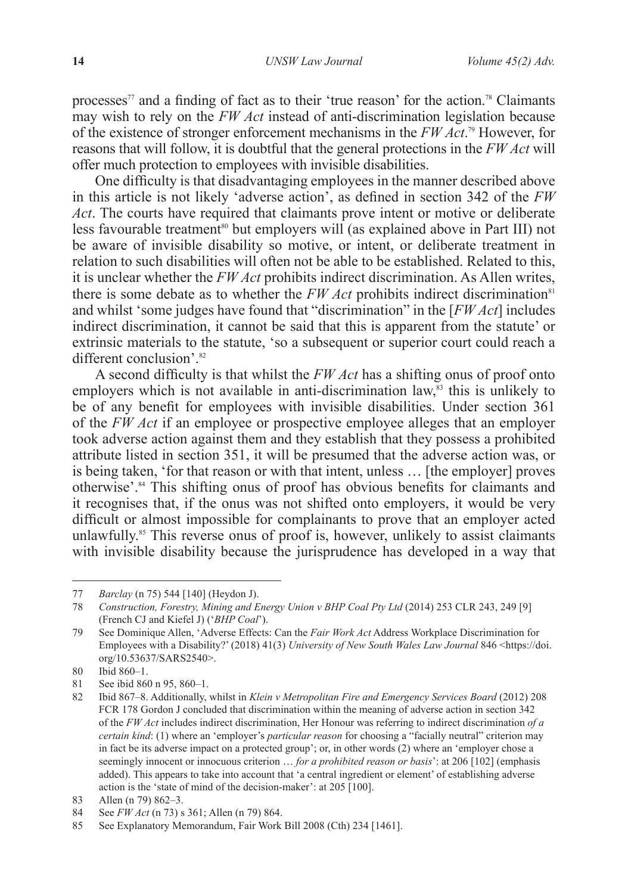processes[77] and a finding of fact as to their 'true reason' for the action.[78] Claimants may wish to rely on the *FW Act* instead of anti-discrimination legislation because of the existence of stronger enforcement mechanisms in the *FW Act*.[79] However, for reasons that will follow, it is doubtful that the general protections in the *FW Act* will offer much protection to employees with invisible disabilities.

One difficulty is that disadvantaging employees in the manner described above in this article is not likely 'adverse action', as defined in section 342 of the *FW Act*. The courts have required that claimants prove intent or motive or deliberate less favourable treatment[80] but employers will (as explained above in Part III) not be aware of invisible disability so motive, or intent, or deliberate treatment in relation to such disabilities will often not be able to be established. Related to this, it is unclear whether the *FW Act* prohibits indirect discrimination. As Allen writes, there is some debate as to whether the *FW Act* prohibits indirect discrimination[81] and whilst 'some judges have found that "discrimination" in the [*FW Act*] includes indirect discrimination, it cannot be said that this is apparent from the statute' or extrinsic materials to the statute, 'so a subsequent or superior court could reach a different conclusion'.[82]

A second difficulty is that whilst the *FW Act* has a shifting onus of proof onto employers which is not available in anti-discrimination law,[83] this is unlikely to be of any benefit for employees with invisible disabilities. Under section 361 of the *FW Act* if an employee or prospective employee alleges that an employer took adverse action against them and they establish that they possess a prohibited attribute listed in section 351, it will be presumed that the adverse action was, or is being taken, 'for that reason or with that intent, unless … [the employer] proves otherwise'.[84] This shifting onus of proof has obvious benefits for claimants and it recognises that, if the onus was not shifted onto employers, it would be very difficult or almost impossible for complainants to prove that an employer acted unlawfully.[85] This reverse onus of proof is, however, unlikely to assist claimants with invisible disability because the jurisprudence has developed in a way that

---

77 *Barclay* (n 75) 544 [140] (Heydon J).

78 *Construction, Forestry, Mining and Energy Union v BHP Coal Pty Ltd* (2014) 253 CLR 243, 249 [9] (French CJ and Kiefel J) ('*BHP Coal*').

79 See Dominique Allen, 'Adverse Effects: Can the *Fair Work Act* Address Workplace Discrimination for Employees with a Disability?' (2018) 41(3) *University of New South Wales Law Journal* 846 <https://doi.org/10.53637/SARS2540>.

80 Ibid 860–1.

81 See ibid 860 n 95, 860–1.

82 Ibid 867–8. Additionally, whilst in *Klein v Metropolitan Fire and Emergency Services Board* (2012) 208 FCR 178 Gordon J concluded that discrimination within the meaning of adverse action in section 342 of the *FW Act* includes indirect discrimination, Her Honour was referring to indirect discrimination *of a certain kind*: (1) where an 'employer's *particular reason* for choosing a "facially neutral" criterion may in fact be its adverse impact on a protected group'; or, in other words (2) where an 'employer chose a seemingly innocent or innocuous criterion … *for a prohibited reason or basis*': at 206 [102] (emphasis added). This appears to take into account that 'a central ingredient or element' of establishing adverse action is the 'state of mind of the decision-maker': at 205 [100].

83 Allen (n 79) 862–3.

84 See *FW Act* (n 73) s 361; Allen (n 79) 864.

85 See Explanatory Memorandum, Fair Work Bill 2008 (Cth) 234 [1461].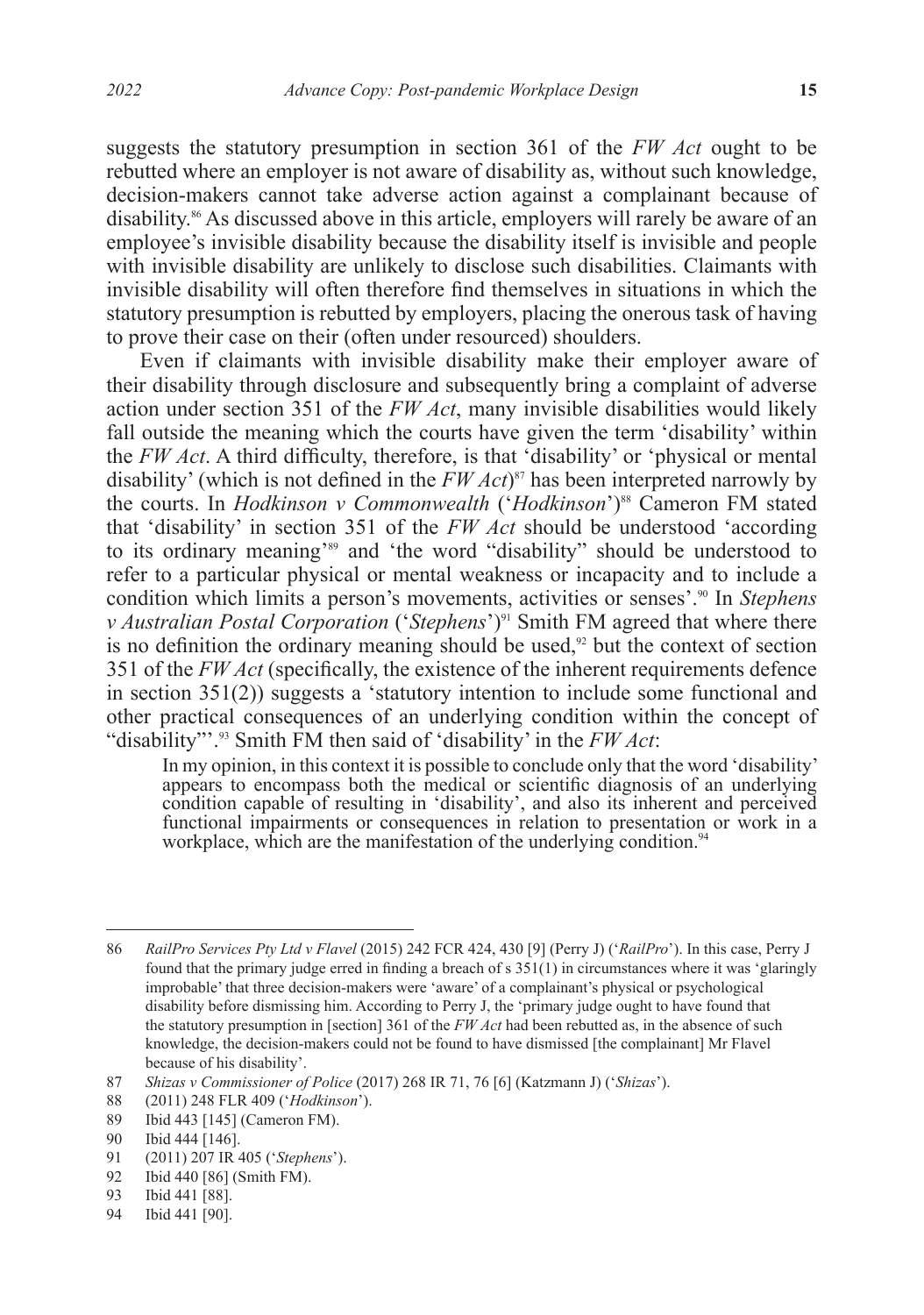suggests the statutory presumption in section 361 of the *FW Act* ought to be rebutted where an employer is not aware of disability as, without such knowledge, decision-makers cannot take adverse action against a complainant because of disability.[86] As discussed above in this article, employers will rarely be aware of an employee's invisible disability because the disability itself is invisible and people with invisible disability are unlikely to disclose such disabilities. Claimants with invisible disability will often therefore find themselves in situations in which the statutory presumption is rebutted by employers, placing the onerous task of having to prove their case on their (often under resourced) shoulders.

Even if claimants with invisible disability make their employer aware of their disability through disclosure and subsequently bring a complaint of adverse action under section 351 of the *FW Act*, many invisible disabilities would likely fall outside the meaning which the courts have given the term 'disability' within the *FW Act*. A third difficulty, therefore, is that 'disability' or 'physical or mental disability' (which is not defined in the *FW Act*)[87] has been interpreted narrowly by the courts. In *Hodkinson v Commonwealth* ('*Hodkinson*')[88] Cameron FM stated that 'disability' in section 351 of the *FW Act* should be understood 'according to its ordinary meaning'[89] and 'the word "disability" should be understood to refer to a particular physical or mental weakness or incapacity and to include a condition which limits a person's movements, activities or senses'.[90] In *Stephens v Australian Postal Corporation* ('*Stephens*')[91] Smith FM agreed that where there is no definition the ordinary meaning should be used,[92] but the context of section 351 of the *FW Act* (specifically, the existence of the inherent requirements defence in section 351(2)) suggests a 'statutory intention to include some functional and other practical consequences of an underlying condition within the concept of "disability"'.[93] Smith FM then said of 'disability' in the *FW Act*:

> In my opinion, in this context it is possible to conclude only that the word 'disability' appears to encompass both the medical or scientific diagnosis of an underlying condition capable of resulting in 'disability', and also its inherent and perceived functional impairments or consequences in relation to presentation or work in a workplace, which are the manifestation of the underlying condition.[94]

---

86 *RailPro Services Pty Ltd v Flavel* (2015) 242 FCR 424, 430 [9] (Perry J) ('*RailPro*'). In this case, Perry J found that the primary judge erred in finding a breach of s 351(1) in circumstances where it was 'glaringly improbable' that three decision-makers were 'aware' of a complainant's physical or psychological disability before dismissing him. According to Perry J, the 'primary judge ought to have found that the statutory presumption in [section] 361 of the *FW Act* had been rebutted as, in the absence of such knowledge, the decision-makers could not be found to have dismissed [the complainant] Mr Flavel because of his disability'.

87 *Shizas v Commissioner of Police* (2017) 268 IR 71, 76 [6] (Katzmann J) ('*Shizas*').

88 (2011) 248 FLR 409 ('*Hodkinson*').

89 Ibid 443 [145] (Cameron FM).

90 Ibid 444 [146].

91 (2011) 207 IR 405 ('*Stephens*').

92 Ibid 440 [86] (Smith FM).

93 Ibid 441 [88].

94 Ibid 441 [90].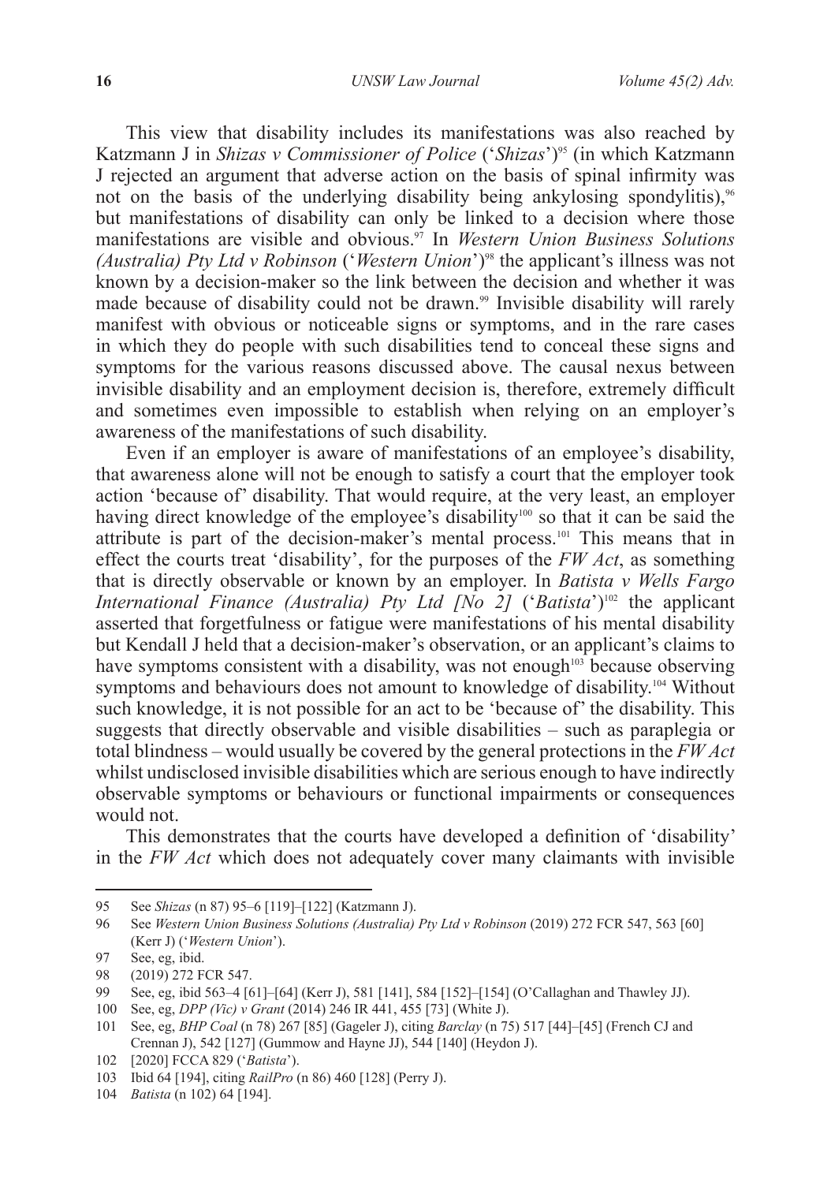This view that disability includes its manifestations was also reached by Katzmann J in *Shizas v Commissioner of Police* ('*Shizas*')[95] (in which Katzmann J rejected an argument that adverse action on the basis of spinal infirmity was not on the basis of the underlying disability being ankylosing spondylitis),[96] but manifestations of disability can only be linked to a decision where those manifestations are visible and obvious.[97] In *Western Union Business Solutions (Australia) Pty Ltd v Robinson* ('*Western Union*')[98] the applicant's illness was not known by a decision-maker so the link between the decision and whether it was made because of disability could not be drawn.[99] Invisible disability will rarely manifest with obvious or noticeable signs or symptoms, and in the rare cases in which they do people with such disabilities tend to conceal these signs and symptoms for the various reasons discussed above. The causal nexus between invisible disability and an employment decision is, therefore, extremely difficult and sometimes even impossible to establish when relying on an employer's awareness of the manifestations of such disability.

Even if an employer is aware of manifestations of an employee's disability, that awareness alone will not be enough to satisfy a court that the employer took action 'because of' disability. That would require, at the very least, an employer having direct knowledge of the employee's disability[100] so that it can be said the attribute is part of the decision-maker's mental process.[101] This means that in effect the courts treat 'disability', for the purposes of the *FW Act*, as something that is directly observable or known by an employer. In *Batista v Wells Fargo International Finance (Australia) Pty Ltd [No 2]* ('*Batista*')[102] the applicant asserted that forgetfulness or fatigue were manifestations of his mental disability but Kendall J held that a decision-maker's observation, or an applicant's claims to have symptoms consistent with a disability, was not enough[103] because observing symptoms and behaviours does not amount to knowledge of disability.[104] Without such knowledge, it is not possible for an act to be 'because of' the disability. This suggests that directly observable and visible disabilities – such as paraplegia or total blindness – would usually be covered by the general protections in the *FW Act* whilst undisclosed invisible disabilities which are serious enough to have indirectly observable symptoms or behaviours or functional impairments or consequences would not.

This demonstrates that the courts have developed a definition of 'disability' in the *FW Act* which does not adequately cover many claimants with invisible

---

95 See *Shizas* (n 87) 95–6 [119]–[122] (Katzmann J).

96 See *Western Union Business Solutions (Australia) Pty Ltd v Robinson* (2019) 272 FCR 547, 563 [60] (Kerr J) ('*Western Union*').

97 See, eg, ibid.

98 (2019) 272 FCR 547.

99 See, eg, ibid 563–4 [61]–[64] (Kerr J), 581 [141], 584 [152]–[154] (O'Callaghan and Thawley JJ).

100 See, eg, *DPP (Vic) v Grant* (2014) 246 IR 441, 455 [73] (White J).

101 See, eg, *BHP Coal* (n 78) 267 [85] (Gageler J), citing *Barclay* (n 75) 517 [44]–[45] (French CJ and Crennan J), 542 [127] (Gummow and Hayne JJ), 544 [140] (Heydon J).

102 [2020] FCCA 829 ('*Batista*').

103 Ibid 64 [194], citing *RailPro* (n 86) 460 [128] (Perry J).

104 *Batista* (n 102) 64 [194].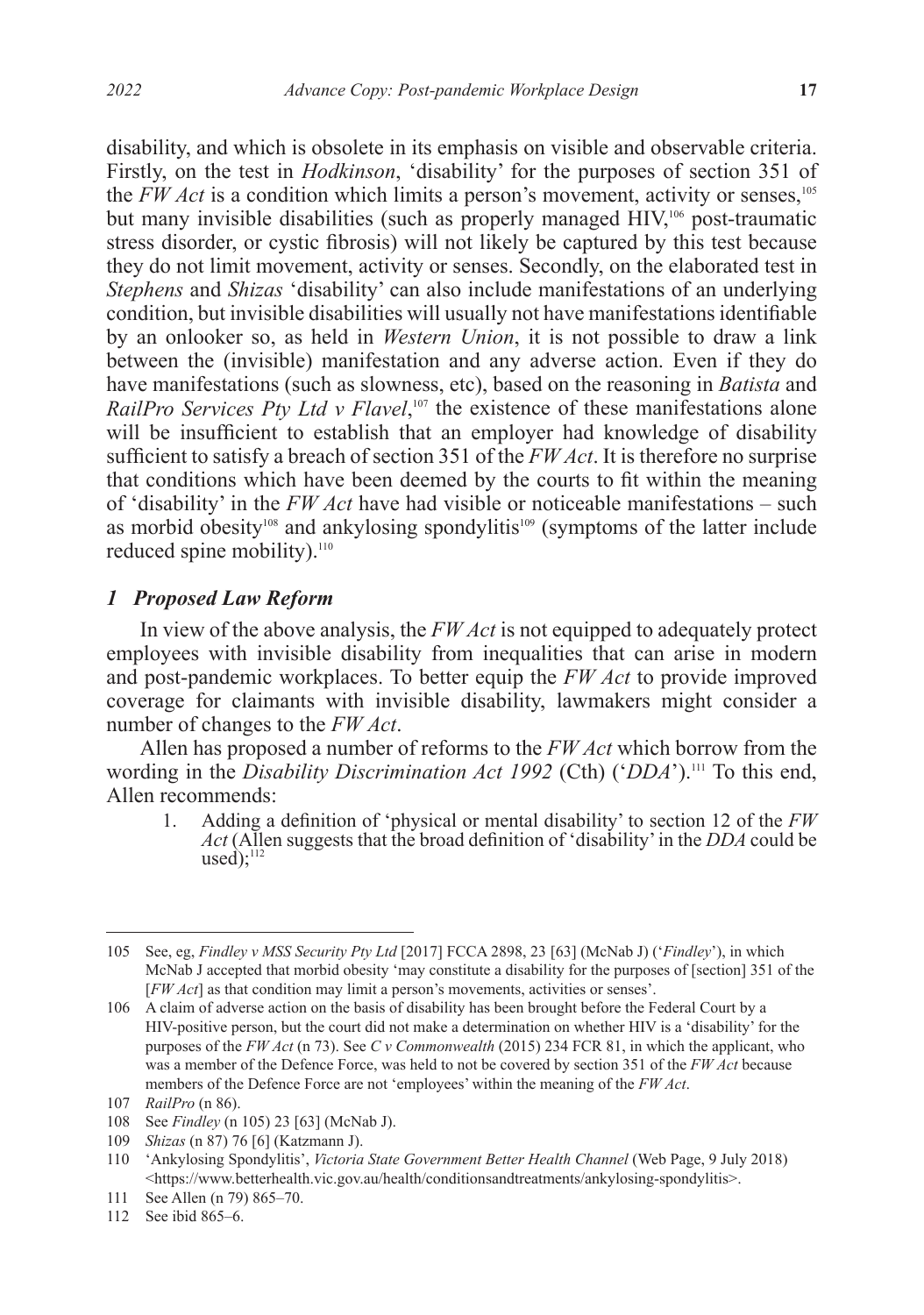disability, and which is obsolete in its emphasis on visible and observable criteria. Firstly, on the test in *Hodkinson*, 'disability' for the purposes of section 351 of the *FW Act* is a condition which limits a person's movement, activity or senses,[105] but many invisible disabilities (such as properly managed HIV,[106] post-traumatic stress disorder, or cystic fibrosis) will not likely be captured by this test because they do not limit movement, activity or senses. Secondly, on the elaborated test in *Stephens* and *Shizas* 'disability' can also include manifestations of an underlying condition, but invisible disabilities will usually not have manifestations identifiable by an onlooker so, as held in *Western Union*, it is not possible to draw a link between the (invisible) manifestation and any adverse action. Even if they do have manifestations (such as slowness, etc), based on the reasoning in *Batista* and *RailPro Services Pty Ltd v Flavel*,[107] the existence of these manifestations alone will be insufficient to establish that an employer had knowledge of disability sufficient to satisfy a breach of section 351 of the *FW Act*. It is therefore no surprise that conditions which have been deemed by the courts to fit within the meaning of 'disability' in the *FW Act* have had visible or noticeable manifestations – such as morbid obesity[108] and ankylosing spondylitis[109] (symptoms of the latter include reduced spine mobility).[110]

### *1 Proposed Law Reform*

In view of the above analysis, the *FW Act* is not equipped to adequately protect employees with invisible disability from inequalities that can arise in modern and post-pandemic workplaces. To better equip the *FW Act* to provide improved coverage for claimants with invisible disability, lawmakers might consider a number of changes to the *FW Act*.

Allen has proposed a number of reforms to the *FW Act* which borrow from the wording in the *Disability Discrimination Act 1992* (Cth) ('*DDA*').[111] To this end, Allen recommends:

1. Adding a definition of 'physical or mental disability' to section 12 of the *FW Act* (Allen suggests that the broad definition of 'disability' in the *DDA* could be used);[112]

---

105 See, eg, *Findley v MSS Security Pty Ltd* [2017] FCCA 2898, 23 [63] (McNab J) ('*Findley*'), in which McNab J accepted that morbid obesity 'may constitute a disability for the purposes of [section] 351 of the [*FW Act*] as that condition may limit a person's movements, activities or senses'.

106 A claim of adverse action on the basis of disability has been brought before the Federal Court by a HIV-positive person, but the court did not make a determination on whether HIV is a 'disability' for the purposes of the *FW Act* (n 73). See *C v Commonwealth* (2015) 234 FCR 81, in which the applicant, who was a member of the Defence Force, was held to not be covered by section 351 of the *FW Act* because members of the Defence Force are not 'employees' within the meaning of the *FW Act*.

107 *RailPro* (n 86).

108 See *Findley* (n 105) 23 [63] (McNab J).

109 *Shizas* (n 87) 76 [6] (Katzmann J).

110 'Ankylosing Spondylitis', *Victoria State Government Better Health Channel* (Web Page, 9 July 2018) <https://www.betterhealth.vic.gov.au/health/conditionsandtreatments/ankylosing-spondylitis>.

111 See Allen (n 79) 865–70.

112 See ibid 865–6.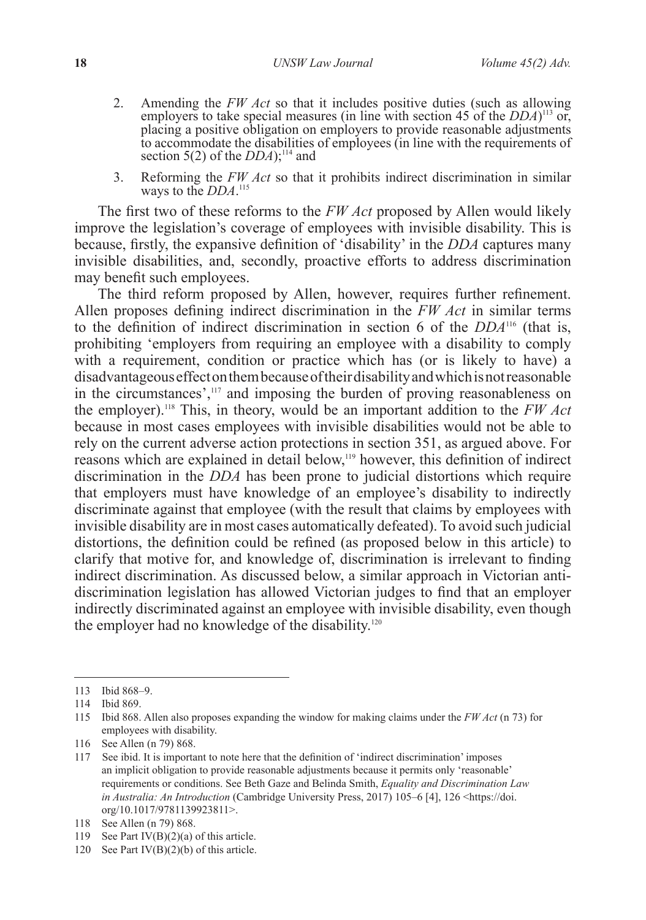2. Amending the *FW Act* so that it includes positive duties (such as allowing employers to take special measures (in line with section 45 of the *DDA*)[113] or, placing a positive obligation on employers to provide reasonable adjustments to accommodate the disabilities of employees (in line with the requirements of section 5(2) of the *DDA*);[114] and

3. Reforming the *FW Act* so that it prohibits indirect discrimination in similar ways to the *DDA*.[115]

The first two of these reforms to the *FW Act* proposed by Allen would likely improve the legislation's coverage of employees with invisible disability. This is because, firstly, the expansive definition of 'disability' in the *DDA* captures many invisible disabilities, and, secondly, proactive efforts to address discrimination may benefit such employees.

The third reform proposed by Allen, however, requires further refinement. Allen proposes defining indirect discrimination in the *FW Act* in similar terms to the definition of indirect discrimination in section 6 of the *DDA*[116] (that is, prohibiting 'employers from requiring an employee with a disability to comply with a requirement, condition or practice which has (or is likely to have) a disadvantageous effect on them because of their disability and which is not reasonable in the circumstances',[117] and imposing the burden of proving reasonableness on the employer).[118] This, in theory, would be an important addition to the *FW Act* because in most cases employees with invisible disabilities would not be able to rely on the current adverse action protections in section 351, as argued above. For reasons which are explained in detail below,[119] however, this definition of indirect discrimination in the *DDA* has been prone to judicial distortions which require that employers must have knowledge of an employee's disability to indirectly discriminate against that employee (with the result that claims by employees with invisible disability are in most cases automatically defeated). To avoid such judicial distortions, the definition could be refined (as proposed below in this article) to clarify that motive for, and knowledge of, discrimination is irrelevant to finding indirect discrimination. As discussed below, a similar approach in Victorian anti-discrimination legislation has allowed Victorian judges to find that an employer indirectly discriminated against an employee with invisible disability, even though the employer had no knowledge of the disability.[120]

---

113 Ibid 868–9.

114 Ibid 869.

115 Ibid 868. Allen also proposes expanding the window for making claims under the *FW Act* (n 73) for employees with disability.

116 See Allen (n 79) 868.

117 See ibid. It is important to note here that the definition of 'indirect discrimination' imposes an implicit obligation to provide reasonable adjustments because it permits only 'reasonable' requirements or conditions. See Beth Gaze and Belinda Smith, *Equality and Discrimination Law in Australia: An Introduction* (Cambridge University Press, 2017) 105–6 [4], 126 <https://doi.org/10.1017/9781139923811>.

118 See Allen (n 79) 868.

119 See Part IV(B)(2)(a) of this article.

120 See Part IV(B)(2)(b) of this article.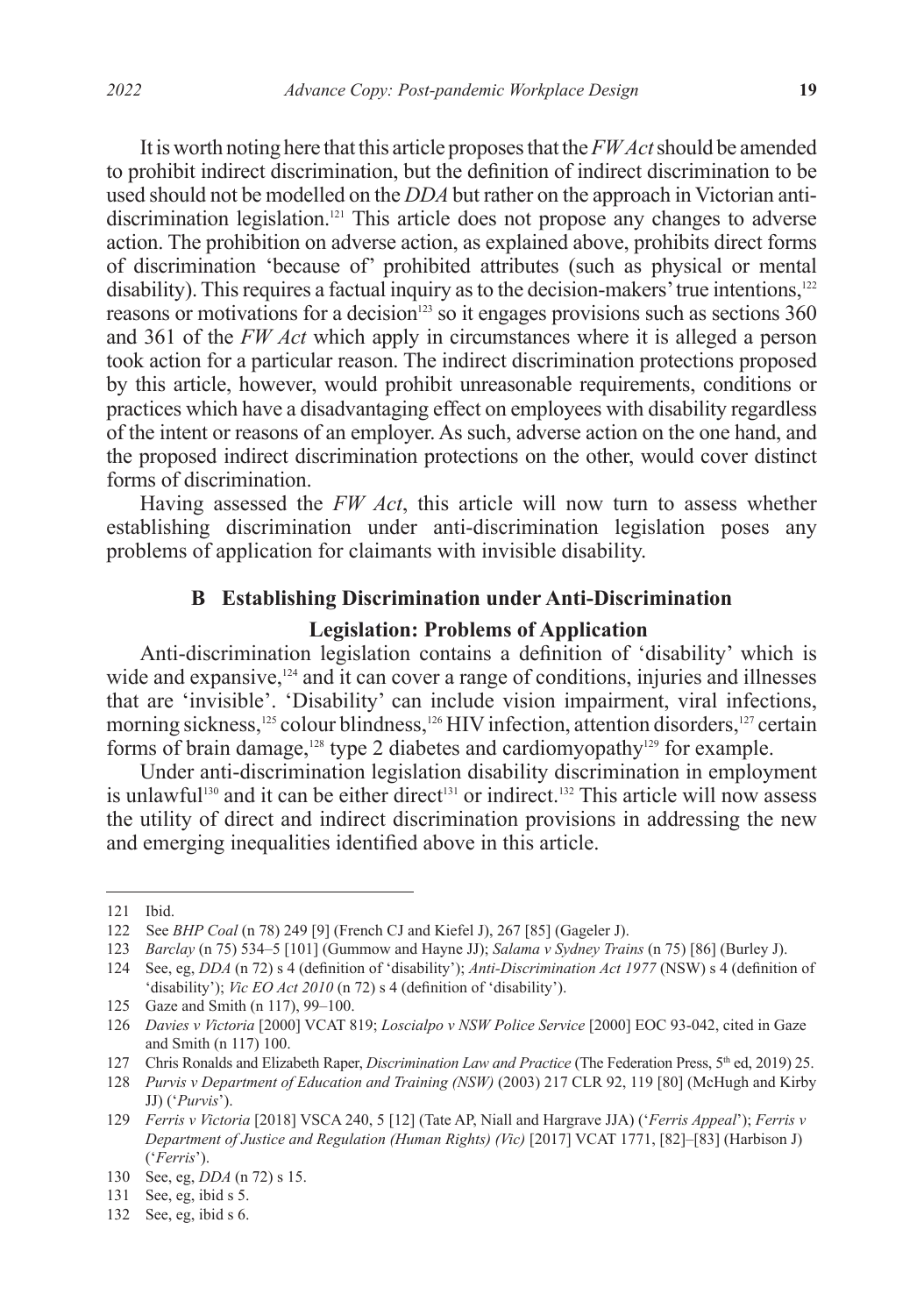It is worth noting here that this article proposes that the *FW Act* should be amended to prohibit indirect discrimination, but the definition of indirect discrimination to be used should not be modelled on the *DDA* but rather on the approach in Victorian anti-discrimination legislation.[121] This article does not propose any changes to adverse action. The prohibition on adverse action, as explained above, prohibits direct forms of discrimination 'because of' prohibited attributes (such as physical or mental disability). This requires a factual inquiry as to the decision-makers' true intentions,[122] reasons or motivations for a decision[123] so it engages provisions such as sections 360 and 361 of the *FW Act* which apply in circumstances where it is alleged a person took action for a particular reason. The indirect discrimination protections proposed by this article, however, would prohibit unreasonable requirements, conditions or practices which have a disadvantaging effect on employees with disability regardless of the intent or reasons of an employer. As such, adverse action on the one hand, and the proposed indirect discrimination protections on the other, would cover distinct forms of discrimination.

Having assessed the *FW Act*, this article will now turn to assess whether establishing discrimination under anti-discrimination legislation poses any problems of application for claimants with invisible disability.

### B Establishing Discrimination under Anti-Discrimination Legislation: Problems of Application

Anti-discrimination legislation contains a definition of 'disability' which is wide and expansive,[124] and it can cover a range of conditions, injuries and illnesses that are 'invisible'. 'Disability' can include vision impairment, viral infections, morning sickness,[125] colour blindness,[126] HIV infection, attention disorders,[127] certain forms of brain damage,[128] type 2 diabetes and cardiomyopathy[129] for example.

Under anti-discrimination legislation disability discrimination in employment is unlawful[130] and it can be either direct[131] or indirect.[132] This article will now assess the utility of direct and indirect discrimination provisions in addressing the new and emerging inequalities identified above in this article.

---

121 Ibid.

122 See *BHP Coal* (n 78) 249 [9] (French CJ and Kiefel J), 267 [85] (Gageler J).

123 *Barclay* (n 75) 534–5 [101] (Gummow and Hayne JJ); *Salama v Sydney Trains* (n 75) [86] (Burley J).

124 See, eg, *DDA* (n 72) s 4 (definition of 'disability'); *Anti-Discrimination Act 1977* (NSW) s 4 (definition of 'disability'); *Vic EO Act 2010* (n 72) s 4 (definition of 'disability').

125 Gaze and Smith (n 117), 99–100.

126 *Davies v Victoria* [2000] VCAT 819; *Loscialpo v NSW Police Service* [2000] EOC 93-042, cited in Gaze and Smith (n 117) 100.

127 Chris Ronalds and Elizabeth Raper, *Discrimination Law and Practice* (The Federation Press, 5th ed, 2019) 25.

128 *Purvis v Department of Education and Training (NSW)* (2003) 217 CLR 92, 119 [80] (McHugh and Kirby JJ) ('*Purvis*').

129 *Ferris v Victoria* [2018] VSCA 240, 5 [12] (Tate AP, Niall and Hargrave JJA) ('*Ferris Appeal*'); *Ferris v Department of Justice and Regulation (Human Rights) (Vic)* [2017] VCAT 1771, [82]–[83] (Harbison J) ('*Ferris*').

130 See, eg, *DDA* (n 72) s 15.

131 See, eg, ibid s 5.

132 See, eg, ibid s 6.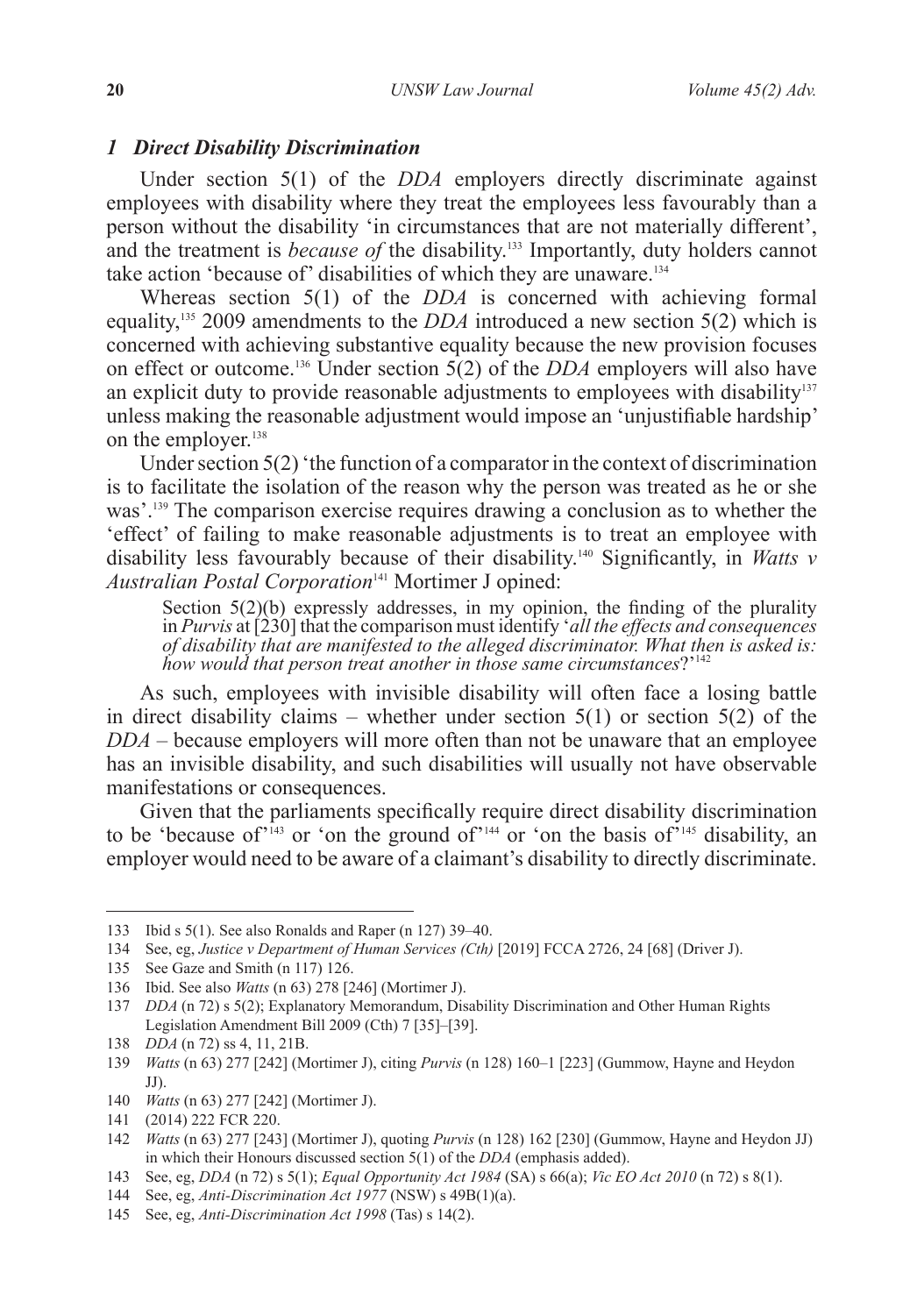### *1 Direct Disability Discrimination*

Under section 5(1) of the *DDA* employers directly discriminate against employees with disability where they treat the employees less favourably than a person without the disability 'in circumstances that are not materially different', and the treatment is *because of* the disability.[133] Importantly, duty holders cannot take action 'because of' disabilities of which they are unaware.[134]

Whereas section 5(1) of the *DDA* is concerned with achieving formal equality,[135] 2009 amendments to the *DDA* introduced a new section 5(2) which is concerned with achieving substantive equality because the new provision focuses on effect or outcome.[136] Under section 5(2) of the *DDA* employers will also have an explicit duty to provide reasonable adjustments to employees with disability[137] unless making the reasonable adjustment would impose an 'unjustifiable hardship' on the employer.[138]

Under section 5(2) 'the function of a comparator in the context of discrimination is to facilitate the isolation of the reason why the person was treated as he or she was'.[139] The comparison exercise requires drawing a conclusion as to whether the 'effect' of failing to make reasonable adjustments is to treat an employee with disability less favourably because of their disability.[140] Significantly, in *Watts v Australian Postal Corporation*[141] Mortimer J opined:

> Section 5(2)(b) expressly addresses, in my opinion, the finding of the plurality in *Purvis* at [230] that the comparison must identify '*all the effects and consequences of disability that are manifested to the alleged discriminator. What then is asked is: how would that person treat another in those same circumstances*?'[142]

As such, employees with invisible disability will often face a losing battle in direct disability claims – whether under section 5(1) or section 5(2) of the *DDA* – because employers will more often than not be unaware that an employee has an invisible disability, and such disabilities will usually not have observable manifestations or consequences.

Given that the parliaments specifically require direct disability discrimination to be 'because of'[143] or 'on the ground of'[144] or 'on the basis of'[145] disability, an employer would need to be aware of a claimant's disability to directly discriminate.

---

133 Ibid s 5(1). See also Ronalds and Raper (n 127) 39–40.

134 See, eg, *Justice v Department of Human Services (Cth)* [2019] FCCA 2726, 24 [68] (Driver J).

135 See Gaze and Smith (n 117) 126.

136 Ibid. See also *Watts* (n 63) 278 [246] (Mortimer J).

137 *DDA* (n 72) s 5(2); Explanatory Memorandum, Disability Discrimination and Other Human Rights Legislation Amendment Bill 2009 (Cth) 7 [35]–[39].

138 *DDA* (n 72) ss 4, 11, 21B.

139 *Watts* (n 63) 277 [242] (Mortimer J), citing *Purvis* (n 128) 160–1 [223] (Gummow, Hayne and Heydon JJ).

140 *Watts* (n 63) 277 [242] (Mortimer J).

141 (2014) 222 FCR 220.

142 *Watts* (n 63) 277 [243] (Mortimer J), quoting *Purvis* (n 128) 162 [230] (Gummow, Hayne and Heydon JJ) in which their Honours discussed section 5(1) of the *DDA* (emphasis added).

143 See, eg, *DDA* (n 72) s 5(1); *Equal Opportunity Act 1984* (SA) s 66(a); *Vic EO Act 2010* (n 72) s 8(1).

144 See, eg, *Anti-Discrimination Act 1977* (NSW) s 49B(1)(a).

145 See, eg, *Anti-Discrimination Act 1998* (Tas) s 14(2).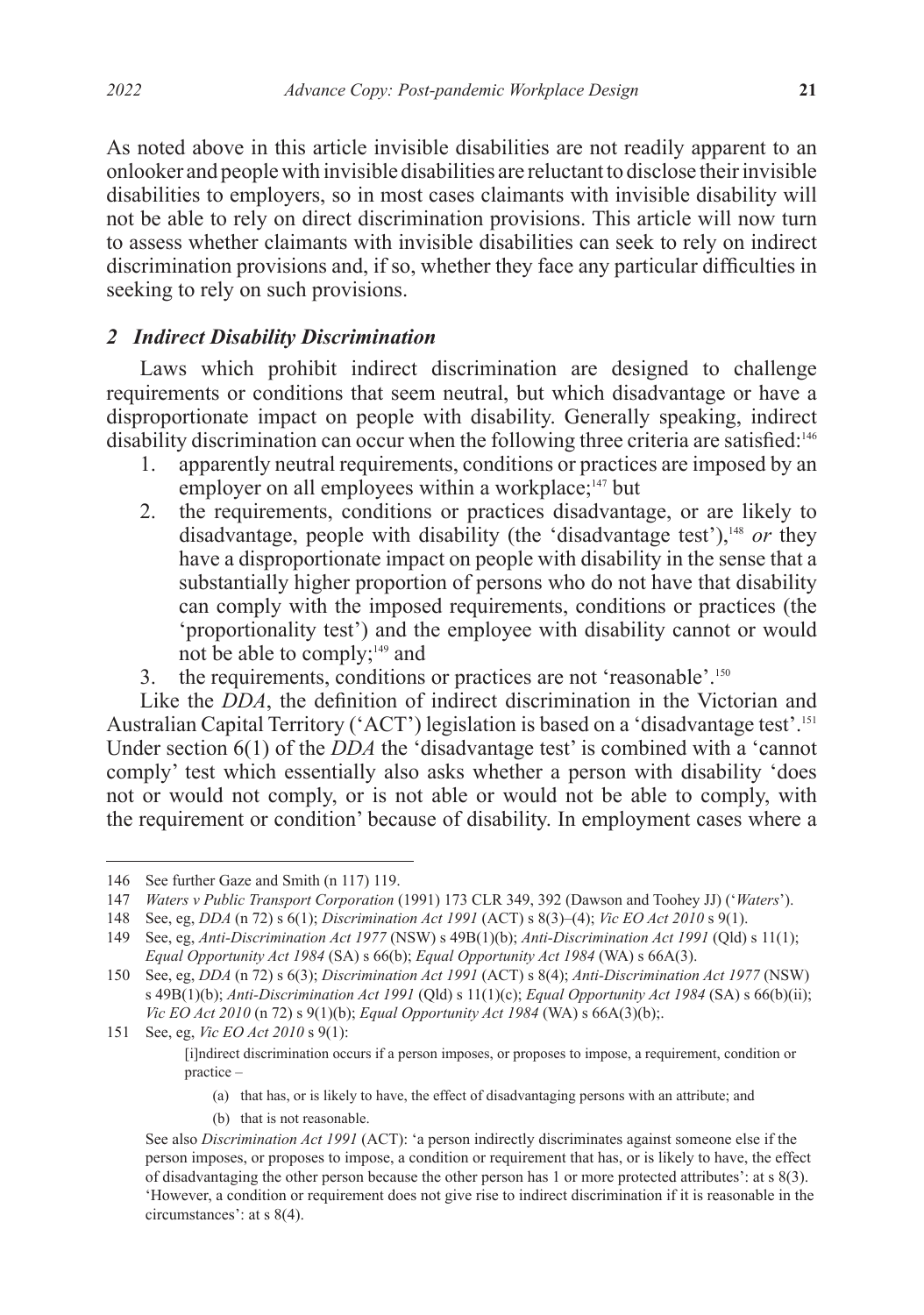As noted above in this article invisible disabilities are not readily apparent to an onlooker and people with invisible disabilities are reluctant to disclose their invisible disabilities to employers, so in most cases claimants with invisible disability will not be able to rely on direct discrimination provisions. This article will now turn to assess whether claimants with invisible disabilities can seek to rely on indirect discrimination provisions and, if so, whether they face any particular difficulties in seeking to rely on such provisions.

### *2 Indirect Disability Discrimination*

Laws which prohibit indirect discrimination are designed to challenge requirements or conditions that seem neutral, but which disadvantage or have a disproportionate impact on people with disability. Generally speaking, indirect disability discrimination can occur when the following three criteria are satisfied:[146]

1. apparently neutral requirements, conditions or practices are imposed by an employer on all employees within a workplace;[147] but
2. the requirements, conditions or practices disadvantage, or are likely to disadvantage, people with disability (the 'disadvantage test'),[148] *or* they have a disproportionate impact on people with disability in the sense that a substantially higher proportion of persons who do not have that disability can comply with the imposed requirements, conditions or practices (the 'proportionality test') and the employee with disability cannot or would not be able to comply;[149] and
3. the requirements, conditions or practices are not 'reasonable'.[150]

Like the *DDA*, the definition of indirect discrimination in the Victorian and Australian Capital Territory ('ACT') legislation is based on a 'disadvantage test'.[151] Under section 6(1) of the *DDA* the 'disadvantage test' is combined with a 'cannot comply' test which essentially also asks whether a person with disability 'does not or would not comply, or is not able or would not be able to comply, with the requirement or condition' because of disability. In employment cases where a

---

146 See further Gaze and Smith (n 117) 119.

147 *Waters v Public Transport Corporation* (1991) 173 CLR 349, 392 (Dawson and Toohey JJ) ('*Waters*').

148 See, eg, *DDA* (n 72) s 6(1); *Discrimination Act 1991* (ACT) s 8(3)–(4); *Vic EO Act 2010* s 9(1).

149 See, eg, *Anti-Discrimination Act 1977* (NSW) s 49B(1)(b); *Anti-Discrimination Act 1991* (Qld) s 11(1); *Equal Opportunity Act 1984* (SA) s 66(b); *Equal Opportunity Act 1984* (WA) s 66A(3).

150 See, eg, *DDA* (n 72) s 6(3); *Discrimination Act 1991* (ACT) s 8(4); *Anti-Discrimination Act 1977* (NSW) s 49B(1)(b); *Anti-Discrimination Act 1991* (Qld) s 11(1)(c); *Equal Opportunity Act 1984* (SA) s 66(b)(ii); *Vic EO Act 2010* (n 72) s 9(1)(b); *Equal Opportunity Act 1984* (WA) s 66A(3)(b);.

151 See, eg, *Vic EO Act 2010* s 9(1):

> [i]ndirect discrimination occurs if a person imposes, or proposes to impose, a requirement, condition or practice –
>
> (a) that has, or is likely to have, the effect of disadvantaging persons with an attribute; and
>
> (b) that is not reasonable.

See also *Discrimination Act 1991* (ACT): 'a person indirectly discriminates against someone else if the person imposes, or proposes to impose, a condition or requirement that has, or is likely to have, the effect of disadvantaging the other person because the other person has 1 or more protected attributes': at s 8(3). 'However, a condition or requirement does not give rise to indirect discrimination if it is reasonable in the circumstances': at s 8(4).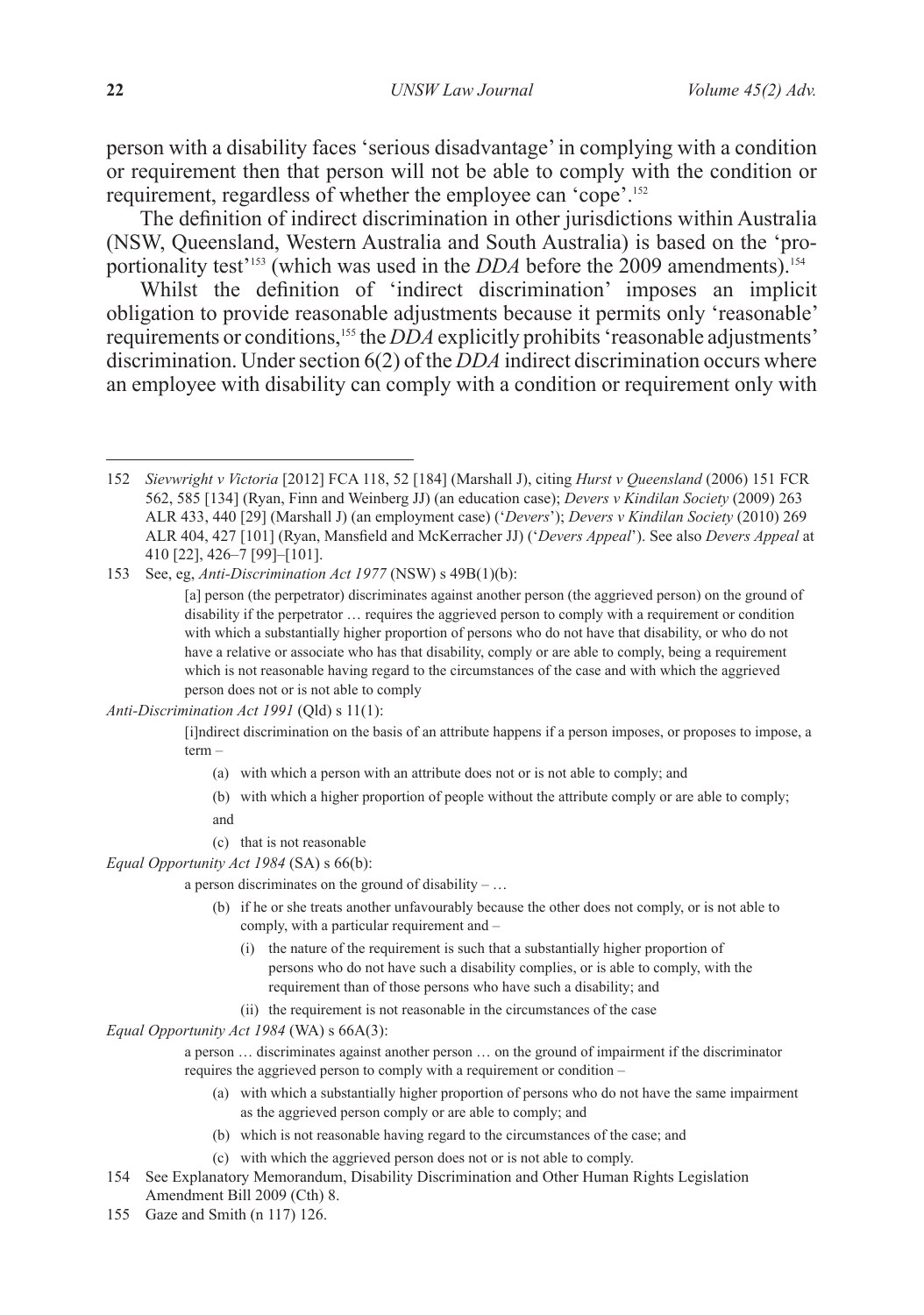person with a disability faces 'serious disadvantage' in complying with a condition or requirement then that person will not be able to comply with the condition or requirement, regardless of whether the employee can 'cope'.[152]

The definition of indirect discrimination in other jurisdictions within Australia (NSW, Queensland, Western Australia and South Australia) is based on the 'proportionality test'[153] (which was used in the *DDA* before the 2009 amendments).[154]

Whilst the definition of 'indirect discrimination' imposes an implicit obligation to provide reasonable adjustments because it permits only 'reasonable' requirements or conditions,[155] the *DDA* explicitly prohibits 'reasonable adjustments' discrimination. Under section 6(2) of the *DDA* indirect discrimination occurs where an employee with disability can comply with a condition or requirement only with

---

152 *Sievwright v Victoria* [2012] FCA 118, 52 [184] (Marshall J), citing *Hurst v Queensland* (2006) 151 FCR 562, 585 [134] (Ryan, Finn and Weinberg JJ) (an education case); *Devers v Kindilan Society* (2009) 263 ALR 433, 440 [29] (Marshall J) (an employment case) ('*Devers*'); *Devers v Kindilan Society* (2010) 269 ALR 404, 427 [101] (Ryan, Mansfield and McKerracher JJ) ('*Devers Appeal*'). See also *Devers Appeal* at 410 [22], 426–7 [99]–[101].

153 See, eg, *Anti-Discrimination Act 1977* (NSW) s 49B(1)(b):

> [a] person (the perpetrator) discriminates against another person (the aggrieved person) on the ground of disability if the perpetrator … requires the aggrieved person to comply with a requirement or condition with which a substantially higher proportion of persons who do not have that disability, or who do not have a relative or associate who has that disability, comply or are able to comply, being a requirement which is not reasonable having regard to the circumstances of the case and with which the aggrieved person does not or is not able to comply

*Anti-Discrimination Act 1991* (Qld) s 11(1):

> [i]ndirect discrimination on the basis of an attribute happens if a person imposes, or proposes to impose, a term –
>
> (a) with which a person with an attribute does not or is not able to comply; and
>
> (b) with which a higher proportion of people without the attribute comply or are able to comply; and
>
> (c) that is not reasonable

*Equal Opportunity Act 1984* (SA) s 66(b):

> a person discriminates on the ground of disability – …
>
> (b) if he or she treats another unfavourably because the other does not comply, or is not able to comply, with a particular requirement and –
>
> (i) the nature of the requirement is such that a substantially higher proportion of persons who do not have such a disability complies, or is able to comply, with the requirement than of those persons who have such a disability; and
>
> (ii) the requirement is not reasonable in the circumstances of the case

*Equal Opportunity Act 1984* (WA) s 66A(3):

> a person … discriminates against another person … on the ground of impairment if the discriminator requires the aggrieved person to comply with a requirement or condition –
>
> (a) with which a substantially higher proportion of persons who do not have the same impairment as the aggrieved person comply or are able to comply; and
>
> (b) which is not reasonable having regard to the circumstances of the case; and
>
> (c) with which the aggrieved person does not or is not able to comply.

154 See Explanatory Memorandum, Disability Discrimination and Other Human Rights Legislation Amendment Bill 2009 (Cth) 8.

155 Gaze and Smith (n 117) 126.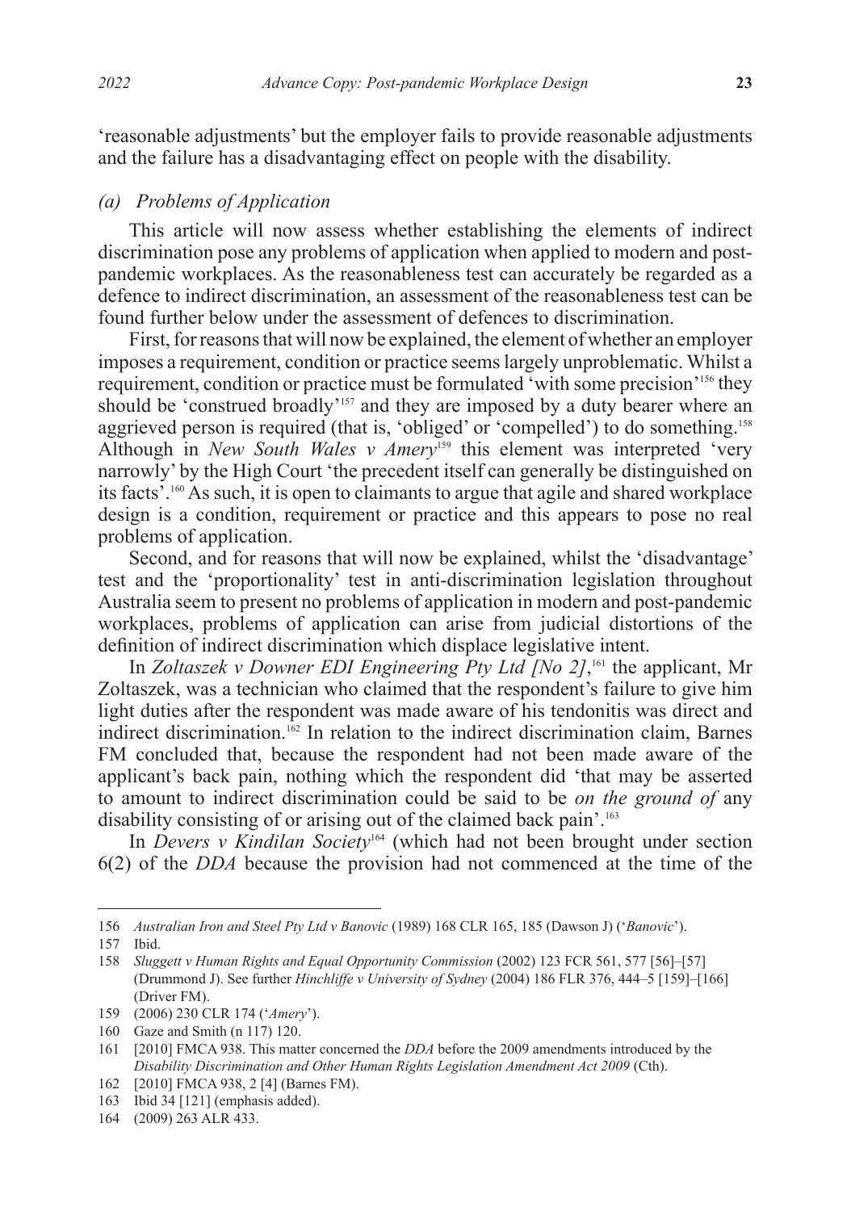'reasonable adjustments' but the employer fails to provide reasonable adjustments and the failure has a disadvantaging effect on people with the disability.

### *(a) Problems of Application*

This article will now assess whether establishing the elements of indirect discrimination pose any problems of application when applied to modern and post-pandemic workplaces. As the reasonableness test can accurately be regarded as a defence to indirect discrimination, an assessment of the reasonableness test can be found further below under the assessment of defences to discrimination.

First, for reasons that will now be explained, the element of whether an employer imposes a requirement, condition or practice seems largely unproblematic. Whilst a requirement, condition or practice must be formulated 'with some precision'[156] they should be 'construed broadly'[157] and they are imposed by a duty bearer where an aggrieved person is required (that is, 'obliged' or 'compelled') to do something.[158] Although in *New South Wales v Amery*[159] this element was interpreted 'very narrowly' by the High Court 'the precedent itself can generally be distinguished on its facts'.[160] As such, it is open to claimants to argue that agile and shared workplace design is a condition, requirement or practice and this appears to pose no real problems of application.

Second, and for reasons that will now be explained, whilst the 'disadvantage' test and the 'proportionality' test in anti-discrimination legislation throughout Australia seem to present no problems of application in modern and post-pandemic workplaces, problems of application can arise from judicial distortions of the definition of indirect discrimination which displace legislative intent.

In *Zoltaszek v Downer EDI Engineering Pty Ltd [No 2]*,[161] the applicant, Mr Zoltaszek, was a technician who claimed that the respondent's failure to give him light duties after the respondent was made aware of his tendonitis was direct and indirect discrimination.[162] In relation to the indirect discrimination claim, Barnes FM concluded that, because the respondent had not been made aware of the applicant's back pain, nothing which the respondent did 'that may be asserted to amount to indirect discrimination could be said to be *on the ground of* any disability consisting of or arising out of the claimed back pain'.[163]

In *Devers v Kindilan Society*[164] (which had not been brought under section 6(2) of the *DDA* because the provision had not commenced at the time of the

---

156 *Australian Iron and Steel Pty Ltd v Banovic* (1989) 168 CLR 165, 185 (Dawson J) ('*Banovic*').

157 Ibid.

158 *Sluggett v Human Rights and Equal Opportunity Commission* (2002) 123 FCR 561, 577 [56]–[57] (Drummond J). See further *Hinchliffe v University of Sydney* (2004) 186 FLR 376, 444–5 [159]–[166] (Driver FM).

159 (2006) 230 CLR 174 ('*Amery*').

160 Gaze and Smith (n 117) 120.

161 [2010] FMCA 938. This matter concerned the *DDA* before the 2009 amendments introduced by the *Disability Discrimination and Other Human Rights Legislation Amendment Act 2009* (Cth).

162 [2010] FMCA 938, 2 [4] (Barnes FM).

163 Ibid 34 [121] (emphasis added).

164 (2009) 263 ALR 433.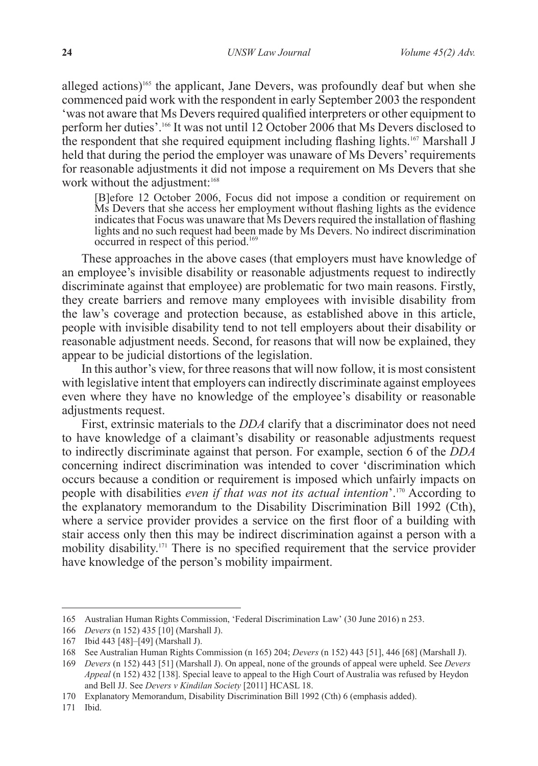alleged actions)[165] the applicant, Jane Devers, was profoundly deaf but when she commenced paid work with the respondent in early September 2003 the respondent 'was not aware that Ms Devers required qualified interpreters or other equipment to perform her duties'.[166] It was not until 12 October 2006 that Ms Devers disclosed to the respondent that she required equipment including flashing lights.[167] Marshall J held that during the period the employer was unaware of Ms Devers' requirements for reasonable adjustments it did not impose a requirement on Ms Devers that she work without the adjustment:[168]

> [B]efore 12 October 2006, Focus did not impose a condition or requirement on Ms Devers that she access her employment without flashing lights as the evidence indicates that Focus was unaware that Ms Devers required the installation of flashing lights and no such request had been made by Ms Devers. No indirect discrimination occurred in respect of this period.[169]

These approaches in the above cases (that employers must have knowledge of an employee's invisible disability or reasonable adjustments request to indirectly discriminate against that employee) are problematic for two main reasons. Firstly, they create barriers and remove many employees with invisible disability from the law's coverage and protection because, as established above in this article, people with invisible disability tend to not tell employers about their disability or reasonable adjustment needs. Second, for reasons that will now be explained, they appear to be judicial distortions of the legislation.

In this author's view, for three reasons that will now follow, it is most consistent with legislative intent that employers can indirectly discriminate against employees even where they have no knowledge of the employee's disability or reasonable adjustments request.

First, extrinsic materials to the *DDA* clarify that a discriminator does not need to have knowledge of a claimant's disability or reasonable adjustments request to indirectly discriminate against that person. For example, section 6 of the *DDA* concerning indirect discrimination was intended to cover 'discrimination which occurs because a condition or requirement is imposed which unfairly impacts on people with disabilities *even if that was not its actual intention*'.[170] According to the explanatory memorandum to the Disability Discrimination Bill 1992 (Cth), where a service provider provides a service on the first floor of a building with stair access only then this may be indirect discrimination against a person with a mobility disability.[171] There is no specified requirement that the service provider have knowledge of the person's mobility impairment.

---

165 Australian Human Rights Commission, 'Federal Discrimination Law' (30 June 2016) n 253.

166 *Devers* (n 152) 435 [10] (Marshall J).

167 Ibid 443 [48]–[49] (Marshall J).

168 See Australian Human Rights Commission (n 165) 204; *Devers* (n 152) 443 [51], 446 [68] (Marshall J).

169 *Devers* (n 152) 443 [51] (Marshall J). On appeal, none of the grounds of appeal were upheld. See *Devers Appeal* (n 152) 432 [138]. Special leave to appeal to the High Court of Australia was refused by Heydon and Bell JJ. See *Devers v Kindilan Society* [2011] HCASL 18.

170 Explanatory Memorandum, Disability Discrimination Bill 1992 (Cth) 6 (emphasis added).

171 Ibid.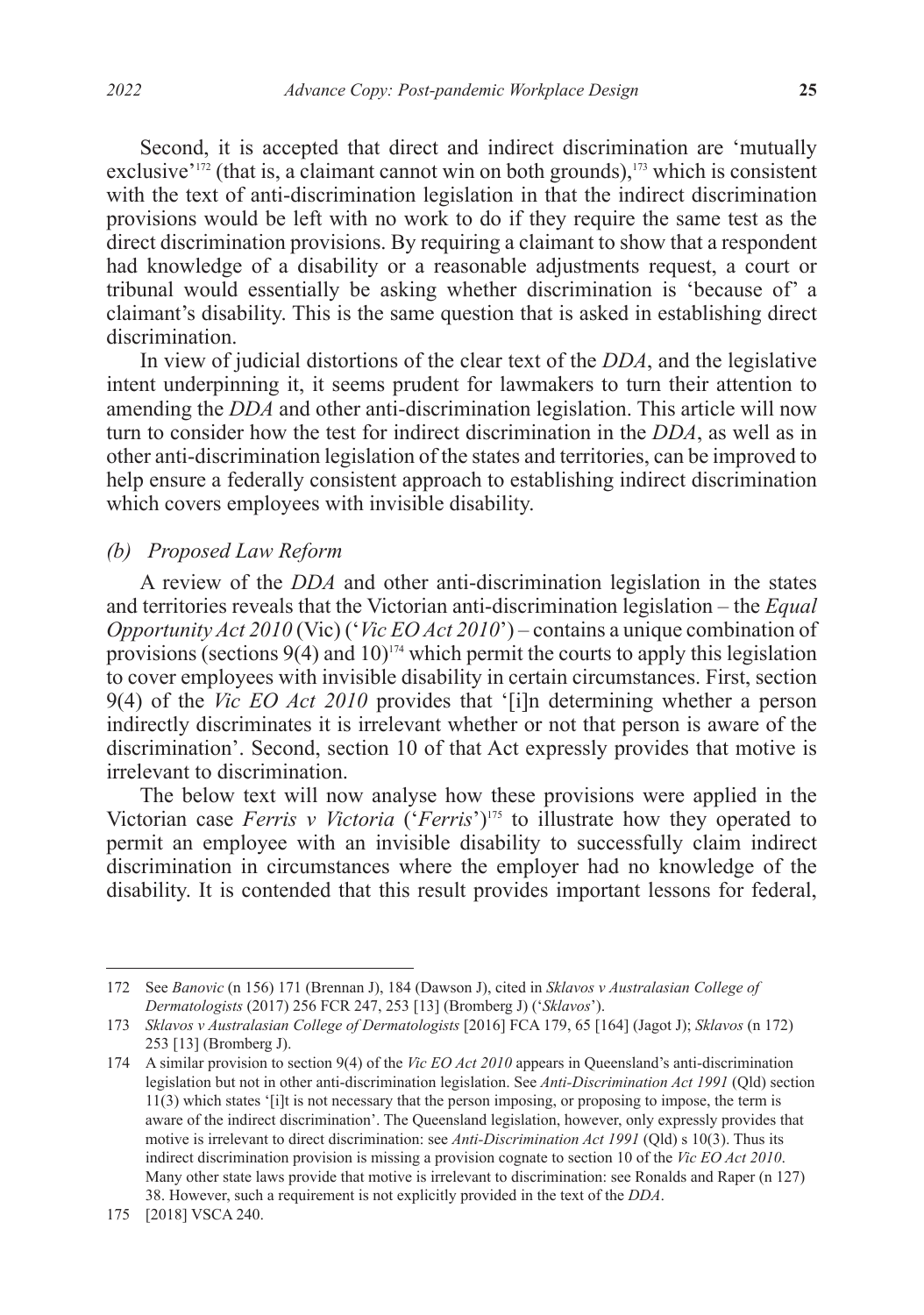Second, it is accepted that direct and indirect discrimination are 'mutually exclusive'[172] (that is, a claimant cannot win on both grounds),[173] which is consistent with the text of anti-discrimination legislation in that the indirect discrimination provisions would be left with no work to do if they require the same test as the direct discrimination provisions. By requiring a claimant to show that a respondent had knowledge of a disability or a reasonable adjustments request, a court or tribunal would essentially be asking whether discrimination is 'because of' a claimant's disability. This is the same question that is asked in establishing direct discrimination.

In view of judicial distortions of the clear text of the *DDA*, and the legislative intent underpinning it, it seems prudent for lawmakers to turn their attention to amending the *DDA* and other anti-discrimination legislation. This article will now turn to consider how the test for indirect discrimination in the *DDA*, as well as in other anti-discrimination legislation of the states and territories, can be improved to help ensure a federally consistent approach to establishing indirect discrimination which covers employees with invisible disability.

### *(b) Proposed Law Reform*

A review of the *DDA* and other anti-discrimination legislation in the states and territories reveals that the Victorian anti-discrimination legislation – the *Equal Opportunity Act 2010* (Vic) ('*Vic EO Act 2010*') – contains a unique combination of provisions (sections 9(4) and 10)[174] which permit the courts to apply this legislation to cover employees with invisible disability in certain circumstances. First, section 9(4) of the *Vic EO Act 2010* provides that '[i]n determining whether a person indirectly discriminates it is irrelevant whether or not that person is aware of the discrimination'. Second, section 10 of that Act expressly provides that motive is irrelevant to discrimination.

The below text will now analyse how these provisions were applied in the Victorian case *Ferris v Victoria* ('*Ferris*')[175] to illustrate how they operated to permit an employee with an invisible disability to successfully claim indirect discrimination in circumstances where the employer had no knowledge of the disability. It is contended that this result provides important lessons for federal,

---

172 See *Banovic* (n 156) 171 (Brennan J), 184 (Dawson J), cited in *Sklavos v Australasian College of Dermatologists* (2017) 256 FCR 247, 253 [13] (Bromberg J) ('*Sklavos*').

173 *Sklavos v Australasian College of Dermatologists* [2016] FCA 179, 65 [164] (Jagot J); *Sklavos* (n 172) 253 [13] (Bromberg J).

174 A similar provision to section 9(4) of the *Vic EO Act 2010* appears in Queensland's anti-discrimination legislation but not in other anti-discrimination legislation. See *Anti-Discrimination Act 1991* (Qld) section 11(3) which states '[i]t is not necessary that the person imposing, or proposing to impose, the term is aware of the indirect discrimination'. The Queensland legislation, however, only expressly provides that motive is irrelevant to direct discrimination: see *Anti-Discrimination Act 1991* (Qld) s 10(3). Thus its indirect discrimination provision is missing a provision cognate to section 10 of the *Vic EO Act 2010*. Many other state laws provide that motive is irrelevant to discrimination: see Ronalds and Raper (n 127) 38. However, such a requirement is not explicitly provided in the text of the *DDA*.

175 [2018] VSCA 240.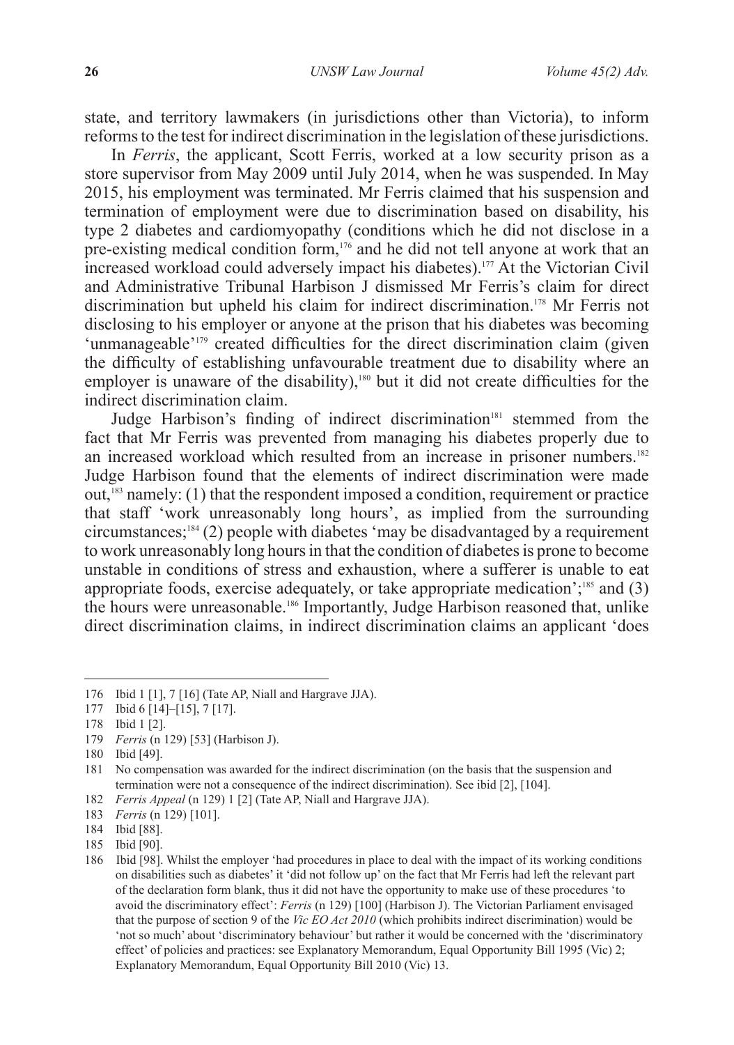state, and territory lawmakers (in jurisdictions other than Victoria), to inform reforms to the test for indirect discrimination in the legislation of these jurisdictions.

In *Ferris*, the applicant, Scott Ferris, worked at a low security prison as a store supervisor from May 2009 until July 2014, when he was suspended. In May 2015, his employment was terminated. Mr Ferris claimed that his suspension and termination of employment were due to discrimination based on disability, his type 2 diabetes and cardiomyopathy (conditions which he did not disclose in a pre-existing medical condition form,[176] and he did not tell anyone at work that an increased workload could adversely impact his diabetes).[177] At the Victorian Civil and Administrative Tribunal Harbison J dismissed Mr Ferris's claim for direct discrimination but upheld his claim for indirect discrimination.[178] Mr Ferris not disclosing to his employer or anyone at the prison that his diabetes was becoming 'unmanageable'[179] created difficulties for the direct discrimination claim (given the difficulty of establishing unfavourable treatment due to disability where an employer is unaware of the disability),[180] but it did not create difficulties for the indirect discrimination claim.

Judge Harbison's finding of indirect discrimination[181] stemmed from the fact that Mr Ferris was prevented from managing his diabetes properly due to an increased workload which resulted from an increase in prisoner numbers.[182] Judge Harbison found that the elements of indirect discrimination were made out,[183] namely: (1) that the respondent imposed a condition, requirement or practice that staff 'work unreasonably long hours', as implied from the surrounding circumstances;[184] (2) people with diabetes 'may be disadvantaged by a requirement to work unreasonably long hours in that the condition of diabetes is prone to become unstable in conditions of stress and exhaustion, where a sufferer is unable to eat appropriate foods, exercise adequately, or take appropriate medication';[185] and (3) the hours were unreasonable.[186] Importantly, Judge Harbison reasoned that, unlike direct discrimination claims, in indirect discrimination claims an applicant 'does

---

176 Ibid 1 [1], 7 [16] (Tate AP, Niall and Hargrave JJA).

177 Ibid 6 [14]–[15], 7 [17].

178 Ibid 1 [2].

179 *Ferris* (n 129) [53] (Harbison J).

180 Ibid [49].

181 No compensation was awarded for the indirect discrimination (on the basis that the suspension and termination were not a consequence of the indirect discrimination). See ibid [2], [104].

182 *Ferris Appeal* (n 129) 1 [2] (Tate AP, Niall and Hargrave JJA).

183 *Ferris* (n 129) [101].

184 Ibid [88].

185 Ibid [90].

186 Ibid [98]. Whilst the employer 'had procedures in place to deal with the impact of its working conditions on disabilities such as diabetes' it 'did not follow up' on the fact that Mr Ferris had left the relevant part of the declaration form blank, thus it did not have the opportunity to make use of these procedures 'to avoid the discriminatory effect': *Ferris* (n 129) [100] (Harbison J). The Victorian Parliament envisaged that the purpose of section 9 of the *Vic EO Act 2010* (which prohibits indirect discrimination) would be 'not so much' about 'discriminatory behaviour' but rather it would be concerned with the 'discriminatory effect' of policies and practices: see Explanatory Memorandum, Equal Opportunity Bill 1995 (Vic) 2; Explanatory Memorandum, Equal Opportunity Bill 2010 (Vic) 13.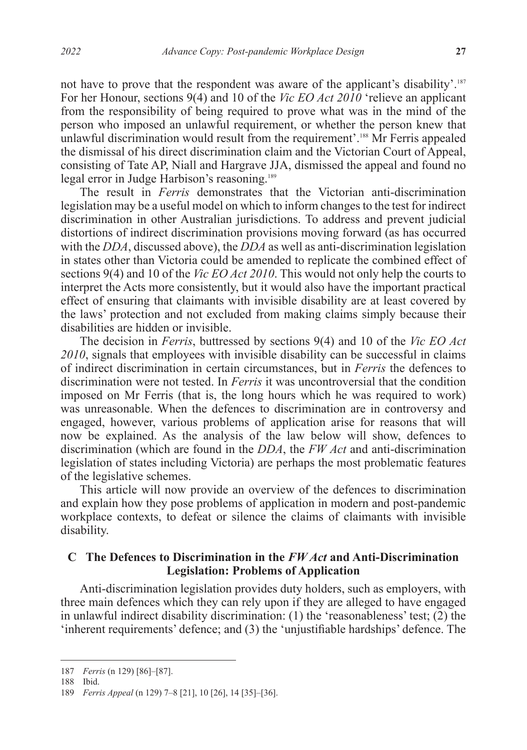not have to prove that the respondent was aware of the applicant's disability'.[187] For her Honour, sections 9(4) and 10 of the *Vic EO Act 2010* 'relieve an applicant from the responsibility of being required to prove what was in the mind of the person who imposed an unlawful requirement, or whether the person knew that unlawful discrimination would result from the requirement'.[188] Mr Ferris appealed the dismissal of his direct discrimination claim and the Victorian Court of Appeal, consisting of Tate AP, Niall and Hargrave JJA, dismissed the appeal and found no legal error in Judge Harbison's reasoning.[189]

The result in *Ferris* demonstrates that the Victorian anti-discrimination legislation may be a useful model on which to inform changes to the test for indirect discrimination in other Australian jurisdictions. To address and prevent judicial distortions of indirect discrimination provisions moving forward (as has occurred with the *DDA*, discussed above), the *DDA* as well as anti-discrimination legislation in states other than Victoria could be amended to replicate the combined effect of sections 9(4) and 10 of the *Vic EO Act 2010*. This would not only help the courts to interpret the Acts more consistently, but it would also have the important practical effect of ensuring that claimants with invisible disability are at least covered by the laws' protection and not excluded from making claims simply because their disabilities are hidden or invisible.

The decision in *Ferris*, buttressed by sections 9(4) and 10 of the *Vic EO Act 2010*, signals that employees with invisible disability can be successful in claims of indirect discrimination in certain circumstances, but in *Ferris* the defences to discrimination were not tested. In *Ferris* it was uncontroversial that the condition imposed on Mr Ferris (that is, the long hours which he was required to work) was unreasonable. When the defences to discrimination are in controversy and engaged, however, various problems of application arise for reasons that will now be explained. As the analysis of the law below will show, defences to discrimination (which are found in the *DDA*, the *FW Act* and anti-discrimination legislation of states including Victoria) are perhaps the most problematic features of the legislative schemes.

This article will now provide an overview of the defences to discrimination and explain how they pose problems of application in modern and post-pandemic workplace contexts, to defeat or silence the claims of claimants with invisible disability.

### C The Defences to Discrimination in the *FW Act* and Anti-Discrimination Legislation: Problems of Application

Anti-discrimination legislation provides duty holders, such as employers, with three main defences which they can rely upon if they are alleged to have engaged in unlawful indirect disability discrimination: (1) the 'reasonableness' test; (2) the 'inherent requirements' defence; and (3) the 'unjustifiable hardships' defence. The

---

187 *Ferris* (n 129) [86]–[87].

188 Ibid.

189 *Ferris Appeal* (n 129) 7–8 [21], 10 [26], 14 [35]–[36].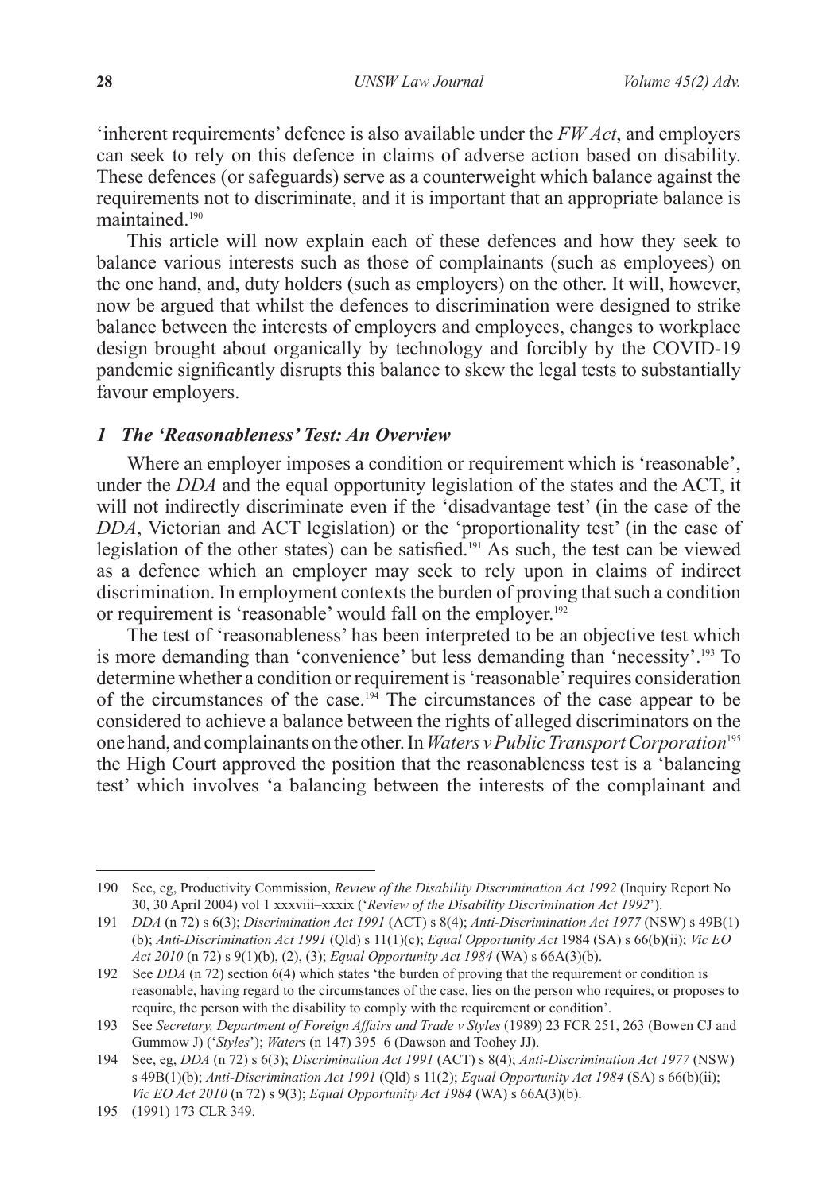'inherent requirements' defence is also available under the *FW Act*, and employers can seek to rely on this defence in claims of adverse action based on disability. These defences (or safeguards) serve as a counterweight which balance against the requirements not to discriminate, and it is important that an appropriate balance is maintained.[190]

This article will now explain each of these defences and how they seek to balance various interests such as those of complainants (such as employees) on the one hand, and, duty holders (such as employers) on the other. It will, however, now be argued that whilst the defences to discrimination were designed to strike balance between the interests of employers and employees, changes to workplace design brought about organically by technology and forcibly by the COVID-19 pandemic significantly disrupts this balance to skew the legal tests to substantially favour employers.

### *1 The 'Reasonableness' Test: An Overview*

Where an employer imposes a condition or requirement which is 'reasonable', under the *DDA* and the equal opportunity legislation of the states and the ACT, it will not indirectly discriminate even if the 'disadvantage test' (in the case of the *DDA*, Victorian and ACT legislation) or the 'proportionality test' (in the case of legislation of the other states) can be satisfied.[191] As such, the test can be viewed as a defence which an employer may seek to rely upon in claims of indirect discrimination. In employment contexts the burden of proving that such a condition or requirement is 'reasonable' would fall on the employer.[192]

The test of 'reasonableness' has been interpreted to be an objective test which is more demanding than 'convenience' but less demanding than 'necessity'.[193] To determine whether a condition or requirement is 'reasonable' requires consideration of the circumstances of the case.[194] The circumstances of the case appear to be considered to achieve a balance between the rights of alleged discriminators on the one hand, and complainants on the other. In *Waters v Public Transport Corporation*[195] the High Court approved the position that the reasonableness test is a 'balancing test' which involves 'a balancing between the interests of the complainant and

---

190 See, eg, Productivity Commission, *Review of the Disability Discrimination Act 1992* (Inquiry Report No 30, 30 April 2004) vol 1 xxxviii–xxxix ('*Review of the Disability Discrimination Act 1992*').

191 *DDA* (n 72) s 6(3); *Discrimination Act 1991* (ACT) s 8(4); *Anti-Discrimination Act 1977* (NSW) s 49B(1)(b); *Anti-Discrimination Act 1991* (Qld) s 11(1)(c); *Equal Opportunity Act* 1984 (SA) s 66(b)(ii); *Vic EO Act 2010* (n 72) s 9(1)(b), (2), (3); *Equal Opportunity Act 1984* (WA) s 66A(3)(b).

192 See *DDA* (n 72) section 6(4) which states 'the burden of proving that the requirement or condition is reasonable, having regard to the circumstances of the case, lies on the person who requires, or proposes to require, the person with the disability to comply with the requirement or condition'.

193 See *Secretary, Department of Foreign Affairs and Trade v Styles* (1989) 23 FCR 251, 263 (Bowen CJ and Gummow J) ('*Styles*'); *Waters* (n 147) 395–6 (Dawson and Toohey JJ).

194 See, eg, *DDA* (n 72) s 6(3); *Discrimination Act 1991* (ACT) s 8(4); *Anti-Discrimination Act 1977* (NSW) s 49B(1)(b); *Anti-Discrimination Act 1991* (Qld) s 11(2); *Equal Opportunity Act 1984* (SA) s 66(b)(ii); *Vic EO Act 2010* (n 72) s 9(3); *Equal Opportunity Act 1984* (WA) s 66A(3)(b).

195 (1991) 173 CLR 349.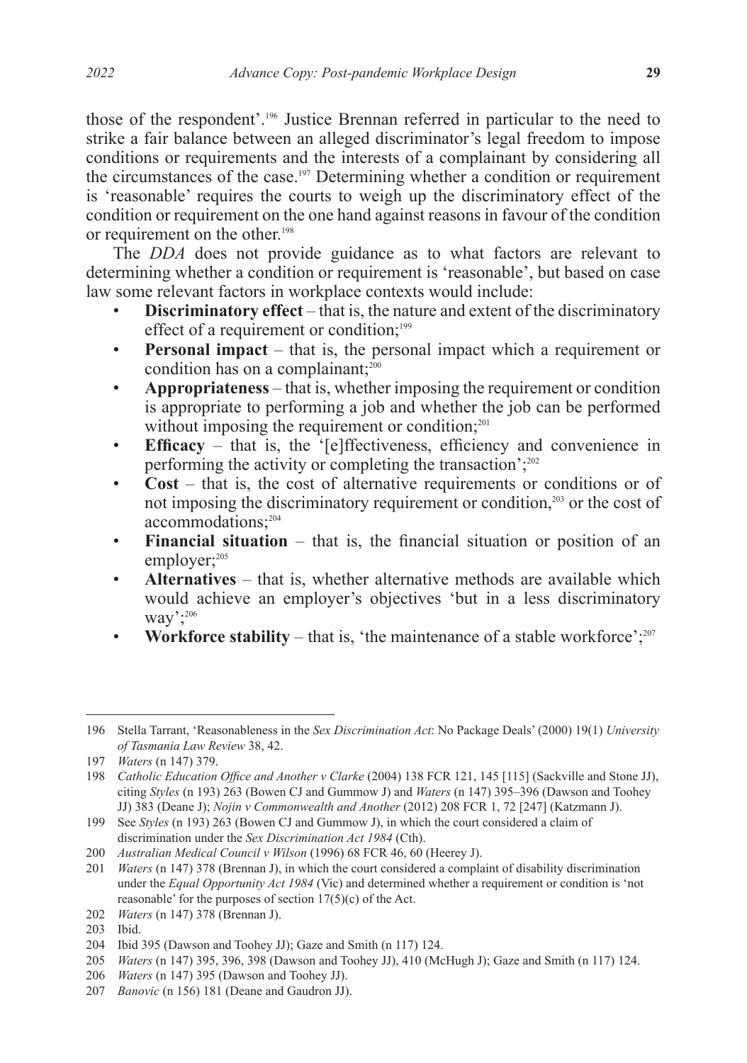those of the respondent'.[196] Justice Brennan referred in particular to the need to strike a fair balance between an alleged discriminator's legal freedom to impose conditions or requirements and the interests of a complainant by considering all the circumstances of the case.[197] Determining whether a condition or requirement is 'reasonable' requires the courts to weigh up the discriminatory effect of the condition or requirement on the one hand against reasons in favour of the condition or requirement on the other.[198]

The *DDA* does not provide guidance as to what factors are relevant to determining whether a condition or requirement is 'reasonable', but based on case law some relevant factors in workplace contexts would include:

- **Discriminatory effect** – that is, the nature and extent of the discriminatory effect of a requirement or condition;[199]
- **Personal impact** – that is, the personal impact which a requirement or condition has on a complainant;[200]
- **Appropriateness** – that is, whether imposing the requirement or condition is appropriate to performing a job and whether the job can be performed without imposing the requirement or condition;[201]
- **Efficacy** – that is, the '[e]ffectiveness, efficiency and convenience in performing the activity or completing the transaction';[202]
- **Cost** – that is, the cost of alternative requirements or conditions or of not imposing the discriminatory requirement or condition,[203] or the cost of accommodations;[204]
- **Financial situation** – that is, the financial situation or position of an employer;[205]
- **Alternatives** – that is, whether alternative methods are available which would achieve an employer's objectives 'but in a less discriminatory way';[206]
- **Workforce stability** – that is, 'the maintenance of a stable workforce';[207]

---

196 Stella Tarrant, 'Reasonableness in the *Sex Discrimination Act*: No Package Deals' (2000) 19(1) *University of Tasmania Law Review* 38, 42.

197 *Waters* (n 147) 379.

198 *Catholic Education Office and Another v Clarke* (2004) 138 FCR 121, 145 [115] (Sackville and Stone JJ), citing *Styles* (n 193) 263 (Bowen CJ and Gummow J) and *Waters* (n 147) 395–396 (Dawson and Toohey JJ) 383 (Deane J); *Nojin v Commonwealth and Another* (2012) 208 FCR 1, 72 [247] (Katzmann J).

199 See *Styles* (n 193) 263 (Bowen CJ and Gummow J), in which the court considered a claim of discrimination under the *Sex Discrimination Act 1984* (Cth).

200 *Australian Medical Council v Wilson* (1996) 68 FCR 46, 60 (Heerey J).

201 *Waters* (n 147) 378 (Brennan J), in which the court considered a complaint of disability discrimination under the *Equal Opportunity Act 1984* (Vic) and determined whether a requirement or condition is 'not reasonable' for the purposes of section 17(5)(c) of the Act.

202 *Waters* (n 147) 378 (Brennan J).

203 Ibid.

204 Ibid 395 (Dawson and Toohey JJ); Gaze and Smith (n 117) 124.

205 *Waters* (n 147) 395, 396, 398 (Dawson and Toohey JJ), 410 (McHugh J); Gaze and Smith (n 117) 124.

206 *Waters* (n 147) 395 (Dawson and Toohey JJ).

207 *Banovic* (n 156) 181 (Deane and Gaudron JJ).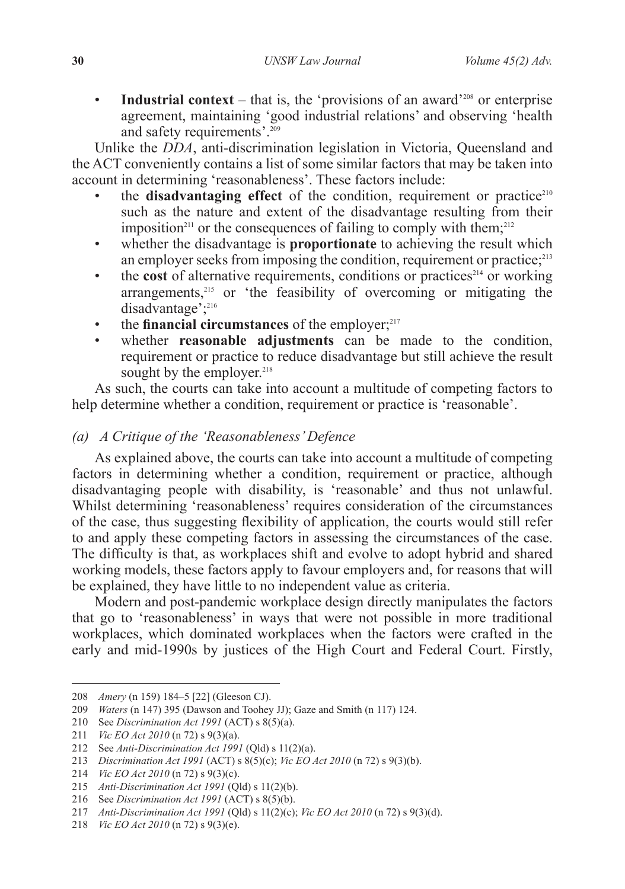- **Industrial context** – that is, the 'provisions of an award'[208] or enterprise agreement, maintaining 'good industrial relations' and observing 'health and safety requirements'.[209]

Unlike the *DDA*, anti-discrimination legislation in Victoria, Queensland and the ACT conveniently contains a list of some similar factors that may be taken into account in determining 'reasonableness'. These factors include:

- the **disadvantaging effect** of the condition, requirement or practice[210] such as the nature and extent of the disadvantage resulting from their imposition[211] or the consequences of failing to comply with them;[212]
- whether the disadvantage is **proportionate** to achieving the result which an employer seeks from imposing the condition, requirement or practice;[213]
- the **cost** of alternative requirements, conditions or practices[214] or working arrangements,[215] or 'the feasibility of overcoming or mitigating the disadvantage';[216]
- the **financial circumstances** of the employer;[217]
- whether **reasonable adjustments** can be made to the condition, requirement or practice to reduce disadvantage but still achieve the result sought by the employer.[218]

As such, the courts can take into account a multitude of competing factors to help determine whether a condition, requirement or practice is 'reasonable'.

### *(a) A Critique of the 'Reasonableness' Defence*

As explained above, the courts can take into account a multitude of competing factors in determining whether a condition, requirement or practice, although disadvantaging people with disability, is 'reasonable' and thus not unlawful. Whilst determining 'reasonableness' requires consideration of the circumstances of the case, thus suggesting flexibility of application, the courts would still refer to and apply these competing factors in assessing the circumstances of the case. The difficulty is that, as workplaces shift and evolve to adopt hybrid and shared working models, these factors apply to favour employers and, for reasons that will be explained, they have little to no independent value as criteria.

Modern and post-pandemic workplace design directly manipulates the factors that go to 'reasonableness' in ways that were not possible in more traditional workplaces, which dominated workplaces when the factors were crafted in the early and mid-1990s by justices of the High Court and Federal Court. Firstly,

---

208 *Amery* (n 159) 184–5 [22] (Gleeson CJ).

209 *Waters* (n 147) 395 (Dawson and Toohey JJ); Gaze and Smith (n 117) 124.

210 See *Discrimination Act 1991* (ACT) s 8(5)(a).

211 *Vic EO Act 2010* (n 72) s 9(3)(a).

212 See *Anti-Discrimination Act 1991* (Qld) s 11(2)(a).

213 *Discrimination Act 1991* (ACT) s 8(5)(c); *Vic EO Act 2010* (n 72) s 9(3)(b).

214 *Vic EO Act 2010* (n 72) s 9(3)(c).

215 *Anti-Discrimination Act 1991* (Qld) s 11(2)(b).

216 See *Discrimination Act 1991* (ACT) s 8(5)(b).

217 *Anti-Discrimination Act 1991* (Qld) s 11(2)(c); *Vic EO Act 2010* (n 72) s 9(3)(d).

218 *Vic EO Act 2010* (n 72) s 9(3)(e).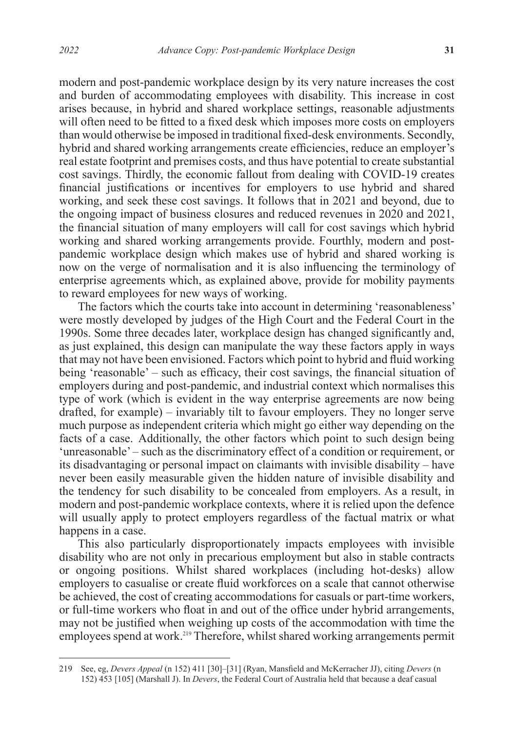modern and post-pandemic workplace design by its very nature increases the cost and burden of accommodating employees with disability. This increase in cost arises because, in hybrid and shared workplace settings, reasonable adjustments will often need to be fitted to a fixed desk which imposes more costs on employers than would otherwise be imposed in traditional fixed-desk environments. Secondly, hybrid and shared working arrangements create efficiencies, reduce an employer's real estate footprint and premises costs, and thus have potential to create substantial cost savings. Thirdly, the economic fallout from dealing with COVID-19 creates financial justifications or incentives for employers to use hybrid and shared working, and seek these cost savings. It follows that in 2021 and beyond, due to the ongoing impact of business closures and reduced revenues in 2020 and 2021, the financial situation of many employers will call for cost savings which hybrid working and shared working arrangements provide. Fourthly, modern and post-pandemic workplace design which makes use of hybrid and shared working is now on the verge of normalisation and it is also influencing the terminology of enterprise agreements which, as explained above, provide for mobility payments to reward employees for new ways of working.

The factors which the courts take into account in determining 'reasonableness' were mostly developed by judges of the High Court and the Federal Court in the 1990s. Some three decades later, workplace design has changed significantly and, as just explained, this design can manipulate the way these factors apply in ways that may not have been envisioned. Factors which point to hybrid and fluid working being 'reasonable' – such as efficacy, their cost savings, the financial situation of employers during and post-pandemic, and industrial context which normalises this type of work (which is evident in the way enterprise agreements are now being drafted, for example) – invariably tilt to favour employers. They no longer serve much purpose as independent criteria which might go either way depending on the facts of a case. Additionally, the other factors which point to such design being 'unreasonable' – such as the discriminatory effect of a condition or requirement, or its disadvantaging or personal impact on claimants with invisible disability – have never been easily measurable given the hidden nature of invisible disability and the tendency for such disability to be concealed from employers. As a result, in modern and post-pandemic workplace contexts, where it is relied upon the defence will usually apply to protect employers regardless of the factual matrix or what happens in a case.

This also particularly disproportionately impacts employees with invisible disability who are not only in precarious employment but also in stable contracts or ongoing positions. Whilst shared workplaces (including hot-desks) allow employers to casualise or create fluid workforces on a scale that cannot otherwise be achieved, the cost of creating accommodations for casuals or part-time workers, or full-time workers who float in and out of the office under hybrid arrangements, may not be justified when weighing up costs of the accommodation with time the employees spend at work.[219] Therefore, whilst shared working arrangements permit

---

219 See, eg, *Devers Appeal* (n 152) 411 [30]–[31] (Ryan, Mansfield and McKerracher JJ), citing *Devers* (n 152) 453 [105] (Marshall J). In *Devers*, the Federal Court of Australia held that because a deaf casual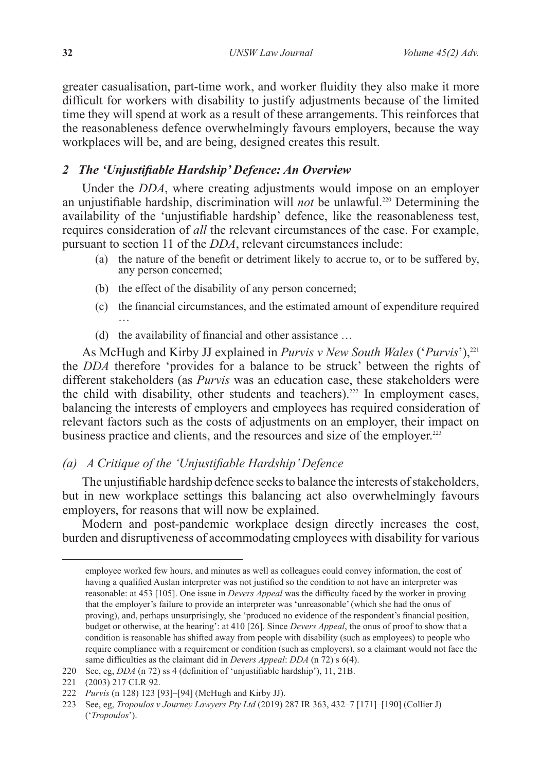greater casualisation, part-time work, and worker fluidity they also make it more difficult for workers with disability to justify adjustments because of the limited time they will spend at work as a result of these arrangements. This reinforces that the reasonableness defence overwhelmingly favours employers, because the way workplaces will be, and are being, designed creates this result.

### *2 The 'Unjustifiable Hardship' Defence: An Overview*

Under the *DDA*, where creating adjustments would impose on an employer an unjustifiable hardship, discrimination will *not* be unlawful.[220] Determining the availability of the 'unjustifiable hardship' defence, like the reasonableness test, requires consideration of *all* the relevant circumstances of the case. For example, pursuant to section 11 of the *DDA*, relevant circumstances include:

> (a) the nature of the benefit or detriment likely to accrue to, or to be suffered by, any person concerned;
>
> (b) the effect of the disability of any person concerned;
>
> (c) the financial circumstances, and the estimated amount of expenditure required …
>
> (d) the availability of financial and other assistance …

As McHugh and Kirby JJ explained in *Purvis v New South Wales* ('*Purvis*'),[221] the *DDA* therefore 'provides for a balance to be struck' between the rights of different stakeholders (as *Purvis* was an education case, these stakeholders were the child with disability, other students and teachers).[222] In employment cases, balancing the interests of employers and employees has required consideration of relevant factors such as the costs of adjustments on an employer, their impact on business practice and clients, and the resources and size of the employer.[223]

#### *(a) A Critique of the 'Unjustifiable Hardship' Defence*

The unjustifiable hardship defence seeks to balance the interests of stakeholders, but in new workplace settings this balancing act also overwhelmingly favours employers, for reasons that will now be explained.

Modern and post-pandemic workplace design directly increases the cost, burden and disruptiveness of accommodating employees with disability for various

---

employee worked few hours, and minutes as well as colleagues could convey information, the cost of having a qualified Auslan interpreter was not justified so the condition to not have an interpreter was reasonable: at 453 [105]. One issue in *Devers Appeal* was the difficulty faced by the worker in proving that the employer's failure to provide an interpreter was 'unreasonable' (which she had the onus of proving), and, perhaps unsurprisingly, she 'produced no evidence of the respondent's financial position, budget or otherwise, at the hearing': at 410 [26]. Since *Devers Appeal*, the onus of proof to show that a condition is reasonable has shifted away from people with disability (such as employees) to people who require compliance with a requirement or condition (such as employers), so a claimant would not face the same difficulties as the claimant did in *Devers Appeal*: *DDA* (n 72) s 6(4).

220 See, eg, *DDA* (n 72) ss 4 (definition of 'unjustifiable hardship'), 11, 21B.

221 (2003) 217 CLR 92.

222 *Purvis* (n 128) 123 [93]–[94] (McHugh and Kirby JJ).

223 See, eg, *Tropoulos v Journey Lawyers Pty Ltd* (2019) 287 IR 363, 432–7 [171]–[190] (Collier J) ('*Tropoulos*').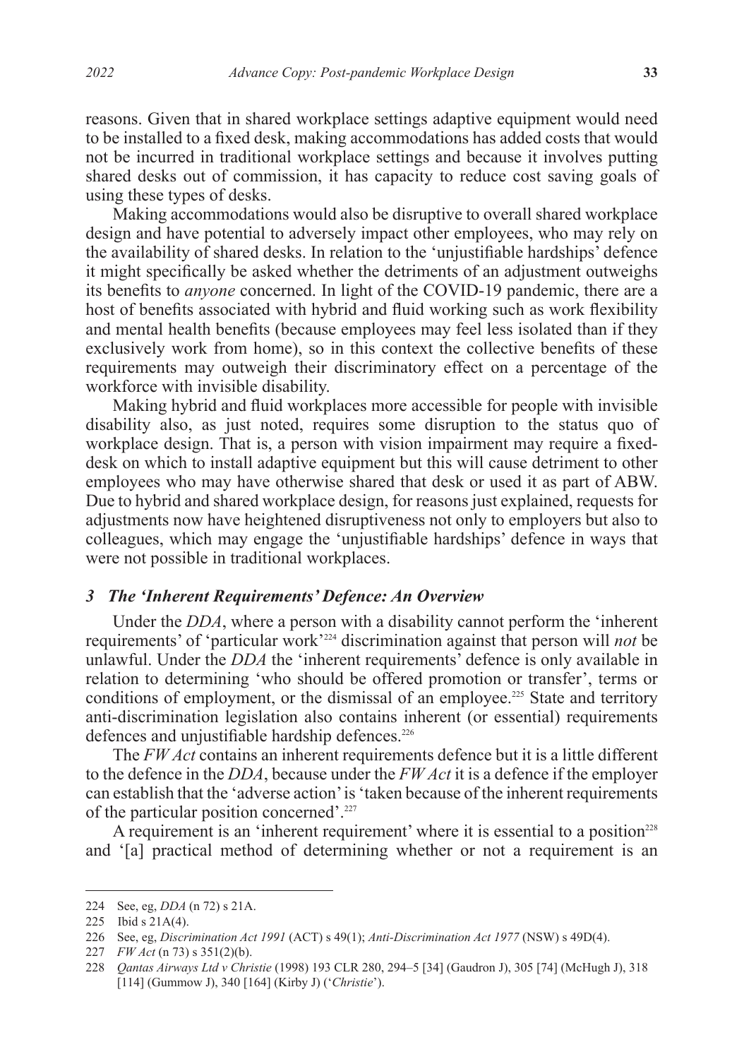reasons. Given that in shared workplace settings adaptive equipment would need to be installed to a fixed desk, making accommodations has added costs that would not be incurred in traditional workplace settings and because it involves putting shared desks out of commission, it has capacity to reduce cost saving goals of using these types of desks.

Making accommodations would also be disruptive to overall shared workplace design and have potential to adversely impact other employees, who may rely on the availability of shared desks. In relation to the 'unjustifiable hardships' defence it might specifically be asked whether the detriments of an adjustment outweighs its benefits to *anyone* concerned. In light of the COVID-19 pandemic, there are a host of benefits associated with hybrid and fluid working such as work flexibility and mental health benefits (because employees may feel less isolated than if they exclusively work from home), so in this context the collective benefits of these requirements may outweigh their discriminatory effect on a percentage of the workforce with invisible disability.

Making hybrid and fluid workplaces more accessible for people with invisible disability also, as just noted, requires some disruption to the status quo of workplace design. That is, a person with vision impairment may require a fixed-desk on which to install adaptive equipment but this will cause detriment to other employees who may have otherwise shared that desk or used it as part of ABW. Due to hybrid and shared workplace design, for reasons just explained, requests for adjustments now have heightened disruptiveness not only to employers but also to colleagues, which may engage the 'unjustifiable hardships' defence in ways that were not possible in traditional workplaces.

### *3 The 'Inherent Requirements' Defence: An Overview*

Under the *DDA*, where a person with a disability cannot perform the 'inherent requirements' of 'particular work'[224] discrimination against that person will *not* be unlawful. Under the *DDA* the 'inherent requirements' defence is only available in relation to determining 'who should be offered promotion or transfer', terms or conditions of employment, or the dismissal of an employee.[225] State and territory anti-discrimination legislation also contains inherent (or essential) requirements defences and unjustifiable hardship defences.[226]

The *FW Act* contains an inherent requirements defence but it is a little different to the defence in the *DDA*, because under the *FW Act* it is a defence if the employer can establish that the 'adverse action' is 'taken because of the inherent requirements of the particular position concerned'.[227]

A requirement is an 'inherent requirement' where it is essential to a position[228] and '[a] practical method of determining whether or not a requirement is an

---

224 See, eg, *DDA* (n 72) s 21A.

225 Ibid s 21A(4).

226 See, eg, *Discrimination Act 1991* (ACT) s 49(1); *Anti-Discrimination Act 1977* (NSW) s 49D(4).

227 *FW Act* (n 73) s 351(2)(b).

228 *Qantas Airways Ltd v Christie* (1998) 193 CLR 280, 294–5 [34] (Gaudron J), 305 [74] (McHugh J), 318 [114] (Gummow J), 340 [164] (Kirby J) ('*Christie*').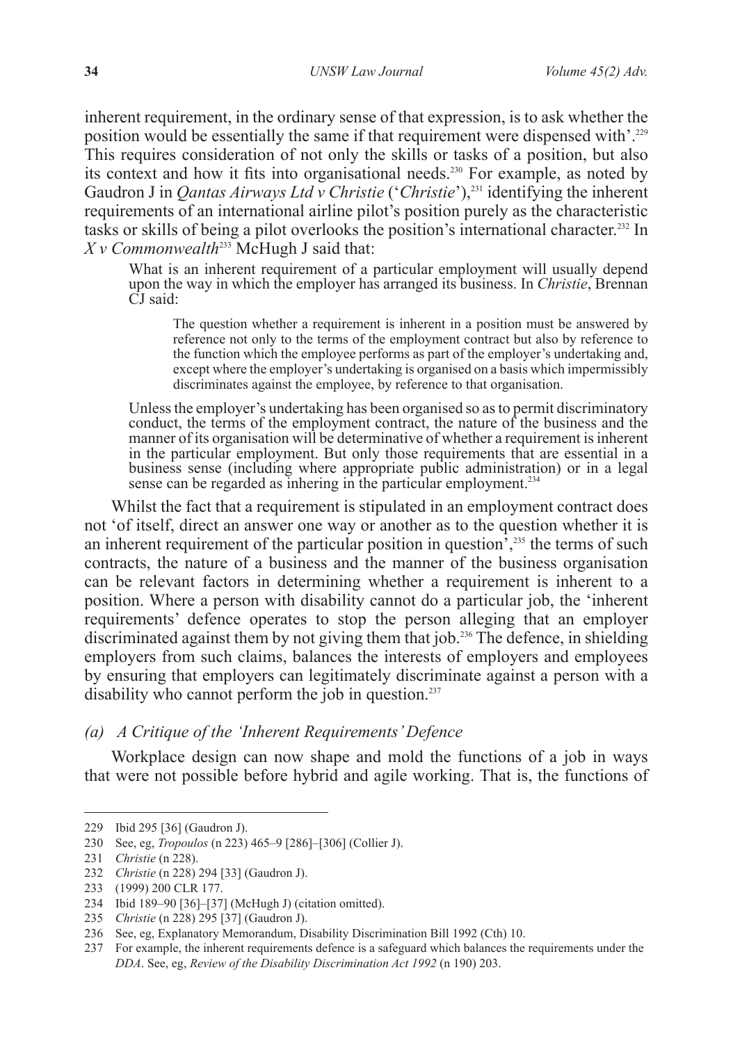inherent requirement, in the ordinary sense of that expression, is to ask whether the position would be essentially the same if that requirement were dispensed with'.[229] This requires consideration of not only the skills or tasks of a position, but also its context and how it fits into organisational needs.[230] For example, as noted by Gaudron J in *Qantas Airways Ltd v Christie* ('*Christie*'),[231] identifying the inherent requirements of an international airline pilot's position purely as the characteristic tasks or skills of being a pilot overlooks the position's international character.[232] In *X v Commonwealth*[233] McHugh J said that:

> What is an inherent requirement of a particular employment will usually depend upon the way in which the employer has arranged its business. In *Christie*, Brennan CJ said:
>
> > The question whether a requirement is inherent in a position must be answered by reference not only to the terms of the employment contract but also by reference to the function which the employee performs as part of the employer's undertaking and, except where the employer's undertaking is organised on a basis which impermissibly discriminates against the employee, by reference to that organisation.
>
> Unless the employer's undertaking has been organised so as to permit discriminatory conduct, the terms of the employment contract, the nature of the business and the manner of its organisation will be determinative of whether a requirement is inherent in the particular employment. But only those requirements that are essential in a business sense (including where appropriate public administration) or in a legal sense can be regarded as inhering in the particular employment.[234]

Whilst the fact that a requirement is stipulated in an employment contract does not 'of itself, direct an answer one way or another as to the question whether it is an inherent requirement of the particular position in question',[235] the terms of such contracts, the nature of a business and the manner of the business organisation can be relevant factors in determining whether a requirement is inherent to a position. Where a person with disability cannot do a particular job, the 'inherent requirements' defence operates to stop the person alleging that an employer discriminated against them by not giving them that job.[236] The defence, in shielding employers from such claims, balances the interests of employers and employees by ensuring that employers can legitimately discriminate against a person with a disability who cannot perform the job in question.[237]

#### *(a) A Critique of the 'Inherent Requirements' Defence*

Workplace design can now shape and mold the functions of a job in ways that were not possible before hybrid and agile working. That is, the functions of

---

229 Ibid 295 [36] (Gaudron J).

230 See, eg, *Tropoulos* (n 223) 465–9 [286]–[306] (Collier J).

231 *Christie* (n 228).

232 *Christie* (n 228) 294 [33] (Gaudron J).

233 (1999) 200 CLR 177.

234 Ibid 189–90 [36]–[37] (McHugh J) (citation omitted).

235 *Christie* (n 228) 295 [37] (Gaudron J).

236 See, eg, Explanatory Memorandum, Disability Discrimination Bill 1992 (Cth) 10.

237 For example, the inherent requirements defence is a safeguard which balances the requirements under the *DDA*. See, eg, *Review of the Disability Discrimination Act 1992* (n 190) 203.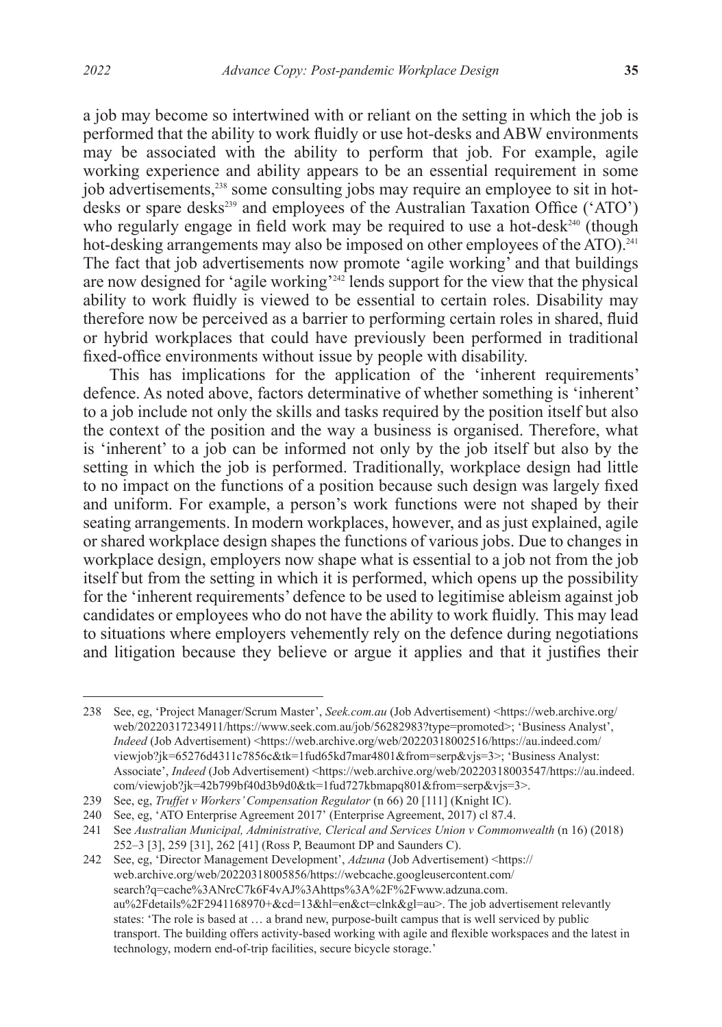a job may become so intertwined with or reliant on the setting in which the job is performed that the ability to work fluidly or use hot-desks and ABW environments may be associated with the ability to perform that job. For example, agile working experience and ability appears to be an essential requirement in some job advertisements,[238] some consulting jobs may require an employee to sit in hot-desks or spare desks[239] and employees of the Australian Taxation Office ('ATO') who regularly engage in field work may be required to use a hot-desk[240] (though hot-desking arrangements may also be imposed on other employees of the ATO).[241] The fact that job advertisements now promote 'agile working' and that buildings are now designed for 'agile working'[242] lends support for the view that the physical ability to work fluidly is viewed to be essential to certain roles. Disability may therefore now be perceived as a barrier to performing certain roles in shared, fluid or hybrid workplaces that could have previously been performed in traditional fixed-office environments without issue by people with disability.

This has implications for the application of the 'inherent requirements' defence. As noted above, factors determinative of whether something is 'inherent' to a job include not only the skills and tasks required by the position itself but also the context of the position and the way a business is organised. Therefore, what is 'inherent' to a job can be informed not only by the job itself but also by the setting in which the job is performed. Traditionally, workplace design had little to no impact on the functions of a position because such design was largely fixed and uniform. For example, a person's work functions were not shaped by their seating arrangements. In modern workplaces, however, and as just explained, agile or shared workplace design shapes the functions of various jobs. Due to changes in workplace design, employers now shape what is essential to a job not from the job itself but from the setting in which it is performed, which opens up the possibility for the 'inherent requirements' defence to be used to legitimise ableism against job candidates or employees who do not have the ability to work fluidly. This may lead to situations where employers vehemently rely on the defence during negotiations and litigation because they believe or argue it applies and that it justifies their

---

238 See, eg, 'Project Manager/Scrum Master', *Seek.com.au* (Job Advertisement) <https://web.archive.org/web/20220317234911/https://www.seek.com.au/job/56282983?type=promoted>; 'Business Analyst', *Indeed* (Job Advertisement) <https://web.archive.org/web/20220318002516/https://au.indeed.com/viewjob?jk=65276d4311c7856c&tk=1fud65kd7mar4801&from=serp&vjs=3>; 'Business Analyst: Associate', *Indeed* (Job Advertisement) <https://web.archive.org/web/20220318003547/https://au.indeed.com/viewjob?jk=42b799bf40d3b9d0&tk=1fud727kbmapq801&from=serp&vjs=3>.

239 See, eg, *Truffet v Workers' Compensation Regulator* (n 66) 20 [111] (Knight IC).

240 See, eg, 'ATO Enterprise Agreement 2017' (Enterprise Agreement, 2017) cl 87.4.

241 See *Australian Municipal, Administrative, Clerical and Services Union v Commonwealth* (n 16) (2018) 252–3 [3], 259 [31], 262 [41] (Ross P, Beaumont DP and Saunders C).

242 See, eg, 'Director Management Development', *Adzuna* (Job Advertisement) <https://web.archive.org/web/20220318005856/https://webcache.googleusercontent.com/search?q=cache%3ANrcC7k6F4vAJ%3Ahttps%3A%2F%2Fwww.adzuna.com.au%2Fdetails%2F2941168970+&cd=13&hl=en&ct=clnk&gl=au>. The job advertisement relevantly states: 'The role is based at … a brand new, purpose-built campus that is well serviced by public transport. The building offers activity-based working with agile and flexible workspaces and the latest in technology, modern end-of-trip facilities, secure bicycle storage.'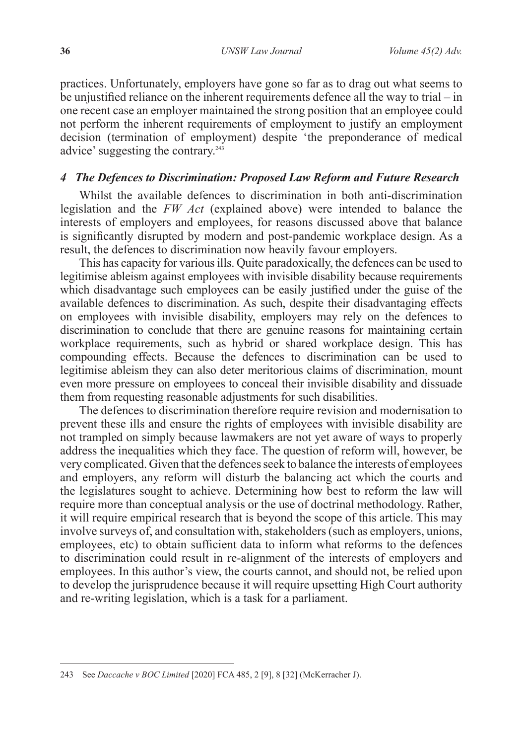practices. Unfortunately, employers have gone so far as to drag out what seems to be unjustified reliance on the inherent requirements defence all the way to trial – in one recent case an employer maintained the strong position that an employee could not perform the inherent requirements of employment to justify an employment decision (termination of employment) despite 'the preponderance of medical advice' suggesting the contrary.[243]

#### *4 The Defences to Discrimination: Proposed Law Reform and Future Research*

Whilst the available defences to discrimination in both anti-discrimination legislation and the *FW Act* (explained above) were intended to balance the interests of employers and employees, for reasons discussed above that balance is significantly disrupted by modern and post-pandemic workplace design. As a result, the defences to discrimination now heavily favour employers.

This has capacity for various ills. Quite paradoxically, the defences can be used to legitimise ableism against employees with invisible disability because requirements which disadvantage such employees can be easily justified under the guise of the available defences to discrimination. As such, despite their disadvantaging effects on employees with invisible disability, employers may rely on the defences to discrimination to conclude that there are genuine reasons for maintaining certain workplace requirements, such as hybrid or shared workplace design. This has compounding effects. Because the defences to discrimination can be used to legitimise ableism they can also deter meritorious claims of discrimination, mount even more pressure on employees to conceal their invisible disability and dissuade them from requesting reasonable adjustments for such disabilities.

The defences to discrimination therefore require revision and modernisation to prevent these ills and ensure the rights of employees with invisible disability are not trampled on simply because lawmakers are not yet aware of ways to properly address the inequalities which they face. The question of reform will, however, be very complicated. Given that the defences seek to balance the interests of employees and employers, any reform will disturb the balancing act which the courts and the legislatures sought to achieve. Determining how best to reform the law will require more than conceptual analysis or the use of doctrinal methodology. Rather, it will require empirical research that is beyond the scope of this article. This may involve surveys of, and consultation with, stakeholders (such as employers, unions, employees, etc) to obtain sufficient data to inform what reforms to the defences to discrimination could result in re-alignment of the interests of employers and employees. In this author's view, the courts cannot, and should not, be relied upon to develop the jurisprudence because it will require upsetting High Court authority and re-writing legislation, which is a task for a parliament.

---

243 See *Daccache v BOC Limited* [2020] FCA 485, 2 [9], 8 [32] (McKerracher J).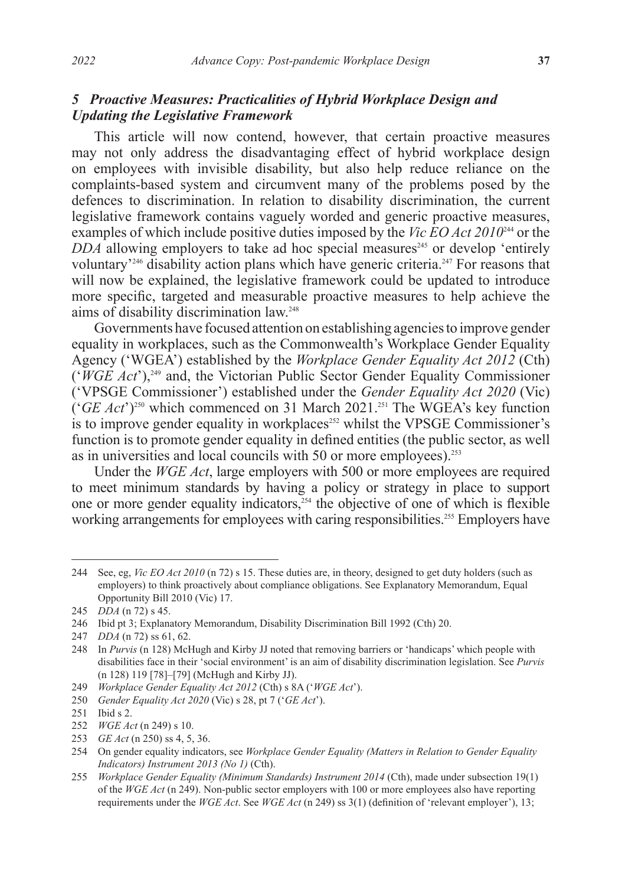### *5 Proactive Measures: Practicalities of Hybrid Workplace Design and Updating the Legislative Framework*

This article will now contend, however, that certain proactive measures may not only address the disadvantaging effect of hybrid workplace design on employees with invisible disability, but also help reduce reliance on the complaints-based system and circumvent many of the problems posed by the defences to discrimination. In relation to disability discrimination, the current legislative framework contains vaguely worded and generic proactive measures, examples of which include positive duties imposed by the *Vic EO Act 2010*[244] or the *DDA* allowing employers to take ad hoc special measures[245] or develop 'entirely voluntary'[246] disability action plans which have generic criteria.[247] For reasons that will now be explained, the legislative framework could be updated to introduce more specific, targeted and measurable proactive measures to help achieve the aims of disability discrimination law.[248]

Governments have focused attention on establishing agencies to improve gender equality in workplaces, such as the Commonwealth's Workplace Gender Equality Agency ('WGEA') established by the *Workplace Gender Equality Act 2012* (Cth) ('*WGE Act*'),[249] and, the Victorian Public Sector Gender Equality Commissioner ('VPSGE Commissioner') established under the *Gender Equality Act 2020* (Vic) ('*GE Act*')[250] which commenced on 31 March 2021.[251] The WGEA's key function is to improve gender equality in workplaces[252] whilst the VPSGE Commissioner's function is to promote gender equality in defined entities (the public sector, as well as in universities and local councils with 50 or more employees).[253]

Under the *WGE Act*, large employers with 500 or more employees are required to meet minimum standards by having a policy or strategy in place to support one or more gender equality indicators,[254] the objective of one of which is flexible working arrangements for employees with caring responsibilities.[255] Employers have

---

244 See, eg, *Vic EO Act 2010* (n 72) s 15. These duties are, in theory, designed to get duty holders (such as employers) to think proactively about compliance obligations. See Explanatory Memorandum, Equal Opportunity Bill 2010 (Vic) 17.

245 *DDA* (n 72) s 45.

246 Ibid pt 3; Explanatory Memorandum, Disability Discrimination Bill 1992 (Cth) 20.

247 *DDA* (n 72) ss 61, 62.

248 In *Purvis* (n 128) McHugh and Kirby JJ noted that removing barriers or 'handicaps' which people with disabilities face in their 'social environment' is an aim of disability discrimination legislation. See *Purvis* (n 128) 119 [78]–[79] (McHugh and Kirby JJ).

249 *Workplace Gender Equality Act 2012* (Cth) s 8A ('*WGE Act*').

250 *Gender Equality Act 2020* (Vic) s 28, pt 7 ('*GE Act*').

251 Ibid s 2.

252 *WGE Act* (n 249) s 10.

253 *GE Act* (n 250) ss 4, 5, 36.

254 On gender equality indicators, see *Workplace Gender Equality (Matters in Relation to Gender Equality Indicators) Instrument 2013 (No 1)* (Cth).

255 *Workplace Gender Equality (Minimum Standards) Instrument 2014* (Cth), made under subsection 19(1) of the *WGE Act* (n 249). Non-public sector employers with 100 or more employees also have reporting requirements under the *WGE Act*. See *WGE Act* (n 249) ss 3(1) (definition of 'relevant employer'), 13;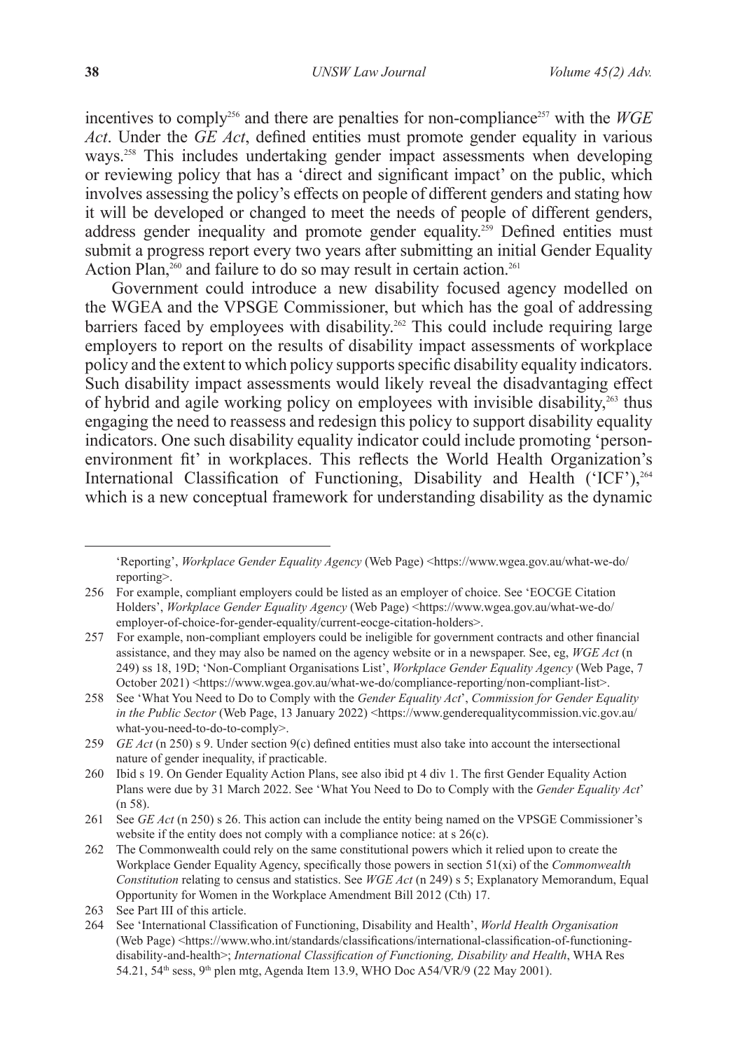incentives to comply[256] and there are penalties for non-compliance[257] with the *WGE Act*. Under the *GE Act*, defined entities must promote gender equality in various ways.[258] This includes undertaking gender impact assessments when developing or reviewing policy that has a 'direct and significant impact' on the public, which involves assessing the policy's effects on people of different genders and stating how it will be developed or changed to meet the needs of people of different genders, address gender inequality and promote gender equality.[259] Defined entities must submit a progress report every two years after submitting an initial Gender Equality Action Plan,[260] and failure to do so may result in certain action.[261]

Government could introduce a new disability focused agency modelled on the WGEA and the VPSGE Commissioner, but which has the goal of addressing barriers faced by employees with disability.[262] This could include requiring large employers to report on the results of disability impact assessments of workplace policy and the extent to which policy supports specific disability equality indicators. Such disability impact assessments would likely reveal the disadvantaging effect of hybrid and agile working policy on employees with invisible disability,[263] thus engaging the need to reassess and redesign this policy to support disability equality indicators. One such disability equality indicator could include promoting 'person-environment fit' in workplaces. This reflects the World Health Organization's International Classification of Functioning, Disability and Health ('ICF'),[264] which is a new conceptual framework for understanding disability as the dynamic

---

'Reporting', *Workplace Gender Equality Agency* (Web Page) <https://www.wgea.gov.au/what-we-do/reporting>.

256 For example, compliant employers could be listed as an employer of choice. See 'EOCGE Citation Holders', *Workplace Gender Equality Agency* (Web Page) <https://www.wgea.gov.au/what-we-do/employer-of-choice-for-gender-equality/current-eocge-citation-holders>.

257 For example, non-compliant employers could be ineligible for government contracts and other financial assistance, and they may also be named on the agency website or in a newspaper. See, eg, *WGE Act* (n 249) ss 18, 19D; 'Non-Compliant Organisations List', *Workplace Gender Equality Agency* (Web Page, 7 October 2021) <https://www.wgea.gov.au/what-we-do/compliance-reporting/non-compliant-list>.

258 See 'What You Need to Do to Comply with the *Gender Equality Act*', *Commission for Gender Equality in the Public Sector* (Web Page, 13 January 2022) <https://www.genderequalitycommission.vic.gov.au/what-you-need-to-do-to-comply>.

259 *GE Act* (n 250) s 9. Under section 9(c) defined entities must also take into account the intersectional nature of gender inequality, if practicable.

260 Ibid s 19. On Gender Equality Action Plans, see also ibid pt 4 div 1. The first Gender Equality Action Plans were due by 31 March 2022. See 'What You Need to Do to Comply with the *Gender Equality Act*' (n 58).

261 See *GE Act* (n 250) s 26. This action can include the entity being named on the VPSGE Commissioner's website if the entity does not comply with a compliance notice: at s 26(c).

262 The Commonwealth could rely on the same constitutional powers which it relied upon to create the Workplace Gender Equality Agency, specifically those powers in section 51(xi) of the *Commonwealth Constitution* relating to census and statistics. See *WGE Act* (n 249) s 5; Explanatory Memorandum, Equal Opportunity for Women in the Workplace Amendment Bill 2012 (Cth) 17.

263 See Part III of this article.

264 See 'International Classification of Functioning, Disability and Health', *World Health Organisation* (Web Page) <https://www.who.int/standards/classifications/international-classification-of-functioning-disability-and-health>; *International Classification of Functioning, Disability and Health*, WHA Res 54.21, 54th sess, 9th plen mtg, Agenda Item 13.9, WHO Doc A54/VR/9 (22 May 2001).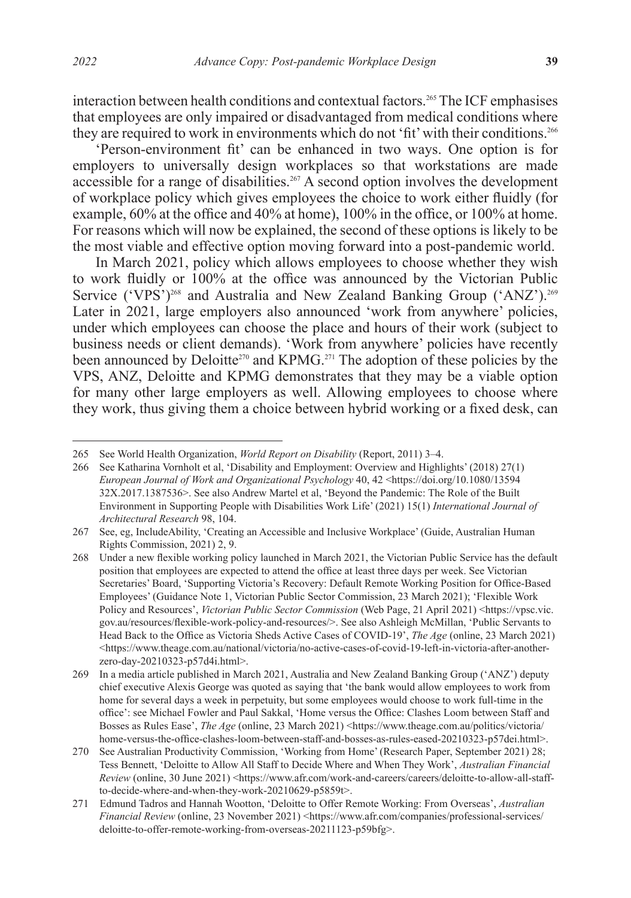interaction between health conditions and contextual factors.[265] The ICF emphasises that employees are only impaired or disadvantaged from medical conditions where they are required to work in environments which do not 'fit' with their conditions.[266]

'Person-environment fit' can be enhanced in two ways. One option is for employers to universally design workplaces so that workstations are made accessible for a range of disabilities.[267] A second option involves the development of workplace policy which gives employees the choice to work either fluidly (for example, 60% at the office and 40% at home), 100% in the office, or 100% at home. For reasons which will now be explained, the second of these options is likely to be the most viable and effective option moving forward into a post-pandemic world.

In March 2021, policy which allows employees to choose whether they wish to work fluidly or 100% at the office was announced by the Victorian Public Service ('VPS')[268] and Australia and New Zealand Banking Group ('ANZ').[269] Later in 2021, large employers also announced 'work from anywhere' policies, under which employees can choose the place and hours of their work (subject to business needs or client demands). 'Work from anywhere' policies have recently been announced by Deloitte[270] and KPMG.[271] The adoption of these policies by the VPS, ANZ, Deloitte and KPMG demonstrates that they may be a viable option for many other large employers as well. Allowing employees to choose where they work, thus giving them a choice between hybrid working or a fixed desk, can

---

265 See World Health Organization, *World Report on Disability* (Report, 2011) 3–4.

266 See Katharina Vornholt et al, 'Disability and Employment: Overview and Highlights' (2018) 27(1) *European Journal of Work and Organizational Psychology* 40, 42 <https://doi.org/10.1080/1359432X.2017.1387536>. See also Andrew Martel et al, 'Beyond the Pandemic: The Role of the Built Environment in Supporting People with Disabilities Work Life' (2021) 15(1) *International Journal of Architectural Research* 98, 104.

267 See, eg, IncludeAbility, 'Creating an Accessible and Inclusive Workplace' (Guide, Australian Human Rights Commission, 2021) 2, 9.

268 Under a new flexible working policy launched in March 2021, the Victorian Public Service has the default position that employees are expected to attend the office at least three days per week. See Victorian Secretaries' Board, 'Supporting Victoria's Recovery: Default Remote Working Position for Office-Based Employees' (Guidance Note 1, Victorian Public Sector Commission, 23 March 2021); 'Flexible Work Policy and Resources', *Victorian Public Sector Commission* (Web Page, 21 April 2021) <https://vpsc.vic.gov.au/resources/flexible-work-policy-and-resources/>. See also Ashleigh McMillan, 'Public Servants to Head Back to the Office as Victoria Sheds Active Cases of COVID-19', *The Age* (online, 23 March 2021) <https://www.theage.com.au/national/victoria/no-active-cases-of-covid-19-left-in-victoria-after-another-zero-day-20210323-p57d4i.html>.

269 In a media article published in March 2021, Australia and New Zealand Banking Group ('ANZ') deputy chief executive Alexis George was quoted as saying that 'the bank would allow employees to work from home for several days a week in perpetuity, but some employees would choose to work full-time in the office': see Michael Fowler and Paul Sakkal, 'Home versus the Office: Clashes Loom between Staff and Bosses as Rules Ease', *The Age* (online, 23 March 2021) <https://www.theage.com.au/politics/victoria/home-versus-the-office-clashes-loom-between-staff-and-bosses-as-rules-eased-20210323-p57dei.html>.

270 See Australian Productivity Commission, 'Working from Home' (Research Paper, September 2021) 28; Tess Bennett, 'Deloitte to Allow All Staff to Decide Where and When They Work', *Australian Financial Review* (online, 30 June 2021) <https://www.afr.com/work-and-careers/careers/deloitte-to-allow-all-staff-to-decide-where-and-when-they-work-20210629-p5859t>.

271 Edmund Tadros and Hannah Wootton, 'Deloitte to Offer Remote Working: From Overseas', *Australian Financial Review* (online, 23 November 2021) <https://www.afr.com/companies/professional-services/deloitte-to-offer-remote-working-from-overseas-20211123-p59bfg>.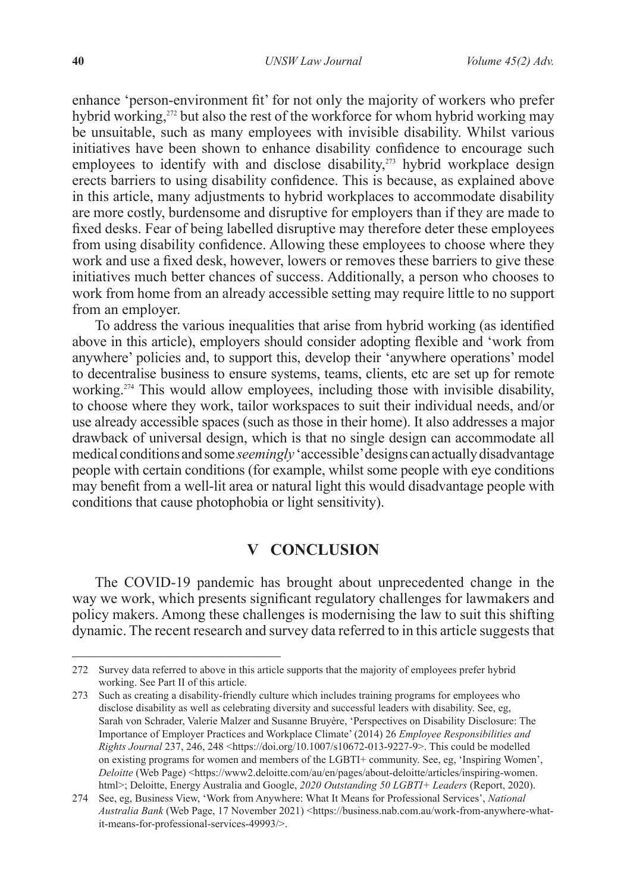enhance 'person-environment fit' for not only the majority of workers who prefer hybrid working,[272] but also the rest of the workforce for whom hybrid working may be unsuitable, such as many employees with invisible disability. Whilst various initiatives have been shown to enhance disability confidence to encourage such employees to identify with and disclose disability,[273] hybrid workplace design erects barriers to using disability confidence. This is because, as explained above in this article, many adjustments to hybrid workplaces to accommodate disability are more costly, burdensome and disruptive for employers than if they are made to fixed desks. Fear of being labelled disruptive may therefore deter these employees from using disability confidence. Allowing these employees to choose where they work and use a fixed desk, however, lowers or removes these barriers to give these initiatives much better chances of success. Additionally, a person who chooses to work from home from an already accessible setting may require little to no support from an employer.

To address the various inequalities that arise from hybrid working (as identified above in this article), employers should consider adopting flexible and 'work from anywhere' policies and, to support this, develop their 'anywhere operations' model to decentralise business to ensure systems, teams, clients, etc are set up for remote working.[274] This would allow employees, including those with invisible disability, to choose where they work, tailor workspaces to suit their individual needs, and/or use already accessible spaces (such as those in their home). It also addresses a major drawback of universal design, which is that no single design can accommodate all medical conditions and some *seemingly* 'accessible' designs can actually disadvantage people with certain conditions (for example, whilst some people with eye conditions may benefit from a well-lit area or natural light this would disadvantage people with conditions that cause photophobia or light sensitivity).

## V CONCLUSION

The COVID-19 pandemic has brought about unprecedented change in the way we work, which presents significant regulatory challenges for lawmakers and policy makers. Among these challenges is modernising the law to suit this shifting dynamic. The recent research and survey data referred to in this article suggests that

---

272 Survey data referred to above in this article supports that the majority of employees prefer hybrid working. See Part II of this article.

273 Such as creating a disability-friendly culture which includes training programs for employees who disclose disability as well as celebrating diversity and successful leaders with disability. See, eg, Sarah von Schrader, Valerie Malzer and Susanne Bruyère, 'Perspectives on Disability Disclosure: The Importance of Employer Practices and Workplace Climate' (2014) 26 *Employee Responsibilities and Rights Journal* 237, 246, 248 <https://doi.org/10.1007/s10672-013-9227-9>. This could be modelled on existing programs for women and members of the LGBTI+ community. See, eg, 'Inspiring Women', *Deloitte* (Web Page) <https://www2.deloitte.com/au/en/pages/about-deloitte/articles/inspiring-women.html>; Deloitte, Energy Australia and Google, *2020 Outstanding 50 LGBTI+ Leaders* (Report, 2020).

274 See, eg, Business View, 'Work from Anywhere: What It Means for Professional Services', *National Australia Bank* (Web Page, 17 November 2021) <https://business.nab.com.au/work-from-anywhere-what-it-means-for-professional-services-49993/>.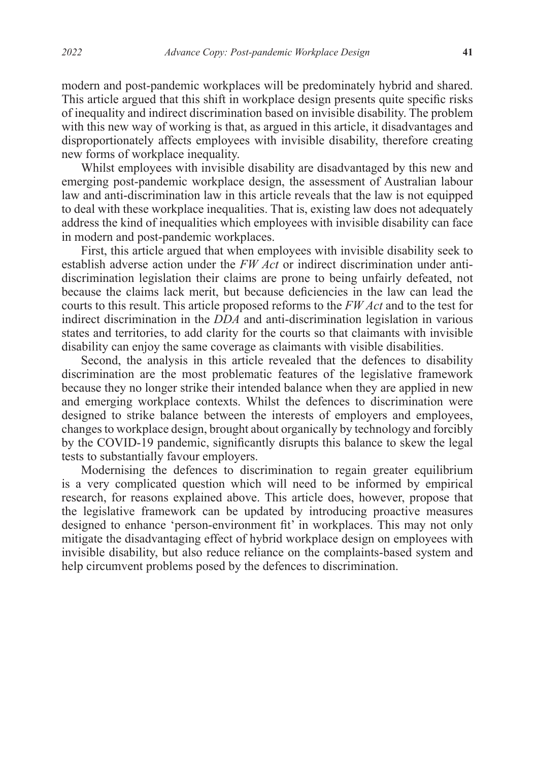modern and post-pandemic workplaces will be predominately hybrid and shared. This article argued that this shift in workplace design presents quite specific risks of inequality and indirect discrimination based on invisible disability. The problem with this new way of working is that, as argued in this article, it disadvantages and disproportionately affects employees with invisible disability, therefore creating new forms of workplace inequality.

Whilst employees with invisible disability are disadvantaged by this new and emerging post-pandemic workplace design, the assessment of Australian labour law and anti-discrimination law in this article reveals that the law is not equipped to deal with these workplace inequalities. That is, existing law does not adequately address the kind of inequalities which employees with invisible disability can face in modern and post-pandemic workplaces.

First, this article argued that when employees with invisible disability seek to establish adverse action under the *FW Act* or indirect discrimination under anti-discrimination legislation their claims are prone to being unfairly defeated, not because the claims lack merit, but because deficiencies in the law can lead the courts to this result. This article proposed reforms to the *FW Act* and to the test for indirect discrimination in the *DDA* and anti-discrimination legislation in various states and territories, to add clarity for the courts so that claimants with invisible disability can enjoy the same coverage as claimants with visible disabilities.

Second, the analysis in this article revealed that the defences to disability discrimination are the most problematic features of the legislative framework because they no longer strike their intended balance when they are applied in new and emerging workplace contexts. Whilst the defences to discrimination were designed to strike balance between the interests of employers and employees, changes to workplace design, brought about organically by technology and forcibly by the COVID-19 pandemic, significantly disrupts this balance to skew the legal tests to substantially favour employers.

Modernising the defences to discrimination to regain greater equilibrium is a very complicated question which will need to be informed by empirical research, for reasons explained above. This article does, however, propose that the legislative framework can be updated by introducing proactive measures designed to enhance 'person-environment fit' in workplaces. This may not only mitigate the disadvantaging effect of hybrid workplace design on employees with invisible disability, but also reduce reliance on the complaints-based system and help circumvent problems posed by the defences to discrimination.